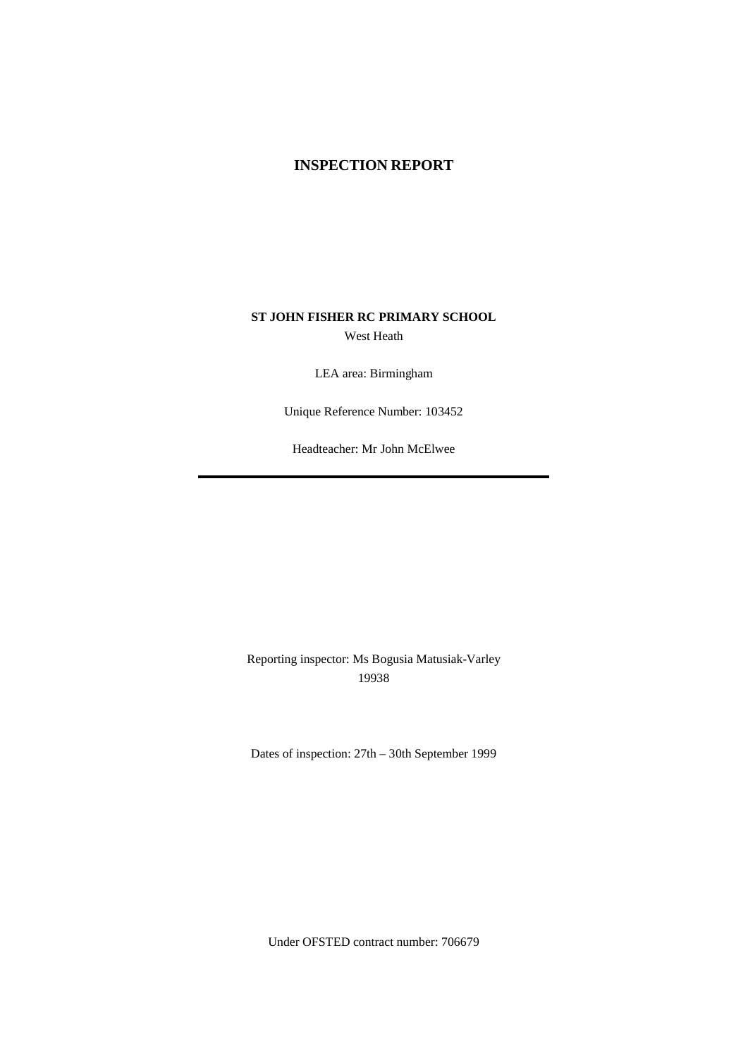# INSPECTION REPORT

**ST JOHN FISHER RC PRIMARY SCHOOL**

West Heath

LEA area: Birmingham

Unique Reference Number: 103452

Headteacher: Mr John McElwee

---

Reporting inspector: Ms Bogusia Matusiak-Varley
19938

Dates of inspection: 27th – 30th September 1999

Under OFSTED contract number: 706679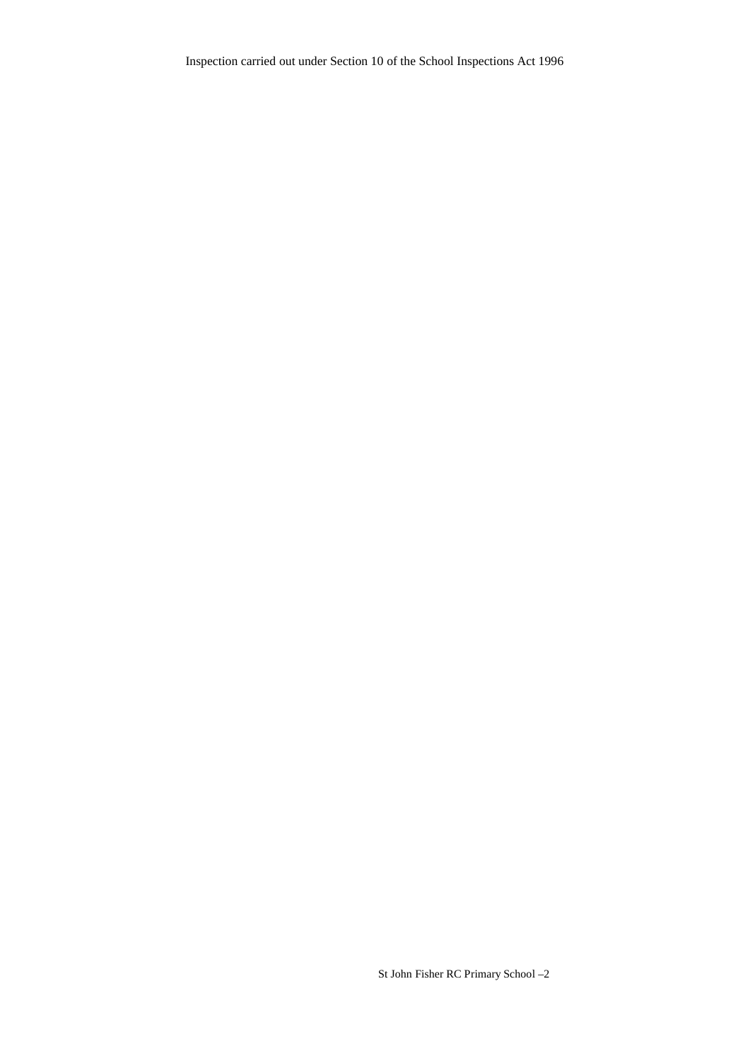Inspection carried out under Section 10 of the School Inspections Act 1996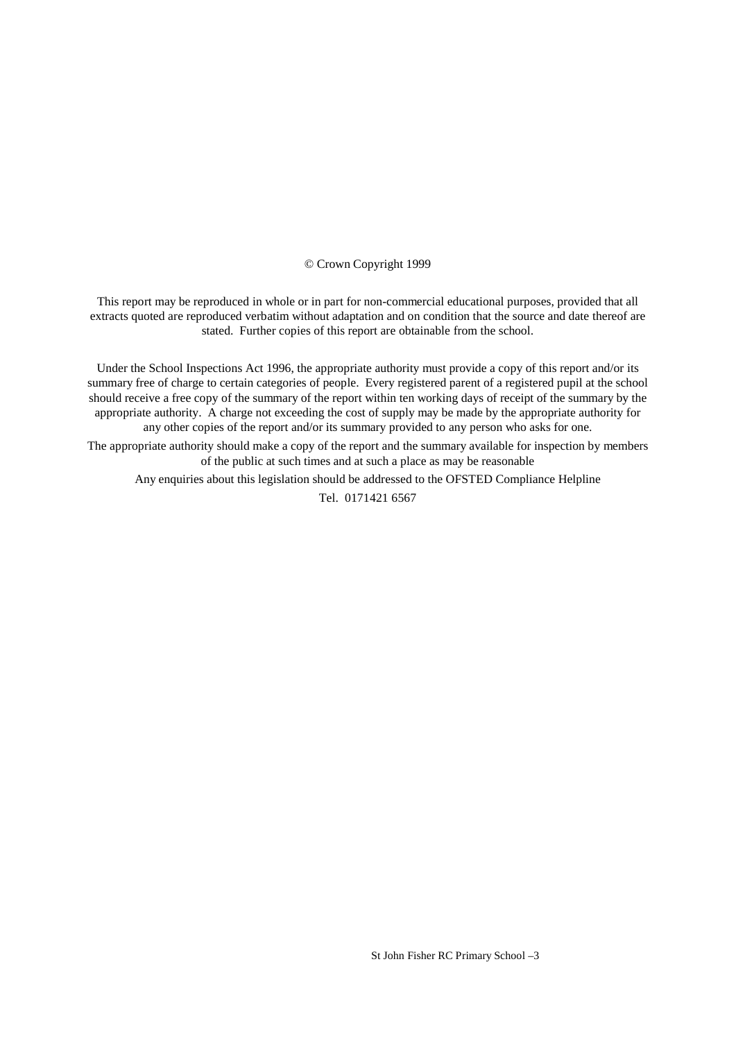© Crown Copyright 1999

This report may be reproduced in whole or in part for non-commercial educational purposes, provided that all extracts quoted are reproduced verbatim without adaptation and on condition that the source and date thereof are stated. Further copies of this report are obtainable from the school.

Under the School Inspections Act 1996, the appropriate authority must provide a copy of this report and/or its summary free of charge to certain categories of people. Every registered parent of a registered pupil at the school should receive a free copy of the summary of the report within ten working days of receipt of the summary by the appropriate authority. A charge not exceeding the cost of supply may be made by the appropriate authority for any other copies of the report and/or its summary provided to any person who asks for one.

The appropriate authority should make a copy of the report and the summary available for inspection by members of the public at such times and at such a place as may be reasonable

Any enquiries about this legislation should be addressed to the OFSTED Compliance Helpline

Tel. 0171421 6567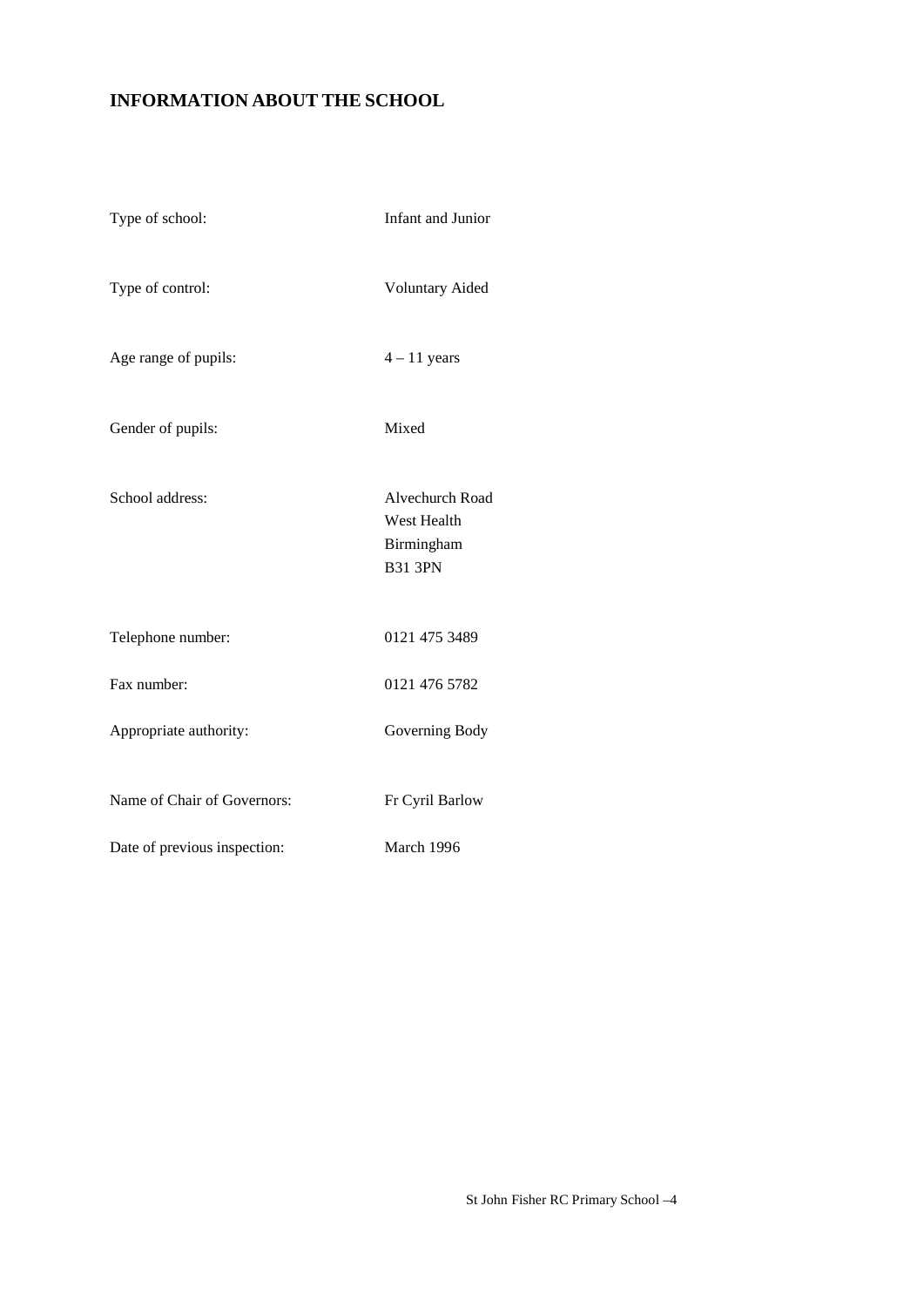## INFORMATION ABOUT THE SCHOOL

| | |
|---|---|
| Type of school: | Infant and Junior |
| Type of control: | Voluntary Aided |
| Age range of pupils: | 4 – 11 years |
| Gender of pupils: | Mixed |
| School address: | Alvechurch Road<br>West Health<br>Birmingham<br>B31 3PN |
| Telephone number: | 0121 475 3489 |
| Fax number: | 0121 476 5782 |
| Appropriate authority: | Governing Body |
| Name of Chair of Governors: | Fr Cyril Barlow |
| Date of previous inspection: | March 1996 |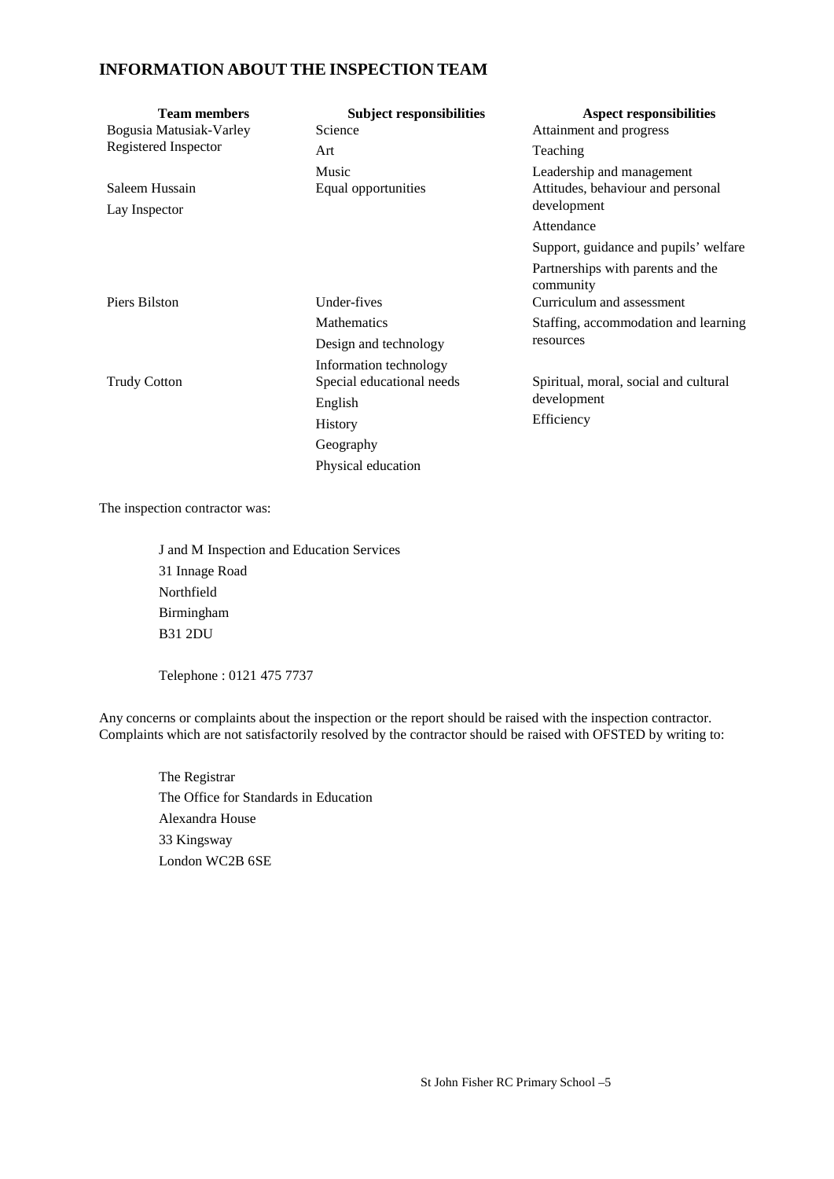## INFORMATION ABOUT THE INSPECTION TEAM

| Team members | Subject responsibilities | Aspect responsibilities |
|---|---|---|
| Bogusia Matusiak-Varley<br>Registered Inspector | Science<br>Art<br>Music | Attainment and progress<br>Teaching<br>Leadership and management |
| Saleem Hussain<br>Lay Inspector | Equal opportunities | Attitudes, behaviour and personal development<br>Attendance<br>Support, guidance and pupils' welfare<br>Partnerships with parents and the community |
| Piers Bilston | Under-fives<br>Mathematics<br>Design and technology<br>Information technology | Curriculum and assessment<br>Staffing, accommodation and learning resources |
| Trudy Cotton | Special educational needs<br>English<br>History<br>Geography<br>Physical education | Spiritual, moral, social and cultural development<br>Efficiency |

The inspection contractor was:

J and M Inspection and Education Services
31 Innage Road
Northfield
Birmingham
B31 2DU

Telephone : 0121 475 7737

Any concerns or complaints about the inspection or the report should be raised with the inspection contractor. Complaints which are not satisfactorily resolved by the contractor should be raised with OFSTED by writing to:

The Registrar
The Office for Standards in Education
Alexandra House
33 Kingsway
London WC2B 6SE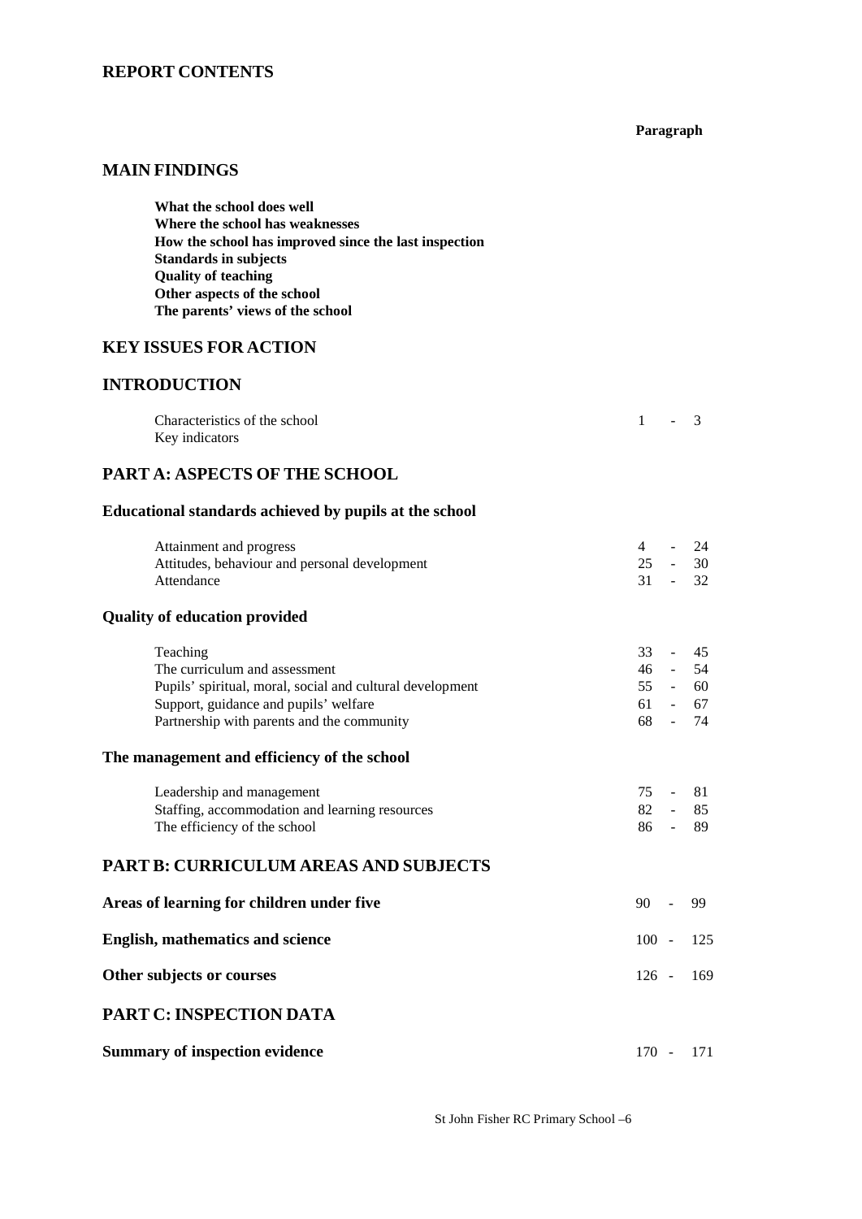## REPORT CONTENTS

| | Paragraph |
|---|---|
| **MAIN FINDINGS** | |
| **What the school does well** | |
| **Where the school has weaknesses** | |
| **How the school has improved since the last inspection** | |
| **Standards in subjects** | |
| **Quality of teaching** | |
| **Other aspects of the school** | |
| **The parents' views of the school** | |
| **KEY ISSUES FOR ACTION** | |
| **INTRODUCTION** | |
| Characteristics of the school | 1 - 3 |
| Key indicators | |
| **PART A: ASPECTS OF THE SCHOOL** | |
| **Educational standards achieved by pupils at the school** | |
| Attainment and progress | 4 - 24 |
| Attitudes, behaviour and personal development | 25 - 30 |
| Attendance | 31 - 32 |
| **Quality of education provided** | |
| Teaching | 33 - 45 |
| The curriculum and assessment | 46 - 54 |
| Pupils' spiritual, moral, social and cultural development | 55 - 60 |
| Support, guidance and pupils' welfare | 61 - 67 |
| Partnership with parents and the community | 68 - 74 |
| **The management and efficiency of the school** | |
| Leadership and management | 75 - 81 |
| Staffing, accommodation and learning resources | 82 - 85 |
| The efficiency of the school | 86 - 89 |
| **PART B: CURRICULUM AREAS AND SUBJECTS** | |
| **Areas of learning for children under five** | 90 - 99 |
| **English, mathematics and science** | 100 - 125 |
| **Other subjects or courses** | 126 - 169 |
| **PART C: INSPECTION DATA** | |
| **Summary of inspection evidence** | 170 - 171 |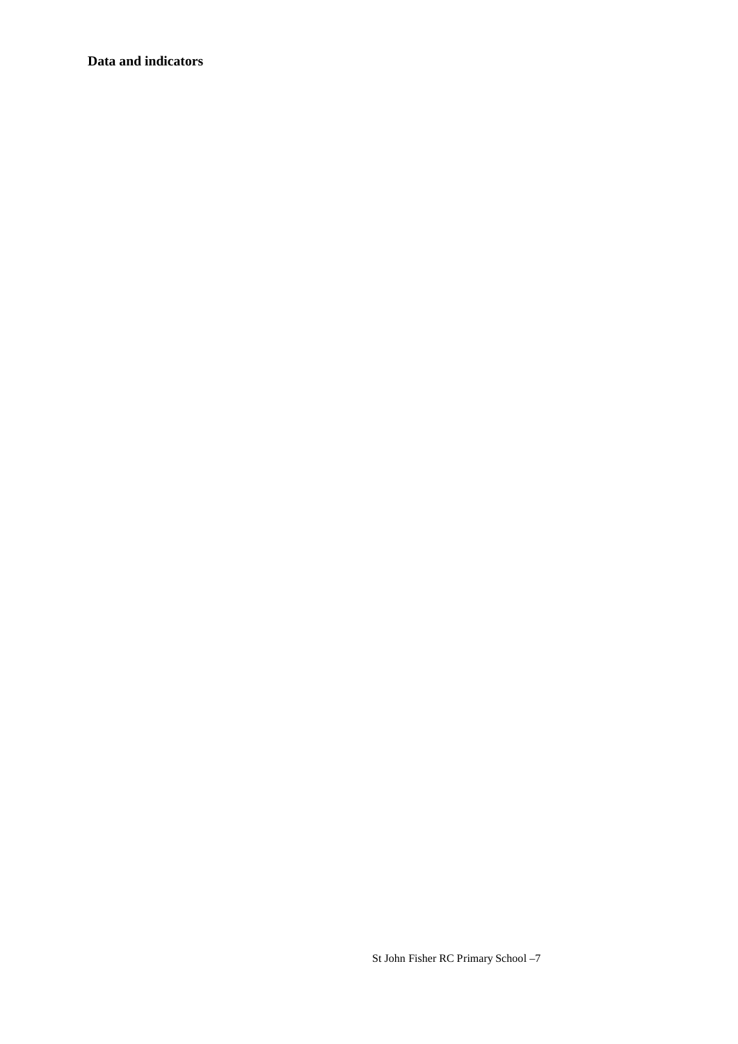**Data and indicators**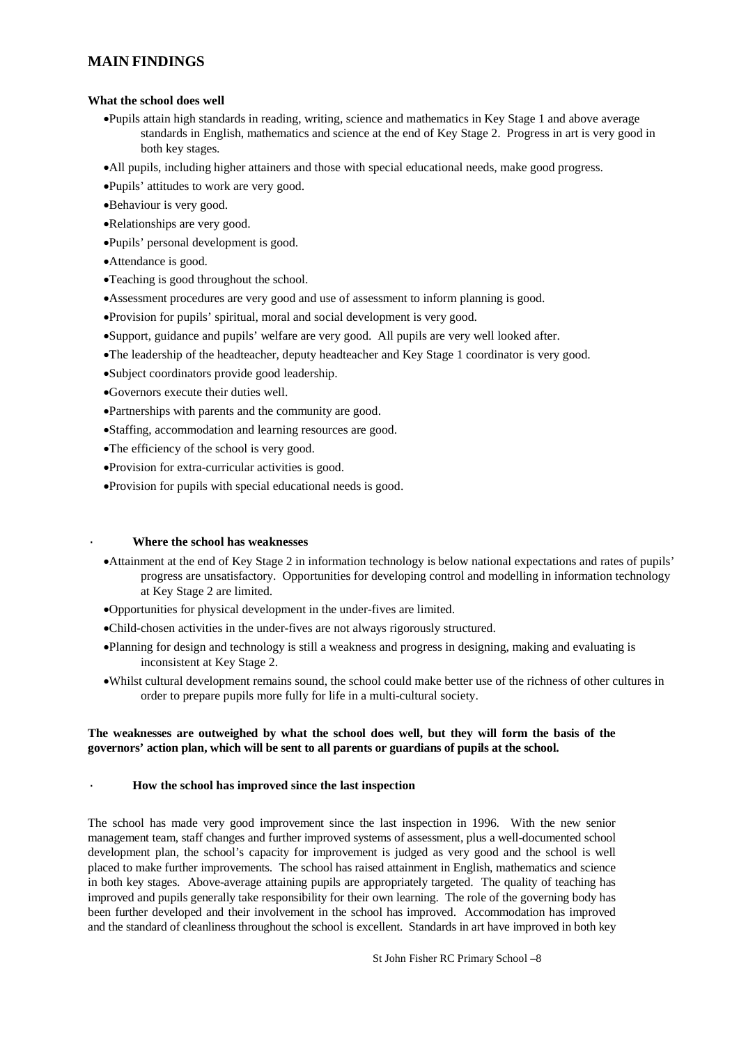## MAIN FINDINGS

**What the school does well**

- Pupils attain high standards in reading, writing, science and mathematics in Key Stage 1 and above average standards in English, mathematics and science at the end of Key Stage 2. Progress in art is very good in both key stages.
- All pupils, including higher attainers and those with special educational needs, make good progress.
- Pupils' attitudes to work are very good.
- Behaviour is very good.
- Relationships are very good.
- Pupils' personal development is good.
- Attendance is good.
- Teaching is good throughout the school.
- Assessment procedures are very good and use of assessment to inform planning is good.
- Provision for pupils' spiritual, moral and social development is very good.
- Support, guidance and pupils' welfare are very good. All pupils are very well looked after.
- The leadership of the headteacher, deputy headteacher and Key Stage 1 coordinator is very good.
- Subject coordinators provide good leadership.
- Governors execute their duties well.
- Partnerships with parents and the community are good.
- Staffing, accommodation and learning resources are good.
- The efficiency of the school is very good.
- Provision for extra-curricular activities is good.
- Provision for pupils with special educational needs is good.

**Where the school has weaknesses**

- Attainment at the end of Key Stage 2 in information technology is below national expectations and rates of pupils' progress are unsatisfactory. Opportunities for developing control and modelling in information technology at Key Stage 2 are limited.
- Opportunities for physical development in the under-fives are limited.
- Child-chosen activities in the under-fives are not always rigorously structured.
- Planning for design and technology is still a weakness and progress in designing, making and evaluating is inconsistent at Key Stage 2.
- Whilst cultural development remains sound, the school could make better use of the richness of other cultures in order to prepare pupils more fully for life in a multi-cultural society.

**The weaknesses are outweighed by what the school does well, but they will form the basis of the governors' action plan, which will be sent to all parents or guardians of pupils at the school.**

**How the school has improved since the last inspection**

The school has made very good improvement since the last inspection in 1996. With the new senior management team, staff changes and further improved systems of assessment, plus a well-documented school development plan, the school's capacity for improvement is judged as very good and the school is well placed to make further improvements. The school has raised attainment in English, mathematics and science in both key stages. Above-average attaining pupils are appropriately targeted. The quality of teaching has improved and pupils generally take responsibility for their own learning. The role of the governing body has been further developed and their involvement in the school has improved. Accommodation has improved and the standard of cleanliness throughout the school is excellent. Standards in art have improved in both key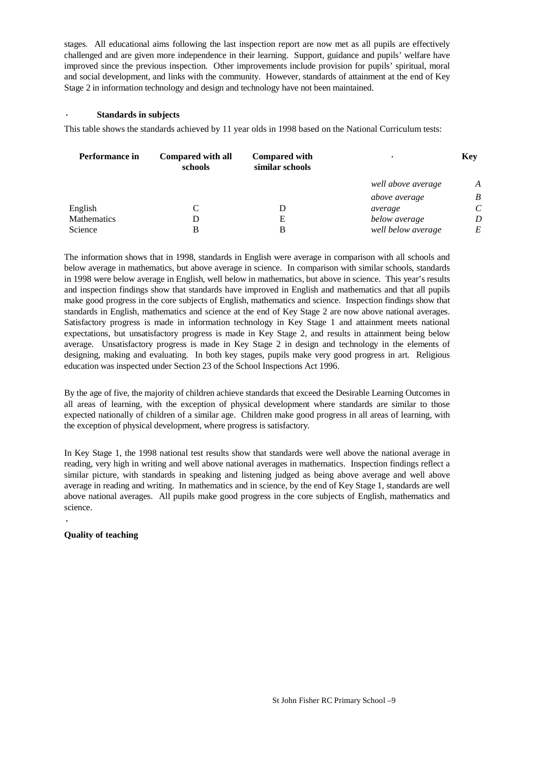stages. All educational aims following the last inspection report are now met as all pupils are effectively challenged and are given more independence in their learning. Support, guidance and pupils' welfare have improved since the previous inspection. Other improvements include provision for pupils' spiritual, moral and social development, and links with the community. However, standards of attainment at the end of Key Stage 2 in information technology and design and technology have not been maintained.

### Standards in subjects

This table shows the standards achieved by 11 year olds in 1998 based on the National Curriculum tests:

| Performance in | Compared with all schools | Compared with similar schools | | Key |
|---|---|---|---|---|
| | | | *well above average* | *A* |
| | | | *above average* | *B* |
| English | C | D | *average* | *C* |
| Mathematics | D | E | *below average* | *D* |
| Science | B | B | *well below average* | *E* |

The information shows that in 1998, standards in English were average in comparison with all schools and below average in mathematics, but above average in science. In comparison with similar schools, standards in 1998 were below average in English, well below in mathematics, but above in science. This year's results and inspection findings show that standards have improved in English and mathematics and that all pupils make good progress in the core subjects of English, mathematics and science. Inspection findings show that standards in English, mathematics and science at the end of Key Stage 2 are now above national averages. Satisfactory progress is made in information technology in Key Stage 1 and attainment meets national expectations, but unsatisfactory progress is made in Key Stage 2, and results in attainment being below average. Unsatisfactory progress is made in Key Stage 2 in design and technology in the elements of designing, making and evaluating. In both key stages, pupils make very good progress in art. Religious education was inspected under Section 23 of the School Inspections Act 1996.

By the age of five, the majority of children achieve standards that exceed the Desirable Learning Outcomes in all areas of learning, with the exception of physical development where standards are similar to those expected nationally of children of a similar age. Children make good progress in all areas of learning, with the exception of physical development, where progress is satisfactory.

In Key Stage 1, the 1998 national test results show that standards were well above the national average in reading, very high in writing and well above national averages in mathematics. Inspection findings reflect a similar picture, with standards in speaking and listening judged as being above average and well above average in reading and writing. In mathematics and in science, by the end of Key Stage 1, standards are well above national averages. All pupils make good progress in the core subjects of English, mathematics and science.

### Quality of teaching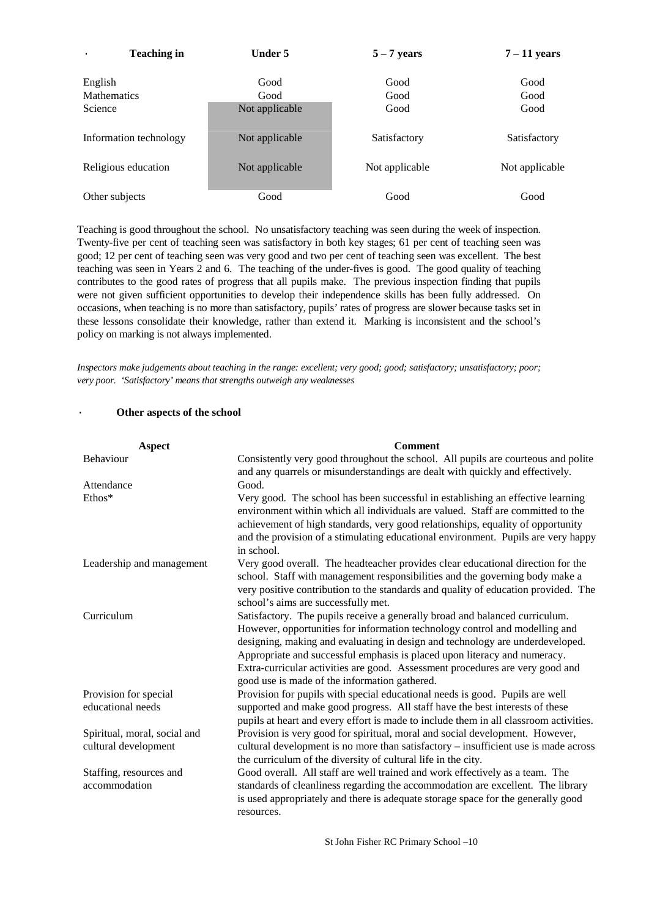| Teaching in | Under 5 | 5 – 7 years | 7 – 11 years |
|---|---|---|---|
| English | Good | Good | Good |
| Mathematics | Good | Good | Good |
| Science | Not applicable | Good | Good |
| Information technology | Not applicable | Satisfactory | Satisfactory |
| Religious education | Not applicable | Not applicable | Not applicable |
| Other subjects | Good | Good | Good |

Teaching is good throughout the school. No unsatisfactory teaching was seen during the week of inspection. Twenty-five per cent of teaching seen was satisfactory in both key stages; 61 per cent of teaching seen was good; 12 per cent of teaching seen was very good and two per cent of teaching seen was excellent. The best teaching was seen in Years 2 and 6. The teaching of the under-fives is good. The good quality of teaching contributes to the good rates of progress that all pupils make. The previous inspection finding that pupils were not given sufficient opportunities to develop their independence skills has been fully addressed. On occasions, when teaching is no more than satisfactory, pupils' rates of progress are slower because tasks set in these lessons consolidate their knowledge, rather than extend it. Marking is inconsistent and the school's policy on marking is not always implemented.

*Inspectors make judgements about teaching in the range: excellent; very good; good; satisfactory; unsatisfactory; poor; very poor. 'Satisfactory' means that strengths outweigh any weaknesses*

**Other aspects of the school**

| Aspect | Comment |
|---|---|
| Behaviour | Consistently very good throughout the school. All pupils are courteous and polite and any quarrels or misunderstandings are dealt with quickly and effectively. |
| Attendance | Good. |
| Ethos* | Very good. The school has been successful in establishing an effective learning environment within which all individuals are valued. Staff are committed to the achievement of high standards, very good relationships, equality of opportunity and the provision of a stimulating educational environment. Pupils are very happy in school. |
| Leadership and management | Very good overall. The headteacher provides clear educational direction for the school. Staff with management responsibilities and the governing body make a very positive contribution to the standards and quality of education provided. The school's aims are successfully met. |
| Curriculum | Satisfactory. The pupils receive a generally broad and balanced curriculum. However, opportunities for information technology control and modelling and designing, making and evaluating in design and technology are underdeveloped. Appropriate and successful emphasis is placed upon literacy and numeracy. Extra-curricular activities are good. Assessment procedures are very good and good use is made of the information gathered. |
| Provision for special educational needs | Provision for pupils with special educational needs is good. Pupils are well supported and make good progress. All staff have the best interests of these pupils at heart and every effort is made to include them in all classroom activities. |
| Spiritual, moral, social and cultural development | Provision is very good for spiritual, moral and social development. However, cultural development is no more than satisfactory – insufficient use is made across the curriculum of the diversity of cultural life in the city. |
| Staffing, resources and accommodation | Good overall. All staff are well trained and work effectively as a team. The standards of cleanliness regarding the accommodation are excellent. The library is used appropriately and there is adequate storage space for the generally good resources. |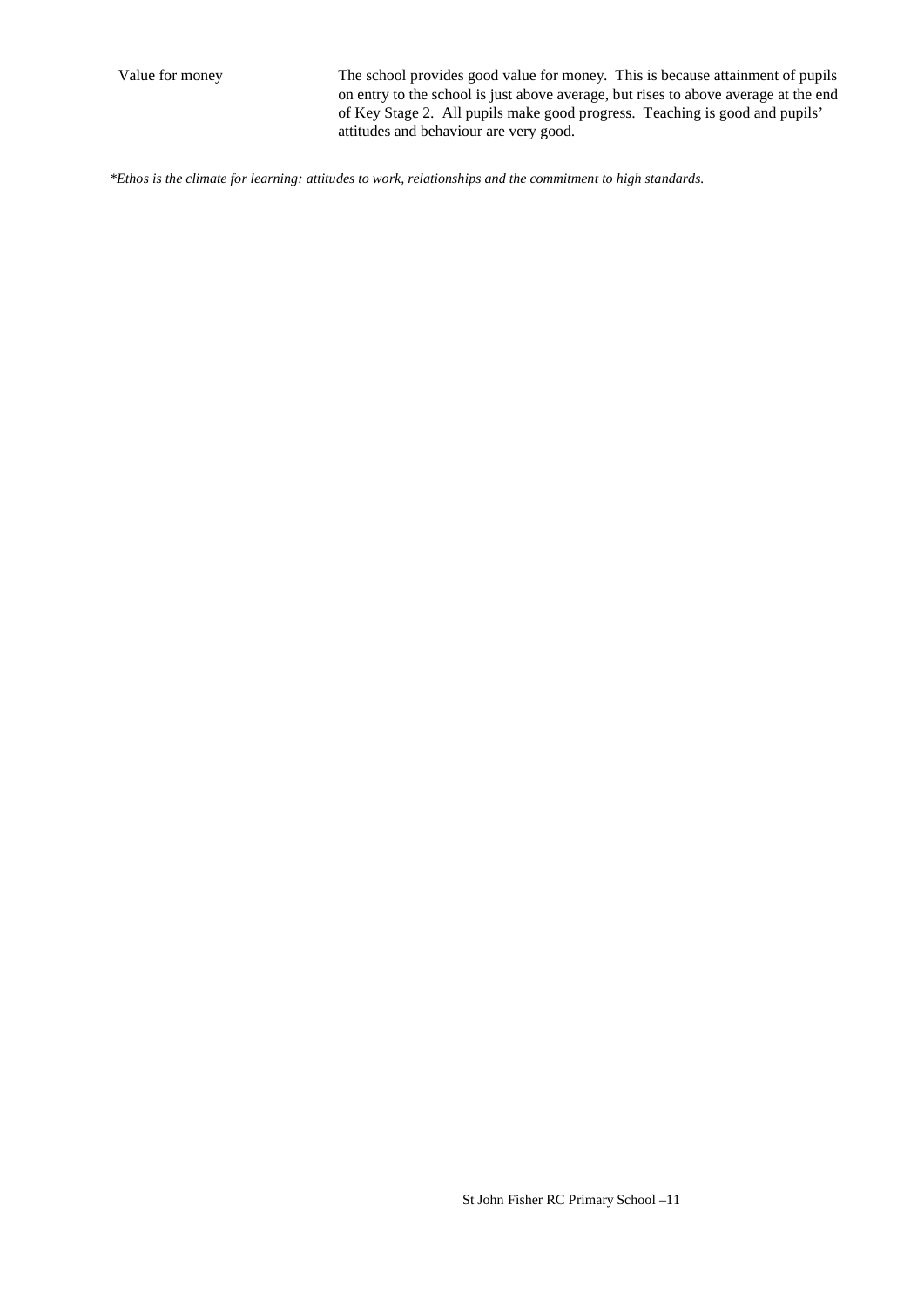| | |
|---|---|
| Value for money | The school provides good value for money. This is because attainment of pupils on entry to the school is just above average, but rises to above average at the end of Key Stage 2. All pupils make good progress. Teaching is good and pupils' attitudes and behaviour are very good. |

**Ethos is the climate for learning: attitudes to work, relationships and the commitment to high standards.*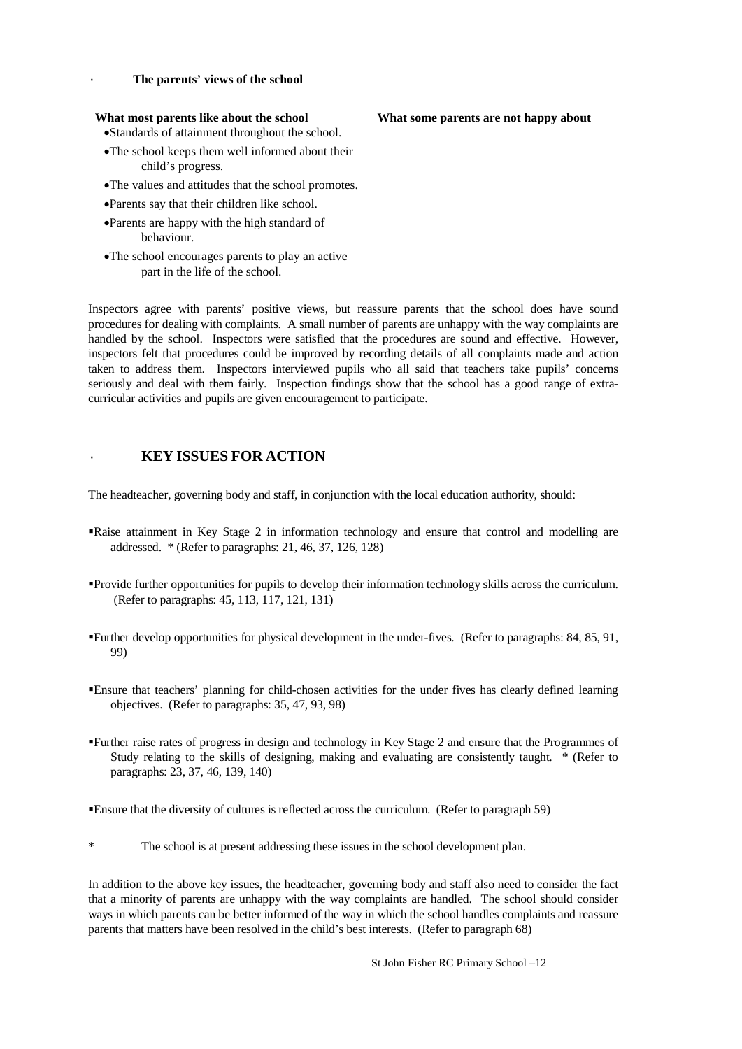## The parents' views of the school

| What most parents like about the school | What some parents are not happy about |
|---|---|
| • Standards of attainment throughout the school.<br>• The school keeps them well informed about their child's progress.<br>• The values and attitudes that the school promotes.<br>• Parents say that their children like school.<br>• Parents are happy with the high standard of behaviour.<br>• The school encourages parents to play an active part in the life of the school. | |

Inspectors agree with parents' positive views, but reassure parents that the school does have sound procedures for dealing with complaints. A small number of parents are unhappy with the way complaints are handled by the school. Inspectors were satisfied that the procedures are sound and effective. However, inspectors felt that procedures could be improved by recording details of all complaints made and action taken to address them. Inspectors interviewed pupils who all said that teachers take pupils' concerns seriously and deal with them fairly. Inspection findings show that the school has a good range of extra-curricular activities and pupils are given encouragement to participate.

## KEY ISSUES FOR ACTION

The headteacher, governing body and staff, in conjunction with the local education authority, should:

- Raise attainment in Key Stage 2 in information technology and ensure that control and modelling are addressed. * (Refer to paragraphs: 21, 46, 37, 126, 128)
- Provide further opportunities for pupils to develop their information technology skills across the curriculum. (Refer to paragraphs: 45, 113, 117, 121, 131)
- Further develop opportunities for physical development in the under-fives. (Refer to paragraphs: 84, 85, 91, 99)
- Ensure that teachers' planning for child-chosen activities for the under fives has clearly defined learning objectives. (Refer to paragraphs: 35, 47, 93, 98)
- Further raise rates of progress in design and technology in Key Stage 2 and ensure that the Programmes of Study relating to the skills of designing, making and evaluating are consistently taught. * (Refer to paragraphs: 23, 37, 46, 139, 140)
- Ensure that the diversity of cultures is reflected across the curriculum. (Refer to paragraph 59)

\* The school is at present addressing these issues in the school development plan.

In addition to the above key issues, the headteacher, governing body and staff also need to consider the fact that a minority of parents are unhappy with the way complaints are handled. The school should consider ways in which parents can be better informed of the way in which the school handles complaints and reassure parents that matters have been resolved in the child's best interests. (Refer to paragraph 68)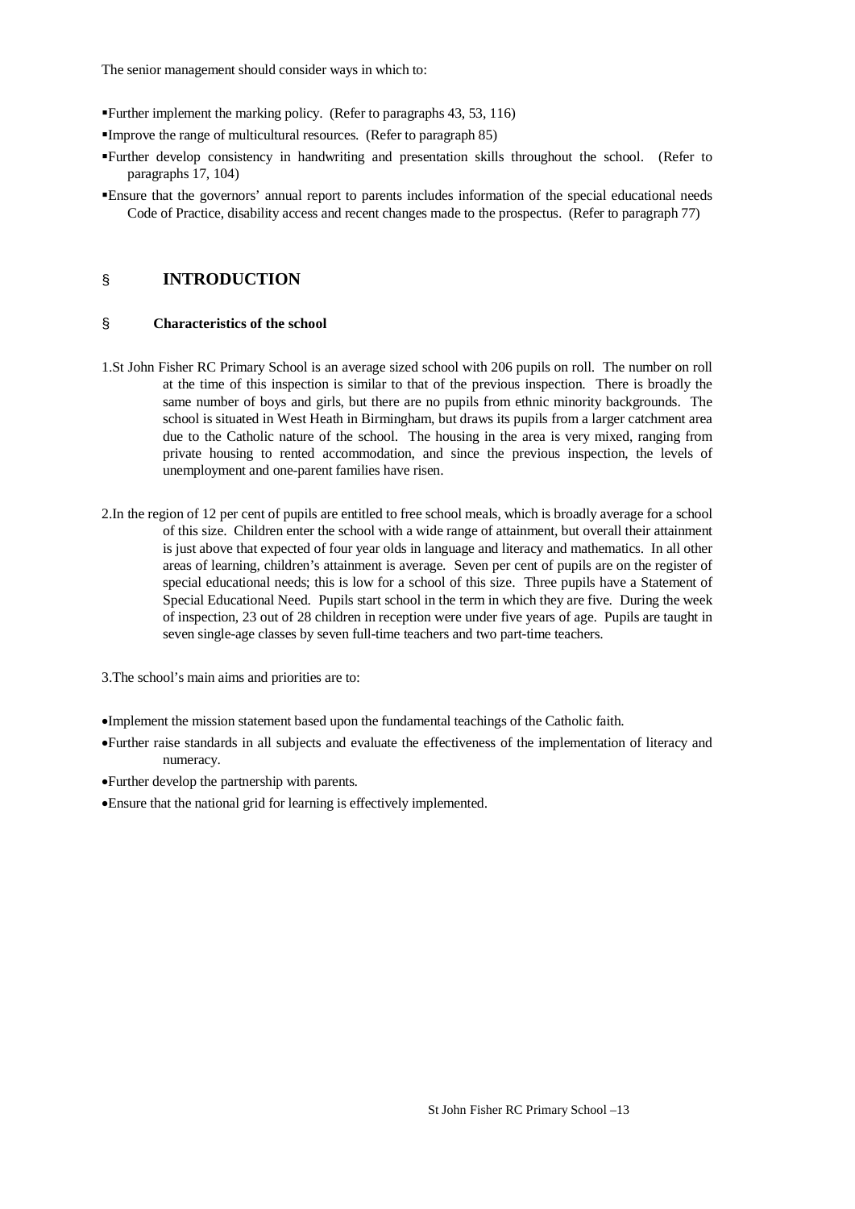The senior management should consider ways in which to:

- Further implement the marking policy. (Refer to paragraphs 43, 53, 116)
- Improve the range of multicultural resources. (Refer to paragraph 85)
- Further develop consistency in handwriting and presentation skills throughout the school. (Refer to paragraphs 17, 104)
- Ensure that the governors' annual report to parents includes information of the special educational needs Code of Practice, disability access and recent changes made to the prospectus. (Refer to paragraph 77)

# INTRODUCTION

## Characteristics of the school

1. St John Fisher RC Primary School is an average sized school with 206 pupils on roll. The number on roll at the time of this inspection is similar to that of the previous inspection. There is broadly the same number of boys and girls, but there are no pupils from ethnic minority backgrounds. The school is situated in West Heath in Birmingham, but draws its pupils from a larger catchment area due to the Catholic nature of the school. The housing in the area is very mixed, ranging from private housing to rented accommodation, and since the previous inspection, the levels of unemployment and one-parent families have risen.

2. In the region of 12 per cent of pupils are entitled to free school meals, which is broadly average for a school of this size. Children enter the school with a wide range of attainment, but overall their attainment is just above that expected of four year olds in language and literacy and mathematics. In all other areas of learning, children's attainment is average. Seven per cent of pupils are on the register of special educational needs; this is low for a school of this size. Three pupils have a Statement of Special Educational Need. Pupils start school in the term in which they are five. During the week of inspection, 23 out of 28 children in reception were under five years of age. Pupils are taught in seven single-age classes by seven full-time teachers and two part-time teachers.

3. The school's main aims and priorities are to:

- Implement the mission statement based upon the fundamental teachings of the Catholic faith.
- Further raise standards in all subjects and evaluate the effectiveness of the implementation of literacy and numeracy.
- Further develop the partnership with parents.
- Ensure that the national grid for learning is effectively implemented.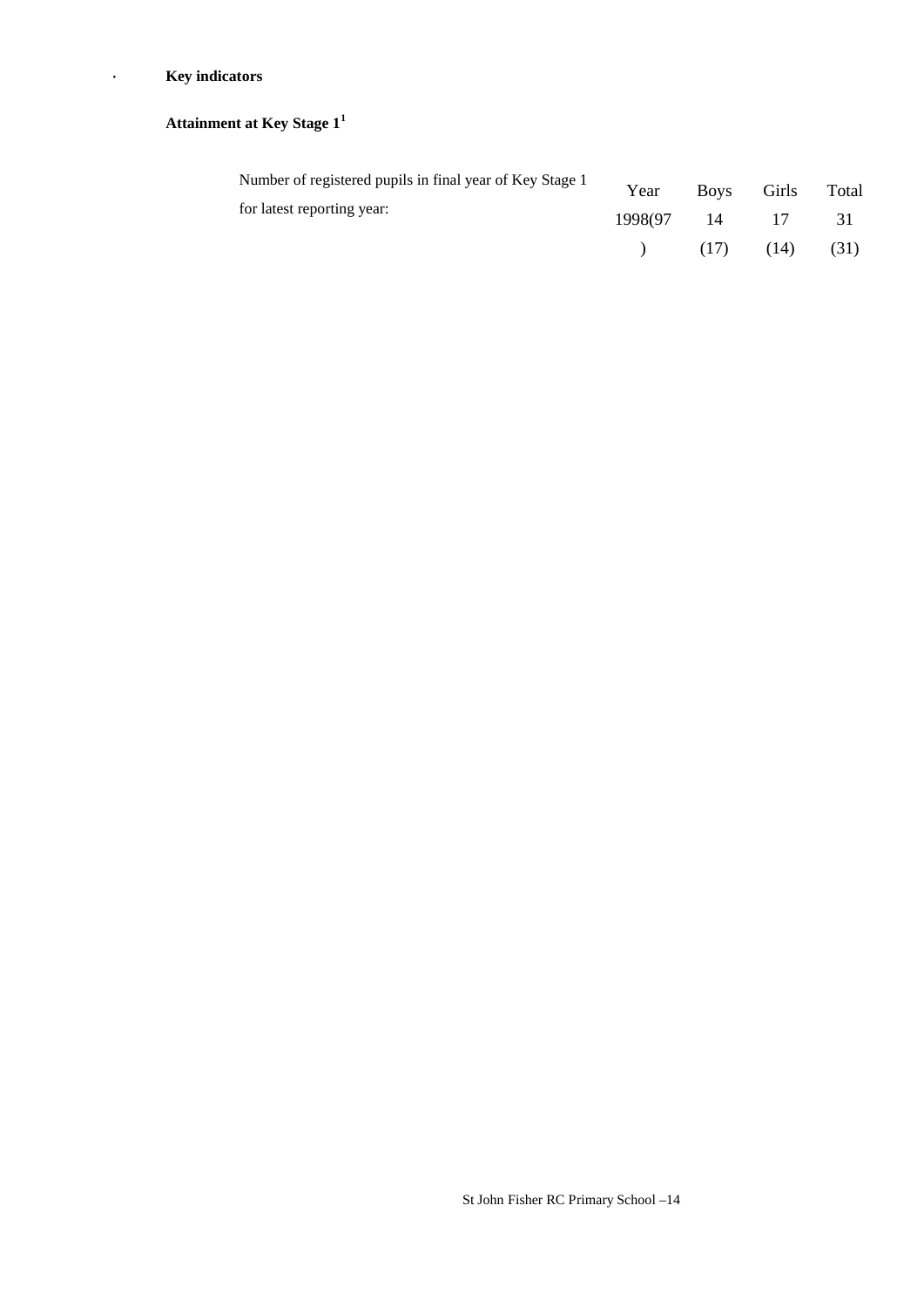- **Key indicators**

**Attainment at Key Stage 1**[1]

Number of registered pupils in final year of Key Stage 1 for latest reporting year:

| Year | Boys | Girls | Total |
|---|---|---|---|
| 1998(97) | 14 (17) | 17 (14) | 31 (31) |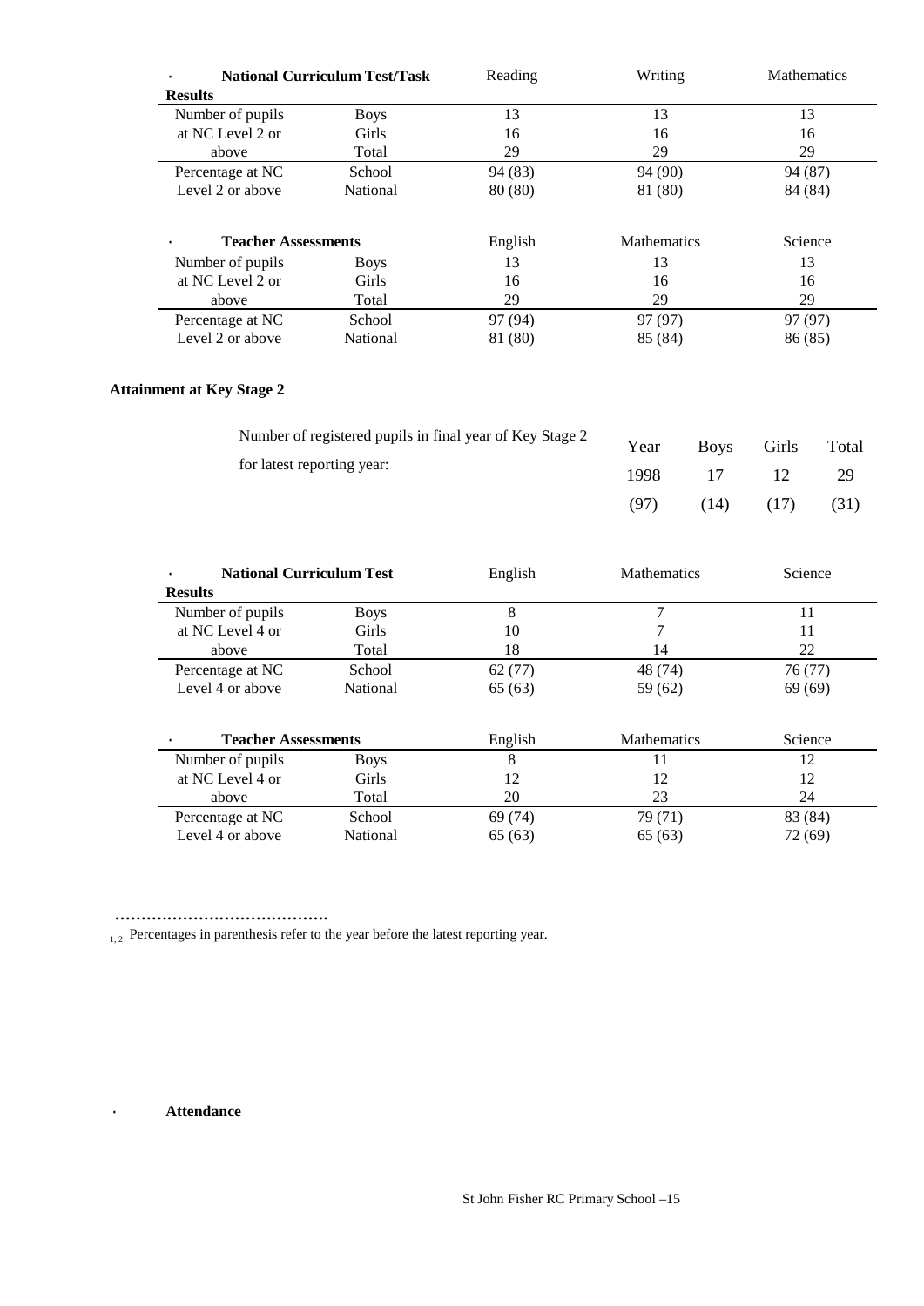| National Curriculum Test/Task Results | | Reading | Writing | Mathematics |
|---|---|---|---|---|
| Number of pupils at NC Level 2 or above | Boys | 13 | 13 | 13 |
| | Girls | 16 | 16 | 16 |
| | Total | 29 | 29 | 29 |
| Percentage at NC Level 2 or above | School | 94 (83) | 94 (90) | 94 (87) |
| | National | 80 (80) | 81 (80) | 84 (84) |

| Teacher Assessments | | English | Mathematics | Science |
|---|---|---|---|---|
| Number of pupils at NC Level 2 or above | Boys | 13 | 13 | 13 |
| | Girls | 16 | 16 | 16 |
| | Total | 29 | 29 | 29 |
| Percentage at NC Level 2 or above | School | 97 (94) | 97 (97) | 97 (97) |
| | National | 81 (80) | 85 (84) | 86 (85) |

### Attainment at Key Stage 2

Number of registered pupils in final year of Key Stage 2 for latest reporting year:

| Year | Boys | Girls | Total |
|---|---|---|---|
| 1998 | 17 | 12 | 29 |
| (97) | (14) | (17) | (31) |

| National Curriculum Test Results | | English | Mathematics | Science |
|---|---|---|---|---|
| Number of pupils at NC Level 4 or above | Boys | 8 | 7 | 11 |
| | Girls | 10 | 7 | 11 |
| | Total | 18 | 14 | 22 |
| Percentage at NC Level 4 or above | School | 62 (77) | 48 (74) | 76 (77) |
| | National | 65 (63) | 59 (62) | 69 (69) |

| Teacher Assessments | | English | Mathematics | Science |
|---|---|---|---|---|
| Number of pupils at NC Level 4 or above | Boys | 8 | 11 | 12 |
| | Girls | 12 | 12 | 12 |
| | Total | 20 | 23 | 24 |
| Percentage at NC Level 4 or above | School | 69 (74) | 79 (71) | 83 (84) |
| | National | 65 (63) | 65 (63) | 72 (69) |

……………………………………

[1, 2] Percentages in parenthesis refer to the year before the latest reporting year.

### Attendance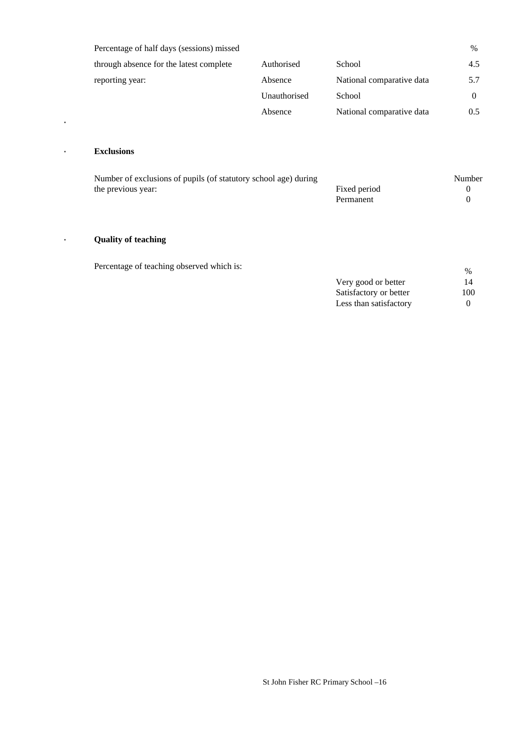| Percentage of half days (sessions) missed through absence for the latest complete reporting year: | | | % |
|---|---|---|---|
| | Authorised Absence | School | 4.5 |
| | | National comparative data | 5.7 |
| | Unauthorised Absence | School | 0 |
| | | National comparative data | 0.5 |

### Exclusions

| Number of exclusions of pupils (of statutory school age) during the previous year: | | Number |
|---|---|---|
| | Fixed period | 0 |
| | Permanent | 0 |

### Quality of teaching

| Percentage of teaching observed which is: | | % |
|---|---|---|
| | Very good or better | 14 |
| | Satisfactory or better | 100 |
| | Less than satisfactory | 0 |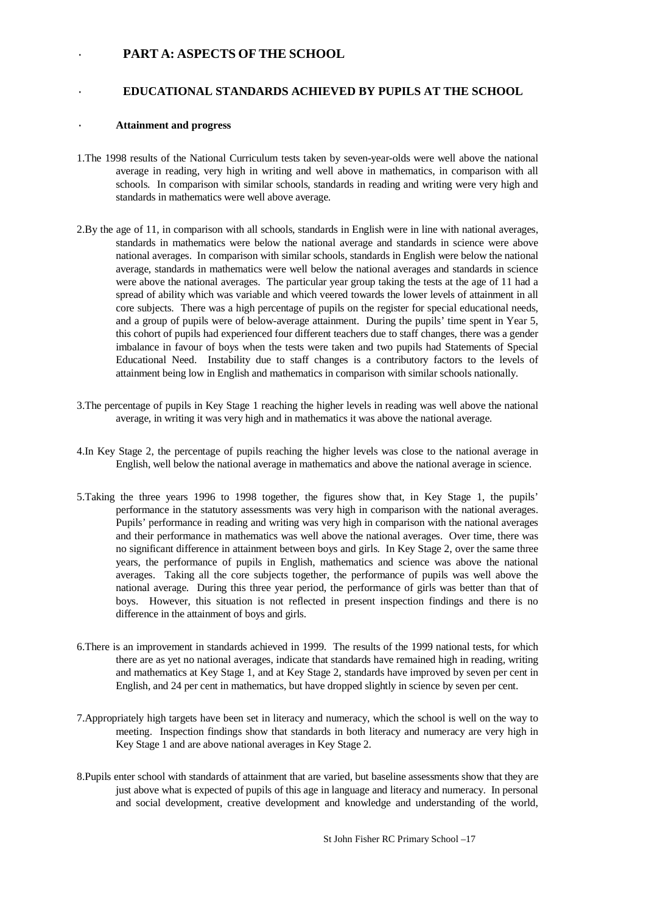## PART A: ASPECTS OF THE SCHOOL

### EDUCATIONAL STANDARDS ACHIEVED BY PUPILS AT THE SCHOOL

#### Attainment and progress

1.The 1998 results of the National Curriculum tests taken by seven-year-olds were well above the national average in reading, very high in writing and well above in mathematics, in comparison with all schools. In comparison with similar schools, standards in reading and writing were very high and standards in mathematics were well above average.

2.By the age of 11, in comparison with all schools, standards in English were in line with national averages, standards in mathematics were below the national average and standards in science were above national averages. In comparison with similar schools, standards in English were below the national average, standards in mathematics were well below the national averages and standards in science were above the national averages. The particular year group taking the tests at the age of 11 had a spread of ability which was variable and which veered towards the lower levels of attainment in all core subjects. There was a high percentage of pupils on the register for special educational needs, and a group of pupils were of below-average attainment. During the pupils' time spent in Year 5, this cohort of pupils had experienced four different teachers due to staff changes, there was a gender imbalance in favour of boys when the tests were taken and two pupils had Statements of Special Educational Need. Instability due to staff changes is a contributory factors to the levels of attainment being low in English and mathematics in comparison with similar schools nationally.

3.The percentage of pupils in Key Stage 1 reaching the higher levels in reading was well above the national average, in writing it was very high and in mathematics it was above the national average.

4.In Key Stage 2, the percentage of pupils reaching the higher levels was close to the national average in English, well below the national average in mathematics and above the national average in science.

5.Taking the three years 1996 to 1998 together, the figures show that, in Key Stage 1, the pupils' performance in the statutory assessments was very high in comparison with the national averages. Pupils' performance in reading and writing was very high in comparison with the national averages and their performance in mathematics was well above the national averages. Over time, there was no significant difference in attainment between boys and girls. In Key Stage 2, over the same three years, the performance of pupils in English, mathematics and science was above the national averages. Taking all the core subjects together, the performance of pupils was well above the national average. During this three year period, the performance of girls was better than that of boys. However, this situation is not reflected in present inspection findings and there is no difference in the attainment of boys and girls.

6.There is an improvement in standards achieved in 1999. The results of the 1999 national tests, for which there are as yet no national averages, indicate that standards have remained high in reading, writing and mathematics at Key Stage 1, and at Key Stage 2, standards have improved by seven per cent in English, and 24 per cent in mathematics, but have dropped slightly in science by seven per cent.

7.Appropriately high targets have been set in literacy and numeracy, which the school is well on the way to meeting. Inspection findings show that standards in both literacy and numeracy are very high in Key Stage 1 and are above national averages in Key Stage 2.

8.Pupils enter school with standards of attainment that are varied, but baseline assessments show that they are just above what is expected of pupils of this age in language and literacy and numeracy. In personal and social development, creative development and knowledge and understanding of the world,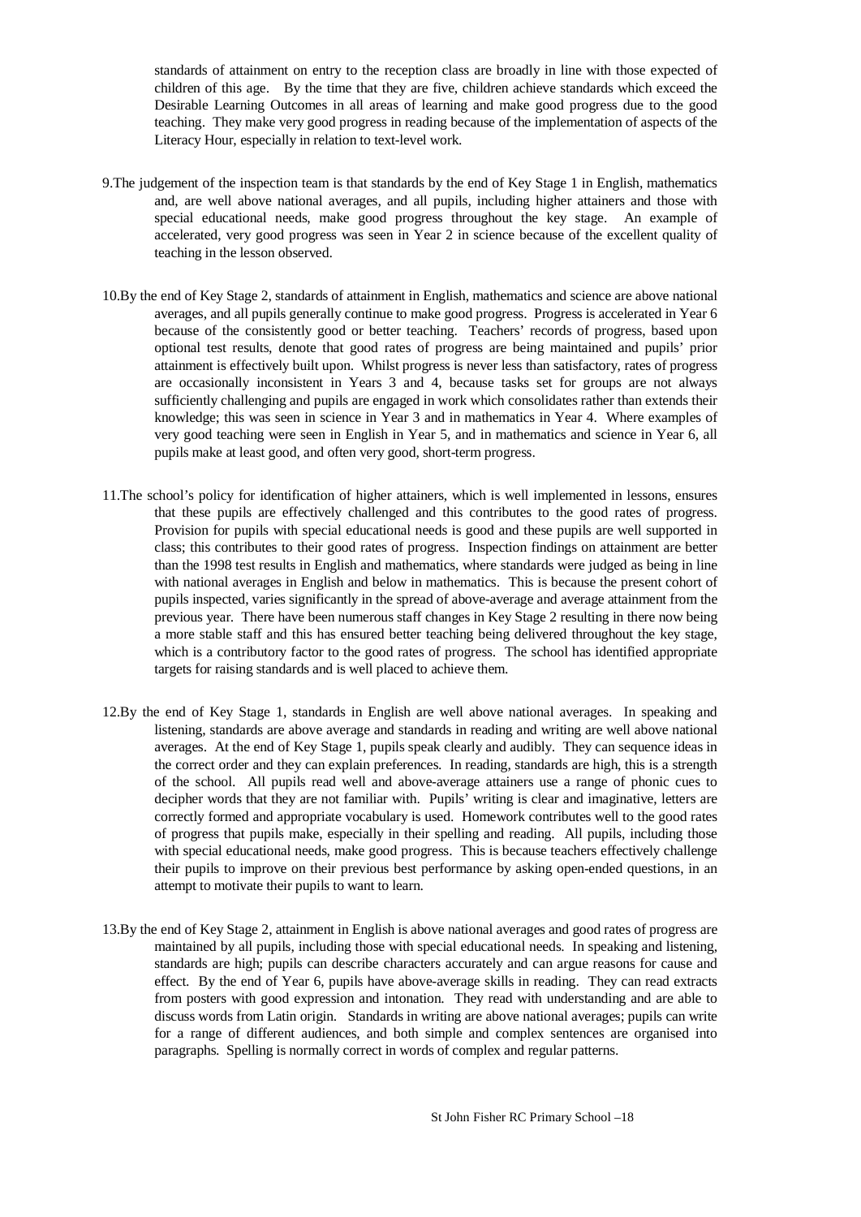standards of attainment on entry to the reception class are broadly in line with those expected of children of this age. By the time that they are five, children achieve standards which exceed the Desirable Learning Outcomes in all areas of learning and make good progress due to the good teaching. They make very good progress in reading because of the implementation of aspects of the Literacy Hour, especially in relation to text-level work.

9.The judgement of the inspection team is that standards by the end of Key Stage 1 in English, mathematics and, are well above national averages, and all pupils, including higher attainers and those with special educational needs, make good progress throughout the key stage. An example of accelerated, very good progress was seen in Year 2 in science because of the excellent quality of teaching in the lesson observed.

10.By the end of Key Stage 2, standards of attainment in English, mathematics and science are above national averages, and all pupils generally continue to make good progress. Progress is accelerated in Year 6 because of the consistently good or better teaching. Teachers' records of progress, based upon optional test results, denote that good rates of progress are being maintained and pupils' prior attainment is effectively built upon. Whilst progress is never less than satisfactory, rates of progress are occasionally inconsistent in Years 3 and 4, because tasks set for groups are not always sufficiently challenging and pupils are engaged in work which consolidates rather than extends their knowledge; this was seen in science in Year 3 and in mathematics in Year 4. Where examples of very good teaching were seen in English in Year 5, and in mathematics and science in Year 6, all pupils make at least good, and often very good, short-term progress.

11.The school's policy for identification of higher attainers, which is well implemented in lessons, ensures that these pupils are effectively challenged and this contributes to the good rates of progress. Provision for pupils with special educational needs is good and these pupils are well supported in class; this contributes to their good rates of progress. Inspection findings on attainment are better than the 1998 test results in English and mathematics, where standards were judged as being in line with national averages in English and below in mathematics. This is because the present cohort of pupils inspected, varies significantly in the spread of above-average and average attainment from the previous year. There have been numerous staff changes in Key Stage 2 resulting in there now being a more stable staff and this has ensured better teaching being delivered throughout the key stage, which is a contributory factor to the good rates of progress. The school has identified appropriate targets for raising standards and is well placed to achieve them.

12.By the end of Key Stage 1, standards in English are well above national averages. In speaking and listening, standards are above average and standards in reading and writing are well above national averages. At the end of Key Stage 1, pupils speak clearly and audibly. They can sequence ideas in the correct order and they can explain preferences. In reading, standards are high, this is a strength of the school. All pupils read well and above-average attainers use a range of phonic cues to decipher words that they are not familiar with. Pupils' writing is clear and imaginative, letters are correctly formed and appropriate vocabulary is used. Homework contributes well to the good rates of progress that pupils make, especially in their spelling and reading. All pupils, including those with special educational needs, make good progress. This is because teachers effectively challenge their pupils to improve on their previous best performance by asking open-ended questions, in an attempt to motivate their pupils to want to learn.

13.By the end of Key Stage 2, attainment in English is above national averages and good rates of progress are maintained by all pupils, including those with special educational needs. In speaking and listening, standards are high; pupils can describe characters accurately and can argue reasons for cause and effect. By the end of Year 6, pupils have above-average skills in reading. They can read extracts from posters with good expression and intonation. They read with understanding and are able to discuss words from Latin origin. Standards in writing are above national averages; pupils can write for a range of different audiences, and both simple and complex sentences are organised into paragraphs. Spelling is normally correct in words of complex and regular patterns.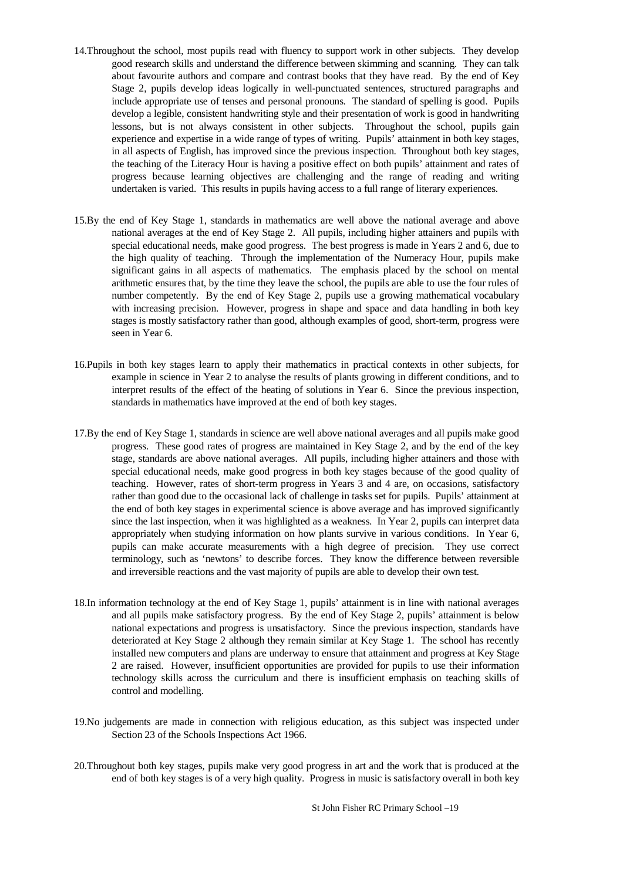14.Throughout the school, most pupils read with fluency to support work in other subjects. They develop good research skills and understand the difference between skimming and scanning. They can talk about favourite authors and compare and contrast books that they have read. By the end of Key Stage 2, pupils develop ideas logically in well-punctuated sentences, structured paragraphs and include appropriate use of tenses and personal pronouns. The standard of spelling is good. Pupils develop a legible, consistent handwriting style and their presentation of work is good in handwriting lessons, but is not always consistent in other subjects. Throughout the school, pupils gain experience and expertise in a wide range of types of writing. Pupils' attainment in both key stages, in all aspects of English, has improved since the previous inspection. Throughout both key stages, the teaching of the Literacy Hour is having a positive effect on both pupils' attainment and rates of progress because learning objectives are challenging and the range of reading and writing undertaken is varied. This results in pupils having access to a full range of literary experiences.

15.By the end of Key Stage 1, standards in mathematics are well above the national average and above national averages at the end of Key Stage 2. All pupils, including higher attainers and pupils with special educational needs, make good progress. The best progress is made in Years 2 and 6, due to the high quality of teaching. Through the implementation of the Numeracy Hour, pupils make significant gains in all aspects of mathematics. The emphasis placed by the school on mental arithmetic ensures that, by the time they leave the school, the pupils are able to use the four rules of number competently. By the end of Key Stage 2, pupils use a growing mathematical vocabulary with increasing precision. However, progress in shape and space and data handling in both key stages is mostly satisfactory rather than good, although examples of good, short-term, progress were seen in Year 6.

16.Pupils in both key stages learn to apply their mathematics in practical contexts in other subjects, for example in science in Year 2 to analyse the results of plants growing in different conditions, and to interpret results of the effect of the heating of solutions in Year 6. Since the previous inspection, standards in mathematics have improved at the end of both key stages.

17.By the end of Key Stage 1, standards in science are well above national averages and all pupils make good progress. These good rates of progress are maintained in Key Stage 2, and by the end of the key stage, standards are above national averages. All pupils, including higher attainers and those with special educational needs, make good progress in both key stages because of the good quality of teaching. However, rates of short-term progress in Years 3 and 4 are, on occasions, satisfactory rather than good due to the occasional lack of challenge in tasks set for pupils. Pupils' attainment at the end of both key stages in experimental science is above average and has improved significantly since the last inspection, when it was highlighted as a weakness. In Year 2, pupils can interpret data appropriately when studying information on how plants survive in various conditions. In Year 6, pupils can make accurate measurements with a high degree of precision. They use correct terminology, such as 'newtons' to describe forces. They know the difference between reversible and irreversible reactions and the vast majority of pupils are able to develop their own test.

18.In information technology at the end of Key Stage 1, pupils' attainment is in line with national averages and all pupils make satisfactory progress. By the end of Key Stage 2, pupils' attainment is below national expectations and progress is unsatisfactory. Since the previous inspection, standards have deteriorated at Key Stage 2 although they remain similar at Key Stage 1. The school has recently installed new computers and plans are underway to ensure that attainment and progress at Key Stage 2 are raised. However, insufficient opportunities are provided for pupils to use their information technology skills across the curriculum and there is insufficient emphasis on teaching skills of control and modelling.

19.No judgements are made in connection with religious education, as this subject was inspected under Section 23 of the Schools Inspections Act 1966.

20.Throughout both key stages, pupils make very good progress in art and the work that is produced at the end of both key stages is of a very high quality. Progress in music is satisfactory overall in both key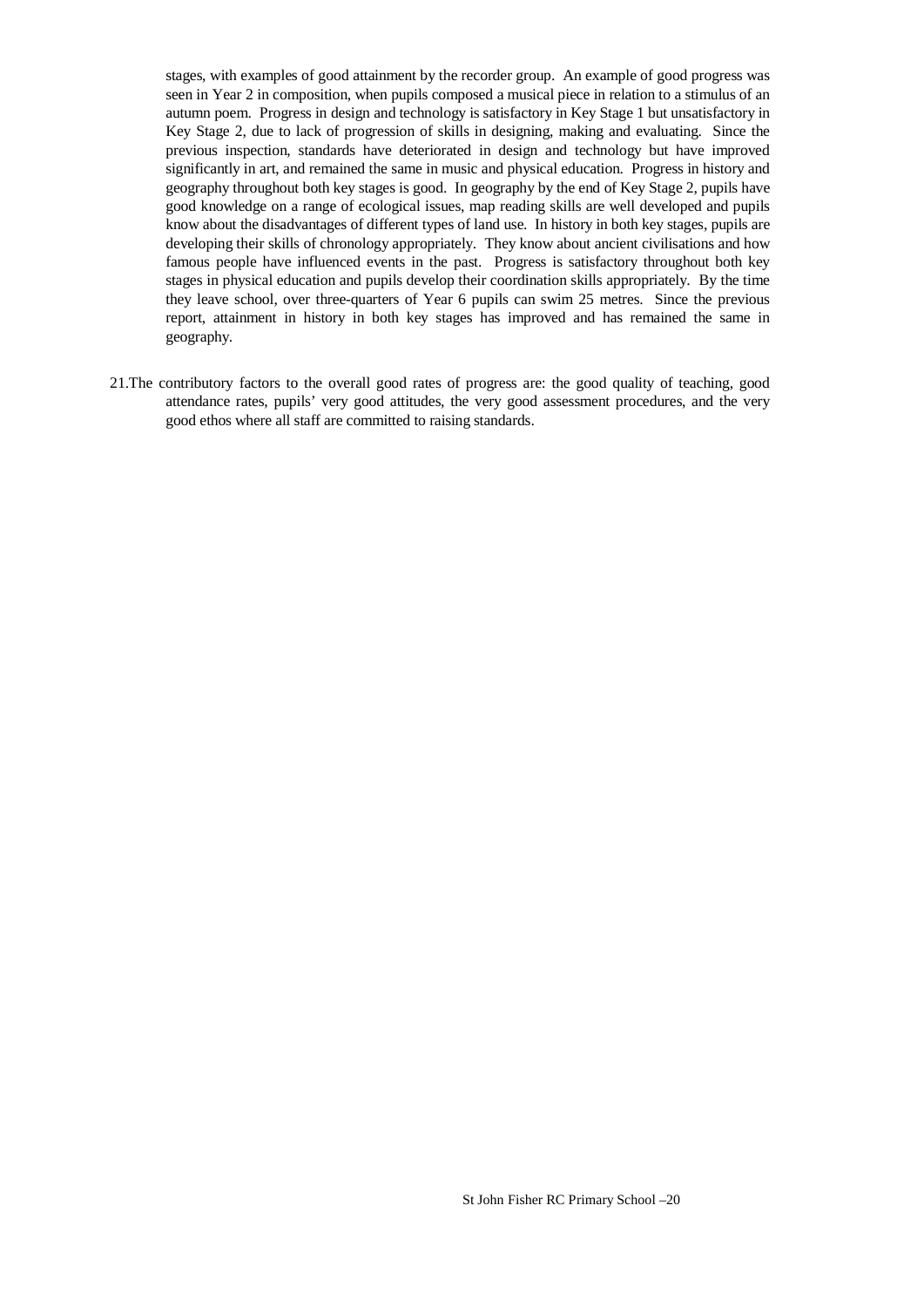stages, with examples of good attainment by the recorder group. An example of good progress was seen in Year 2 in composition, when pupils composed a musical piece in relation to a stimulus of an autumn poem. Progress in design and technology is satisfactory in Key Stage 1 but unsatisfactory in Key Stage 2, due to lack of progression of skills in designing, making and evaluating. Since the previous inspection, standards have deteriorated in design and technology but have improved significantly in art, and remained the same in music and physical education. Progress in history and geography throughout both key stages is good. In geography by the end of Key Stage 2, pupils have good knowledge on a range of ecological issues, map reading skills are well developed and pupils know about the disadvantages of different types of land use. In history in both key stages, pupils are developing their skills of chronology appropriately. They know about ancient civilisations and how famous people have influenced events in the past. Progress is satisfactory throughout both key stages in physical education and pupils develop their coordination skills appropriately. By the time they leave school, over three-quarters of Year 6 pupils can swim 25 metres. Since the previous report, attainment in history in both key stages has improved and has remained the same in geography.

21.The contributory factors to the overall good rates of progress are: the good quality of teaching, good attendance rates, pupils' very good attitudes, the very good assessment procedures, and the very good ethos where all staff are committed to raising standards.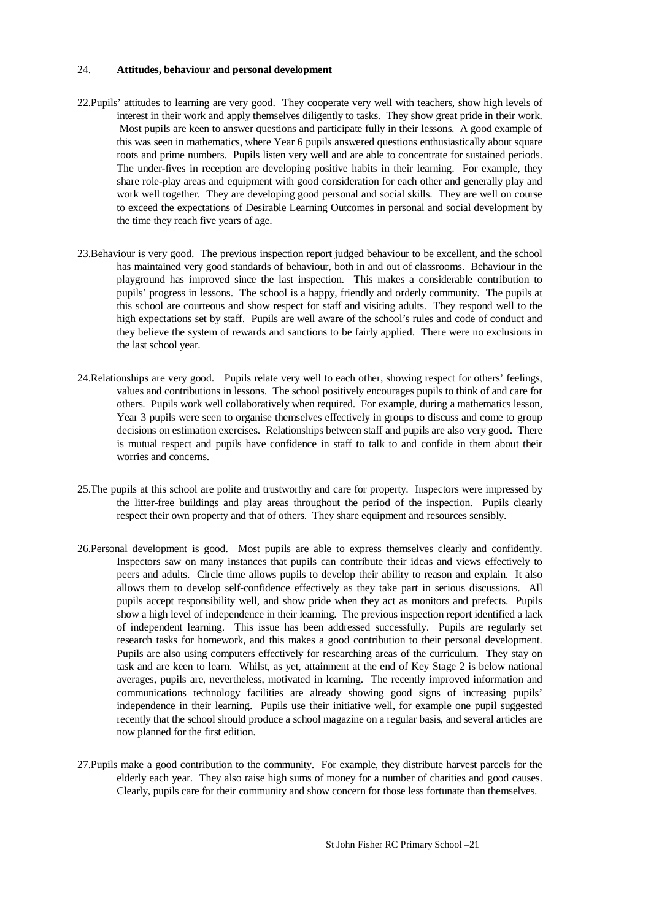## 24. **Attitudes, behaviour and personal development**

22. Pupils' attitudes to learning are very good. They cooperate very well with teachers, show high levels of interest in their work and apply themselves diligently to tasks. They show great pride in their work. Most pupils are keen to answer questions and participate fully in their lessons. A good example of this was seen in mathematics, where Year 6 pupils answered questions enthusiastically about square roots and prime numbers. Pupils listen very well and are able to concentrate for sustained periods. The under-fives in reception are developing positive habits in their learning. For example, they share role-play areas and equipment with good consideration for each other and generally play and work well together. They are developing good personal and social skills. They are well on course to exceed the expectations of Desirable Learning Outcomes in personal and social development by the time they reach five years of age.

23. Behaviour is very good. The previous inspection report judged behaviour to be excellent, and the school has maintained very good standards of behaviour, both in and out of classrooms. Behaviour in the playground has improved since the last inspection. This makes a considerable contribution to pupils' progress in lessons. The school is a happy, friendly and orderly community. The pupils at this school are courteous and show respect for staff and visiting adults. They respond well to the high expectations set by staff. Pupils are well aware of the school's rules and code of conduct and they believe the system of rewards and sanctions to be fairly applied. There were no exclusions in the last school year.

24. Relationships are very good. Pupils relate very well to each other, showing respect for others' feelings, values and contributions in lessons. The school positively encourages pupils to think of and care for others. Pupils work well collaboratively when required. For example, during a mathematics lesson, Year 3 pupils were seen to organise themselves effectively in groups to discuss and come to group decisions on estimation exercises. Relationships between staff and pupils are also very good. There is mutual respect and pupils have confidence in staff to talk to and confide in them about their worries and concerns.

25. The pupils at this school are polite and trustworthy and care for property. Inspectors were impressed by the litter-free buildings and play areas throughout the period of the inspection. Pupils clearly respect their own property and that of others. They share equipment and resources sensibly.

26. Personal development is good. Most pupils are able to express themselves clearly and confidently. Inspectors saw on many instances that pupils can contribute their ideas and views effectively to peers and adults. Circle time allows pupils to develop their ability to reason and explain. It also allows them to develop self-confidence effectively as they take part in serious discussions. All pupils accept responsibility well, and show pride when they act as monitors and prefects. Pupils show a high level of independence in their learning. The previous inspection report identified a lack of independent learning. This issue has been addressed successfully. Pupils are regularly set research tasks for homework, and this makes a good contribution to their personal development. Pupils are also using computers effectively for researching areas of the curriculum. They stay on task and are keen to learn. Whilst, as yet, attainment at the end of Key Stage 2 is below national averages, pupils are, nevertheless, motivated in learning. The recently improved information and communications technology facilities are already showing good signs of increasing pupils' independence in their learning. Pupils use their initiative well, for example one pupil suggested recently that the school should produce a school magazine on a regular basis, and several articles are now planned for the first edition.

27. Pupils make a good contribution to the community. For example, they distribute harvest parcels for the elderly each year. They also raise high sums of money for a number of charities and good causes. Clearly, pupils care for their community and show concern for those less fortunate than themselves.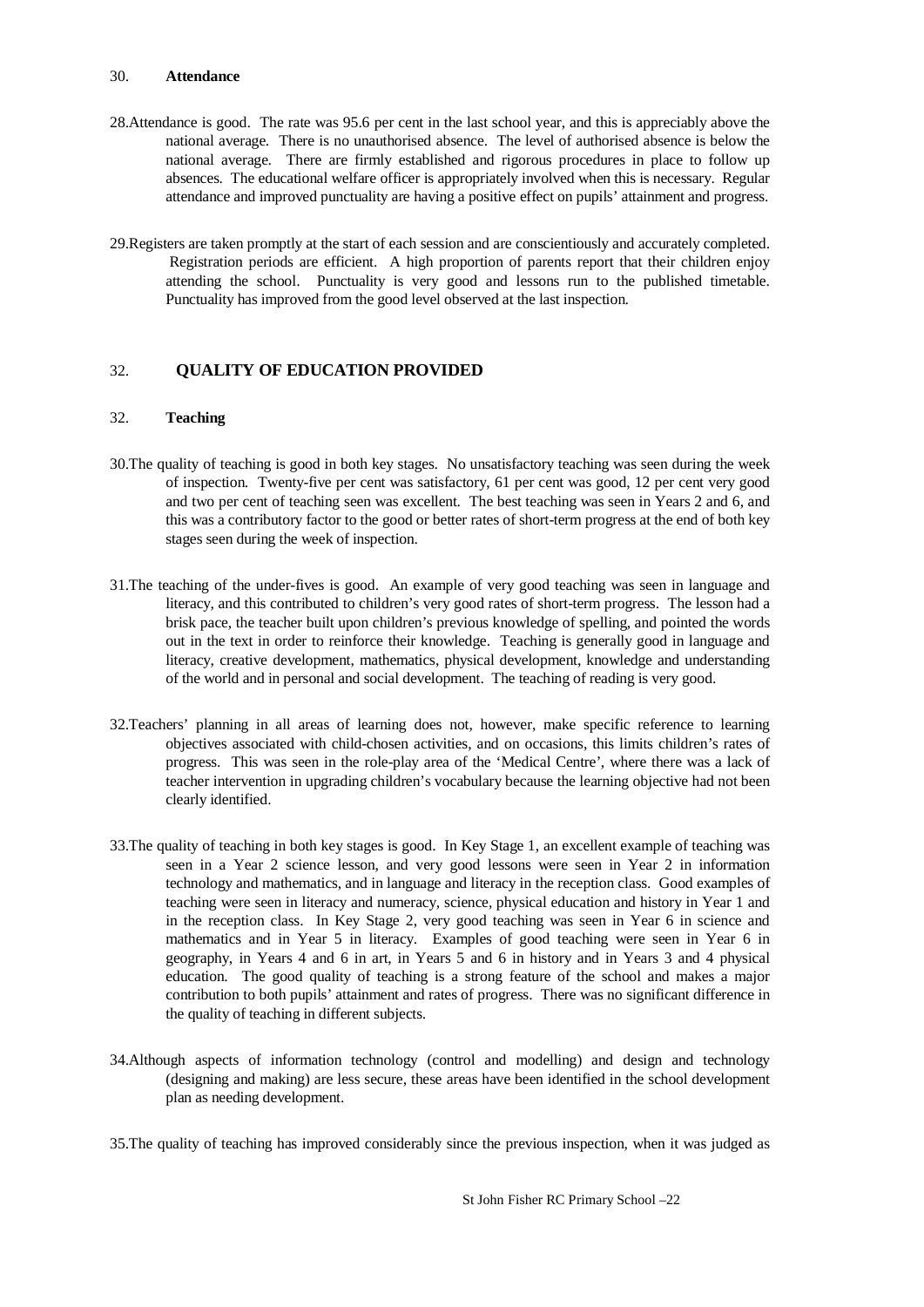30. **Attendance**

28.Attendance is good. The rate was 95.6 per cent in the last school year, and this is appreciably above the national average. There is no unauthorised absence. The level of authorised absence is below the national average. There are firmly established and rigorous procedures in place to follow up absences. The educational welfare officer is appropriately involved when this is necessary. Regular attendance and improved punctuality are having a positive effect on pupils' attainment and progress.

29.Registers are taken promptly at the start of each session and are conscientiously and accurately completed. Registration periods are efficient. A high proportion of parents report that their children enjoy attending the school. Punctuality is very good and lessons run to the published timetable. Punctuality has improved from the good level observed at the last inspection.

## 32. QUALITY OF EDUCATION PROVIDED

32. **Teaching**

30.The quality of teaching is good in both key stages. No unsatisfactory teaching was seen during the week of inspection. Twenty-five per cent was satisfactory, 61 per cent was good, 12 per cent very good and two per cent of teaching seen was excellent. The best teaching was seen in Years 2 and 6, and this was a contributory factor to the good or better rates of short-term progress at the end of both key stages seen during the week of inspection.

31.The teaching of the under-fives is good. An example of very good teaching was seen in language and literacy, and this contributed to children's very good rates of short-term progress. The lesson had a brisk pace, the teacher built upon children's previous knowledge of spelling, and pointed the words out in the text in order to reinforce their knowledge. Teaching is generally good in language and literacy, creative development, mathematics, physical development, knowledge and understanding of the world and in personal and social development. The teaching of reading is very good.

32.Teachers' planning in all areas of learning does not, however, make specific reference to learning objectives associated with child-chosen activities, and on occasions, this limits children's rates of progress. This was seen in the role-play area of the 'Medical Centre', where there was a lack of teacher intervention in upgrading children's vocabulary because the learning objective had not been clearly identified.

33.The quality of teaching in both key stages is good. In Key Stage 1, an excellent example of teaching was seen in a Year 2 science lesson, and very good lessons were seen in Year 2 in information technology and mathematics, and in language and literacy in the reception class. Good examples of teaching were seen in literacy and numeracy, science, physical education and history in Year 1 and in the reception class. In Key Stage 2, very good teaching was seen in Year 6 in science and mathematics and in Year 5 in literacy. Examples of good teaching were seen in Year 6 in geography, in Years 4 and 6 in art, in Years 5 and 6 in history and in Years 3 and 4 physical education. The good quality of teaching is a strong feature of the school and makes a major contribution to both pupils' attainment and rates of progress. There was no significant difference in the quality of teaching in different subjects.

34.Although aspects of information technology (control and modelling) and design and technology (designing and making) are less secure, these areas have been identified in the school development plan as needing development.

35.The quality of teaching has improved considerably since the previous inspection, when it was judged as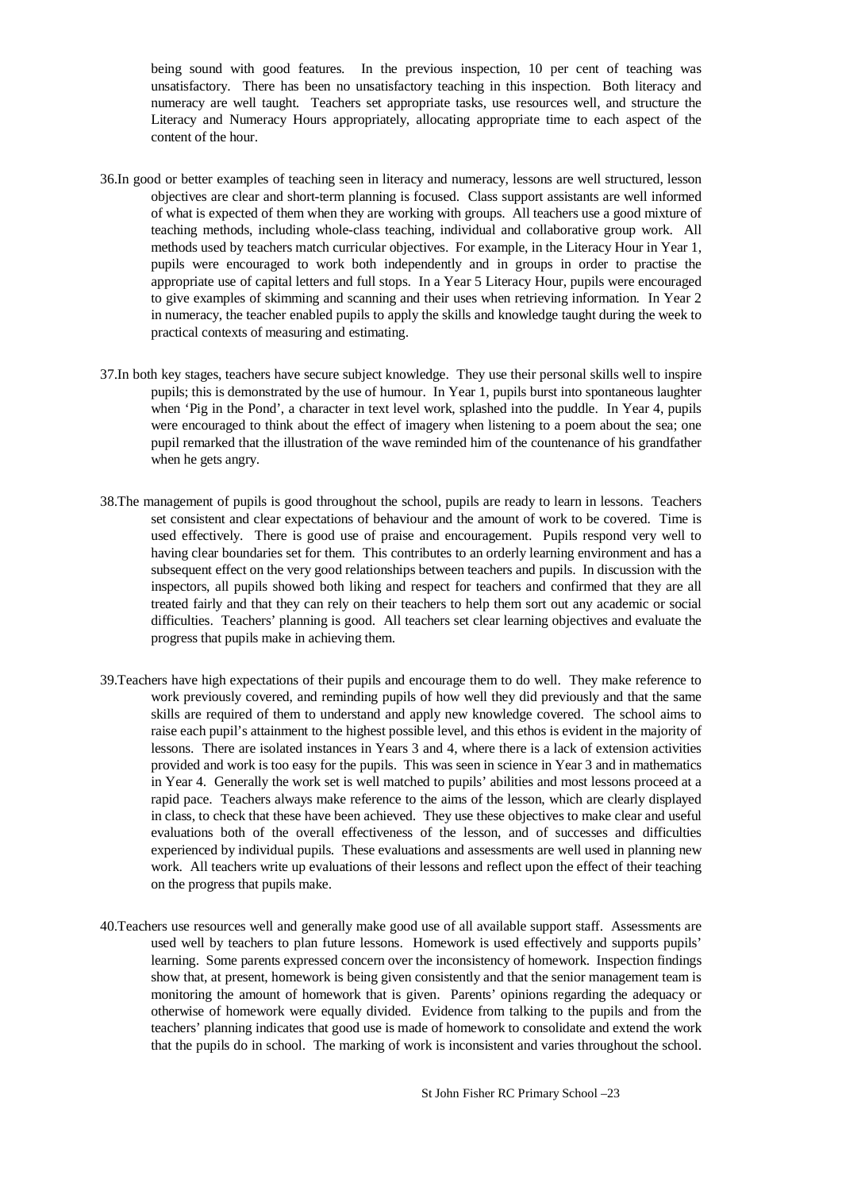being sound with good features. In the previous inspection, 10 per cent of teaching was unsatisfactory. There has been no unsatisfactory teaching in this inspection. Both literacy and numeracy are well taught. Teachers set appropriate tasks, use resources well, and structure the Literacy and Numeracy Hours appropriately, allocating appropriate time to each aspect of the content of the hour.

36.In good or better examples of teaching seen in literacy and numeracy, lessons are well structured, lesson objectives are clear and short-term planning is focused. Class support assistants are well informed of what is expected of them when they are working with groups. All teachers use a good mixture of teaching methods, including whole-class teaching, individual and collaborative group work. All methods used by teachers match curricular objectives. For example, in the Literacy Hour in Year 1, pupils were encouraged to work both independently and in groups in order to practise the appropriate use of capital letters and full stops. In a Year 5 Literacy Hour, pupils were encouraged to give examples of skimming and scanning and their uses when retrieving information. In Year 2 in numeracy, the teacher enabled pupils to apply the skills and knowledge taught during the week to practical contexts of measuring and estimating.

37.In both key stages, teachers have secure subject knowledge. They use their personal skills well to inspire pupils; this is demonstrated by the use of humour. In Year 1, pupils burst into spontaneous laughter when 'Pig in the Pond', a character in text level work, splashed into the puddle. In Year 4, pupils were encouraged to think about the effect of imagery when listening to a poem about the sea; one pupil remarked that the illustration of the wave reminded him of the countenance of his grandfather when he gets angry.

38.The management of pupils is good throughout the school, pupils are ready to learn in lessons. Teachers set consistent and clear expectations of behaviour and the amount of work to be covered. Time is used effectively. There is good use of praise and encouragement. Pupils respond very well to having clear boundaries set for them. This contributes to an orderly learning environment and has a subsequent effect on the very good relationships between teachers and pupils. In discussion with the inspectors, all pupils showed both liking and respect for teachers and confirmed that they are all treated fairly and that they can rely on their teachers to help them sort out any academic or social difficulties. Teachers' planning is good. All teachers set clear learning objectives and evaluate the progress that pupils make in achieving them.

39.Teachers have high expectations of their pupils and encourage them to do well. They make reference to work previously covered, and reminding pupils of how well they did previously and that the same skills are required of them to understand and apply new knowledge covered. The school aims to raise each pupil's attainment to the highest possible level, and this ethos is evident in the majority of lessons. There are isolated instances in Years 3 and 4, where there is a lack of extension activities provided and work is too easy for the pupils. This was seen in science in Year 3 and in mathematics in Year 4. Generally the work set is well matched to pupils' abilities and most lessons proceed at a rapid pace. Teachers always make reference to the aims of the lesson, which are clearly displayed in class, to check that these have been achieved. They use these objectives to make clear and useful evaluations both of the overall effectiveness of the lesson, and of successes and difficulties experienced by individual pupils. These evaluations and assessments are well used in planning new work. All teachers write up evaluations of their lessons and reflect upon the effect of their teaching on the progress that pupils make.

40.Teachers use resources well and generally make good use of all available support staff. Assessments are used well by teachers to plan future lessons. Homework is used effectively and supports pupils' learning. Some parents expressed concern over the inconsistency of homework. Inspection findings show that, at present, homework is being given consistently and that the senior management team is monitoring the amount of homework that is given. Parents' opinions regarding the adequacy or otherwise of homework were equally divided. Evidence from talking to the pupils and from the teachers' planning indicates that good use is made of homework to consolidate and extend the work that the pupils do in school. The marking of work is inconsistent and varies throughout the school.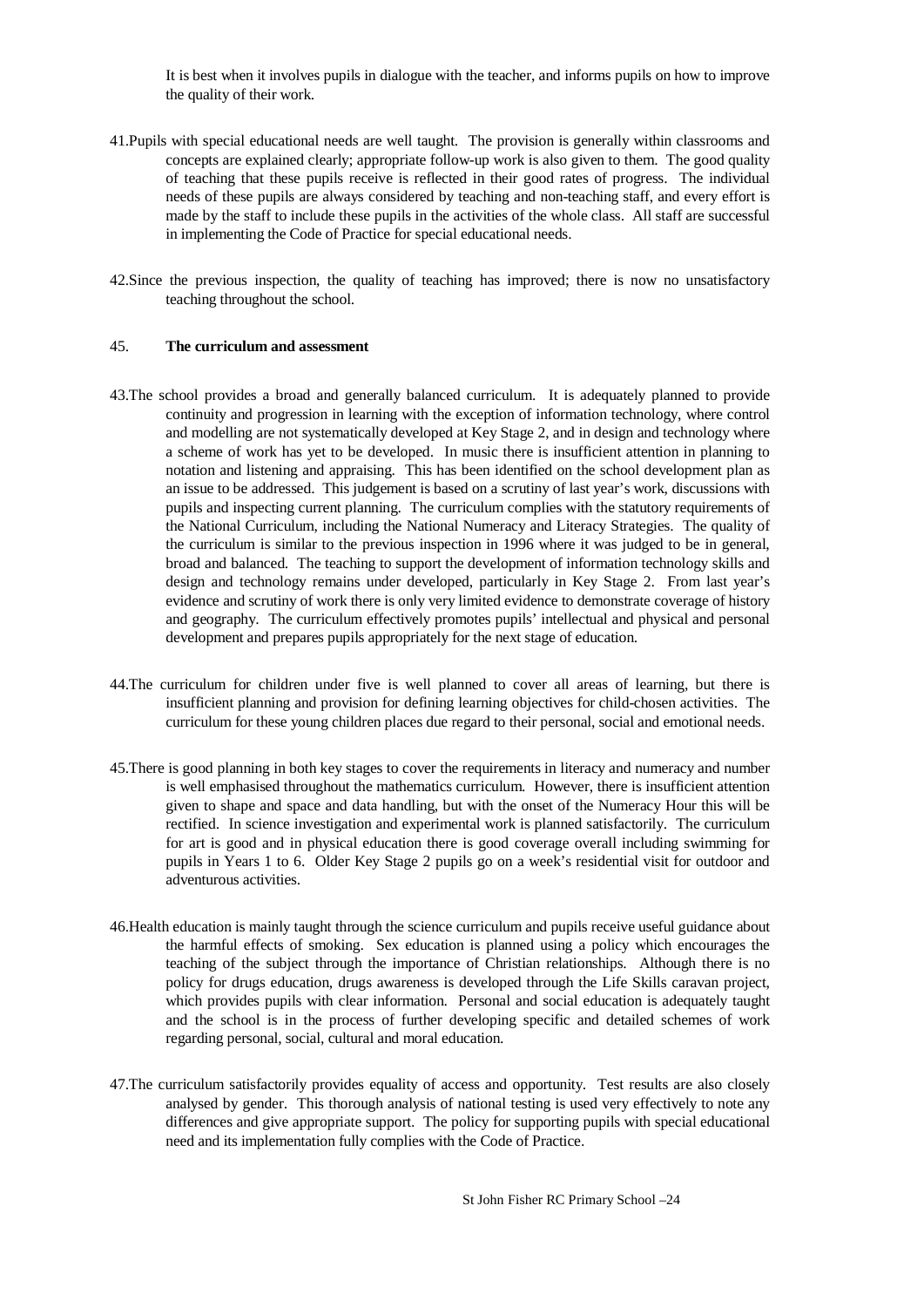It is best when it involves pupils in dialogue with the teacher, and informs pupils on how to improve the quality of their work.

41.Pupils with special educational needs are well taught. The provision is generally within classrooms and concepts are explained clearly; appropriate follow-up work is also given to them. The good quality of teaching that these pupils receive is reflected in their good rates of progress. The individual needs of these pupils are always considered by teaching and non-teaching staff, and every effort is made by the staff to include these pupils in the activities of the whole class. All staff are successful in implementing the Code of Practice for special educational needs.

42.Since the previous inspection, the quality of teaching has improved; there is now no unsatisfactory teaching throughout the school.

45. **The curriculum and assessment**

43.The school provides a broad and generally balanced curriculum. It is adequately planned to provide continuity and progression in learning with the exception of information technology, where control and modelling are not systematically developed at Key Stage 2, and in design and technology where a scheme of work has yet to be developed. In music there is insufficient attention in planning to notation and listening and appraising. This has been identified on the school development plan as an issue to be addressed. This judgement is based on a scrutiny of last year's work, discussions with pupils and inspecting current planning. The curriculum complies with the statutory requirements of the National Curriculum, including the National Numeracy and Literacy Strategies. The quality of the curriculum is similar to the previous inspection in 1996 where it was judged to be in general, broad and balanced. The teaching to support the development of information technology skills and design and technology remains under developed, particularly in Key Stage 2. From last year's evidence and scrutiny of work there is only very limited evidence to demonstrate coverage of history and geography. The curriculum effectively promotes pupils' intellectual and physical and personal development and prepares pupils appropriately for the next stage of education.

44.The curriculum for children under five is well planned to cover all areas of learning, but there is insufficient planning and provision for defining learning objectives for child-chosen activities. The curriculum for these young children places due regard to their personal, social and emotional needs.

45.There is good planning in both key stages to cover the requirements in literacy and numeracy and number is well emphasised throughout the mathematics curriculum. However, there is insufficient attention given to shape and space and data handling, but with the onset of the Numeracy Hour this will be rectified. In science investigation and experimental work is planned satisfactorily. The curriculum for art is good and in physical education there is good coverage overall including swimming for pupils in Years 1 to 6. Older Key Stage 2 pupils go on a week's residential visit for outdoor and adventurous activities.

46.Health education is mainly taught through the science curriculum and pupils receive useful guidance about the harmful effects of smoking. Sex education is planned using a policy which encourages the teaching of the subject through the importance of Christian relationships. Although there is no policy for drugs education, drugs awareness is developed through the Life Skills caravan project, which provides pupils with clear information. Personal and social education is adequately taught and the school is in the process of further developing specific and detailed schemes of work regarding personal, social, cultural and moral education.

47.The curriculum satisfactorily provides equality of access and opportunity. Test results are also closely analysed by gender. This thorough analysis of national testing is used very effectively to note any differences and give appropriate support. The policy for supporting pupils with special educational need and its implementation fully complies with the Code of Practice.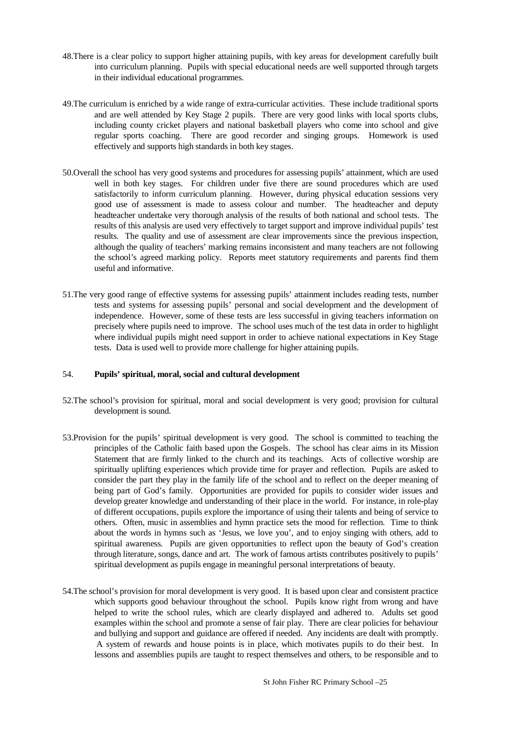48.There is a clear policy to support higher attaining pupils, with key areas for development carefully built into curriculum planning. Pupils with special educational needs are well supported through targets in their individual educational programmes.

49.The curriculum is enriched by a wide range of extra-curricular activities. These include traditional sports and are well attended by Key Stage 2 pupils. There are very good links with local sports clubs, including county cricket players and national basketball players who come into school and give regular sports coaching. There are good recorder and singing groups. Homework is used effectively and supports high standards in both key stages.

50.Overall the school has very good systems and procedures for assessing pupils' attainment, which are used well in both key stages. For children under five there are sound procedures which are used satisfactorily to inform curriculum planning. However, during physical education sessions very good use of assessment is made to assess colour and number. The headteacher and deputy headteacher undertake very thorough analysis of the results of both national and school tests. The results of this analysis are used very effectively to target support and improve individual pupils' test results. The quality and use of assessment are clear improvements since the previous inspection, although the quality of teachers' marking remains inconsistent and many teachers are not following the school's agreed marking policy. Reports meet statutory requirements and parents find them useful and informative.

51.The very good range of effective systems for assessing pupils' attainment includes reading tests, number tests and systems for assessing pupils' personal and social development and the development of independence. However, some of these tests are less successful in giving teachers information on precisely where pupils need to improve. The school uses much of the test data in order to highlight where individual pupils might need support in order to achieve national expectations in Key Stage tests. Data is used well to provide more challenge for higher attaining pupils.

54. **Pupils' spiritual, moral, social and cultural development**

52.The school's provision for spiritual, moral and social development is very good; provision for cultural development is sound.

53.Provision for the pupils' spiritual development is very good. The school is committed to teaching the principles of the Catholic faith based upon the Gospels. The school has clear aims in its Mission Statement that are firmly linked to the church and its teachings. Acts of collective worship are spiritually uplifting experiences which provide time for prayer and reflection. Pupils are asked to consider the part they play in the family life of the school and to reflect on the deeper meaning of being part of God's family. Opportunities are provided for pupils to consider wider issues and develop greater knowledge and understanding of their place in the world. For instance, in role-play of different occupations, pupils explore the importance of using their talents and being of service to others. Often, music in assemblies and hymn practice sets the mood for reflection. Time to think about the words in hymns such as 'Jesus, we love you', and to enjoy singing with others, add to spiritual awareness. Pupils are given opportunities to reflect upon the beauty of God's creation through literature, songs, dance and art. The work of famous artists contributes positively to pupils' spiritual development as pupils engage in meaningful personal interpretations of beauty.

54.The school's provision for moral development is very good. It is based upon clear and consistent practice which supports good behaviour throughout the school. Pupils know right from wrong and have helped to write the school rules, which are clearly displayed and adhered to. Adults set good examples within the school and promote a sense of fair play. There are clear policies for behaviour and bullying and support and guidance are offered if needed. Any incidents are dealt with promptly. A system of rewards and house points is in place, which motivates pupils to do their best. In lessons and assemblies pupils are taught to respect themselves and others, to be responsible and to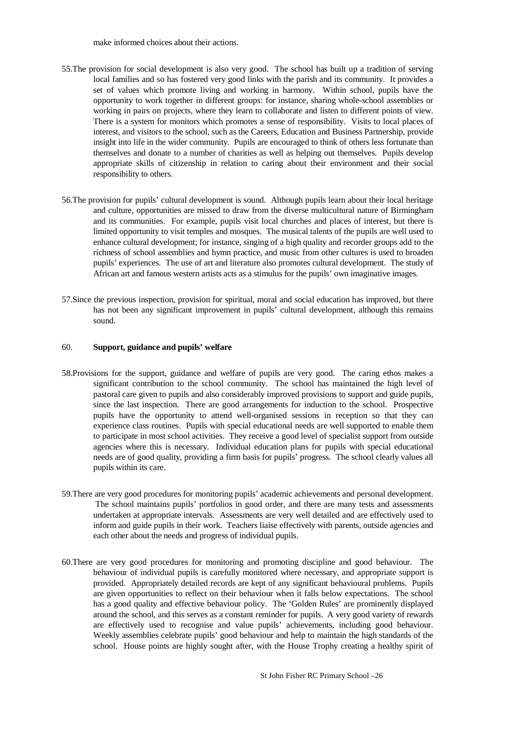make informed choices about their actions.

55.The provision for social development is also very good. The school has built up a tradition of serving local families and so has fostered very good links with the parish and its community. It provides a set of values which promote living and working in harmony. Within school, pupils have the opportunity to work together in different groups: for instance, sharing whole-school assemblies or working in pairs on projects, where they learn to collaborate and listen to different points of view. There is a system for monitors which promotes a sense of responsibility. Visits to local places of interest, and visitors to the school, such as the Careers, Education and Business Partnership, provide insight into life in the wider community. Pupils are encouraged to think of others less fortunate than themselves and donate to a number of charities as well as helping out themselves. Pupils develop appropriate skills of citizenship in relation to caring about their environment and their social responsibility to others.

56.The provision for pupils' cultural development is sound. Although pupils learn about their local heritage and culture, opportunities are missed to draw from the diverse multicultural nature of Birmingham and its communities. For example, pupils visit local churches and places of interest, but there is limited opportunity to visit temples and mosques. The musical talents of the pupils are well used to enhance cultural development; for instance, singing of a high quality and recorder groups add to the richness of school assemblies and hymn practice, and music from other cultures is used to broaden pupils' experiences. The use of art and literature also promotes cultural development. The study of African art and famous western artists acts as a stimulus for the pupils' own imaginative images.

57.Since the previous inspection, provision for spiritual, moral and social education has improved, but there has not been any significant improvement in pupils' cultural development, although this remains sound.

60. **Support, guidance and pupils' welfare**

58.Provisions for the support, guidance and welfare of pupils are very good. The caring ethos makes a significant contribution to the school community. The school has maintained the high level of pastoral care given to pupils and also considerably improved provisions to support and guide pupils, since the last inspection. There are good arrangements for induction to the school. Prospective pupils have the opportunity to attend well-organised sessions in reception so that they can experience class routines. Pupils with special educational needs are well supported to enable them to participate in most school activities. They receive a good level of specialist support from outside agencies where this is necessary. Individual education plans for pupils with special educational needs are of good quality, providing a firm basis for pupils' progress. The school clearly values all pupils within its care.

59.There are very good procedures for monitoring pupils' academic achievements and personal development. The school maintains pupils' portfolios in good order, and there are many tests and assessments undertaken at appropriate intervals. Assessments are very well detailed and are effectively used to inform and guide pupils in their work. Teachers liaise effectively with parents, outside agencies and each other about the needs and progress of individual pupils.

60.There are very good procedures for monitoring and promoting discipline and good behaviour. The behaviour of individual pupils is carefully monitored where necessary, and appropriate support is provided. Appropriately detailed records are kept of any significant behavioural problems. Pupils are given opportunities to reflect on their behaviour when it falls below expectations. The school has a good quality and effective behaviour policy. The 'Golden Rules' are prominently displayed around the school, and this serves as a constant reminder for pupils. A very good variety of rewards are effectively used to recognise and value pupils' achievements, including good behaviour. Weekly assemblies celebrate pupils' good behaviour and help to maintain the high standards of the school. House points are highly sought after, with the House Trophy creating a healthy spirit of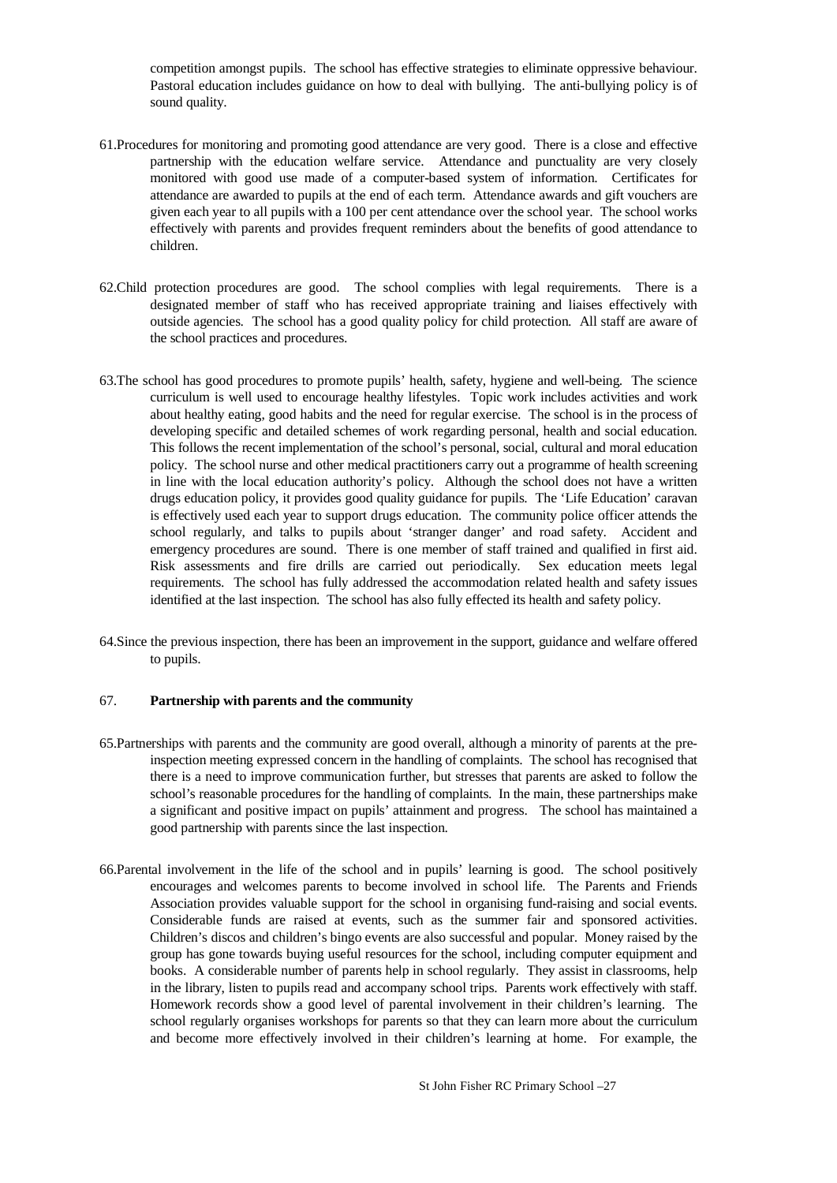competition amongst pupils. The school has effective strategies to eliminate oppressive behaviour. Pastoral education includes guidance on how to deal with bullying. The anti-bullying policy is of sound quality.

61.Procedures for monitoring and promoting good attendance are very good. There is a close and effective partnership with the education welfare service. Attendance and punctuality are very closely monitored with good use made of a computer-based system of information. Certificates for attendance are awarded to pupils at the end of each term. Attendance awards and gift vouchers are given each year to all pupils with a 100 per cent attendance over the school year. The school works effectively with parents and provides frequent reminders about the benefits of good attendance to children.

62.Child protection procedures are good. The school complies with legal requirements. There is a designated member of staff who has received appropriate training and liaises effectively with outside agencies. The school has a good quality policy for child protection. All staff are aware of the school practices and procedures.

63.The school has good procedures to promote pupils' health, safety, hygiene and well-being. The science curriculum is well used to encourage healthy lifestyles. Topic work includes activities and work about healthy eating, good habits and the need for regular exercise. The school is in the process of developing specific and detailed schemes of work regarding personal, health and social education. This follows the recent implementation of the school's personal, social, cultural and moral education policy. The school nurse and other medical practitioners carry out a programme of health screening in line with the local education authority's policy. Although the school does not have a written drugs education policy, it provides good quality guidance for pupils. The 'Life Education' caravan is effectively used each year to support drugs education. The community police officer attends the school regularly, and talks to pupils about 'stranger danger' and road safety. Accident and emergency procedures are sound. There is one member of staff trained and qualified in first aid. Risk assessments and fire drills are carried out periodically. Sex education meets legal requirements. The school has fully addressed the accommodation related health and safety issues identified at the last inspection. The school has also fully effected its health and safety policy.

64.Since the previous inspection, there has been an improvement in the support, guidance and welfare offered to pupils.

## 67. Partnership with parents and the community

65.Partnerships with parents and the community are good overall, although a minority of parents at the pre-inspection meeting expressed concern in the handling of complaints. The school has recognised that there is a need to improve communication further, but stresses that parents are asked to follow the school's reasonable procedures for the handling of complaints. In the main, these partnerships make a significant and positive impact on pupils' attainment and progress. The school has maintained a good partnership with parents since the last inspection.

66.Parental involvement in the life of the school and in pupils' learning is good. The school positively encourages and welcomes parents to become involved in school life. The Parents and Friends Association provides valuable support for the school in organising fund-raising and social events. Considerable funds are raised at events, such as the summer fair and sponsored activities. Children's discos and children's bingo events are also successful and popular. Money raised by the group has gone towards buying useful resources for the school, including computer equipment and books. A considerable number of parents help in school regularly. They assist in classrooms, help in the library, listen to pupils read and accompany school trips. Parents work effectively with staff. Homework records show a good level of parental involvement in their children's learning. The school regularly organises workshops for parents so that they can learn more about the curriculum and become more effectively involved in their children's learning at home. For example, the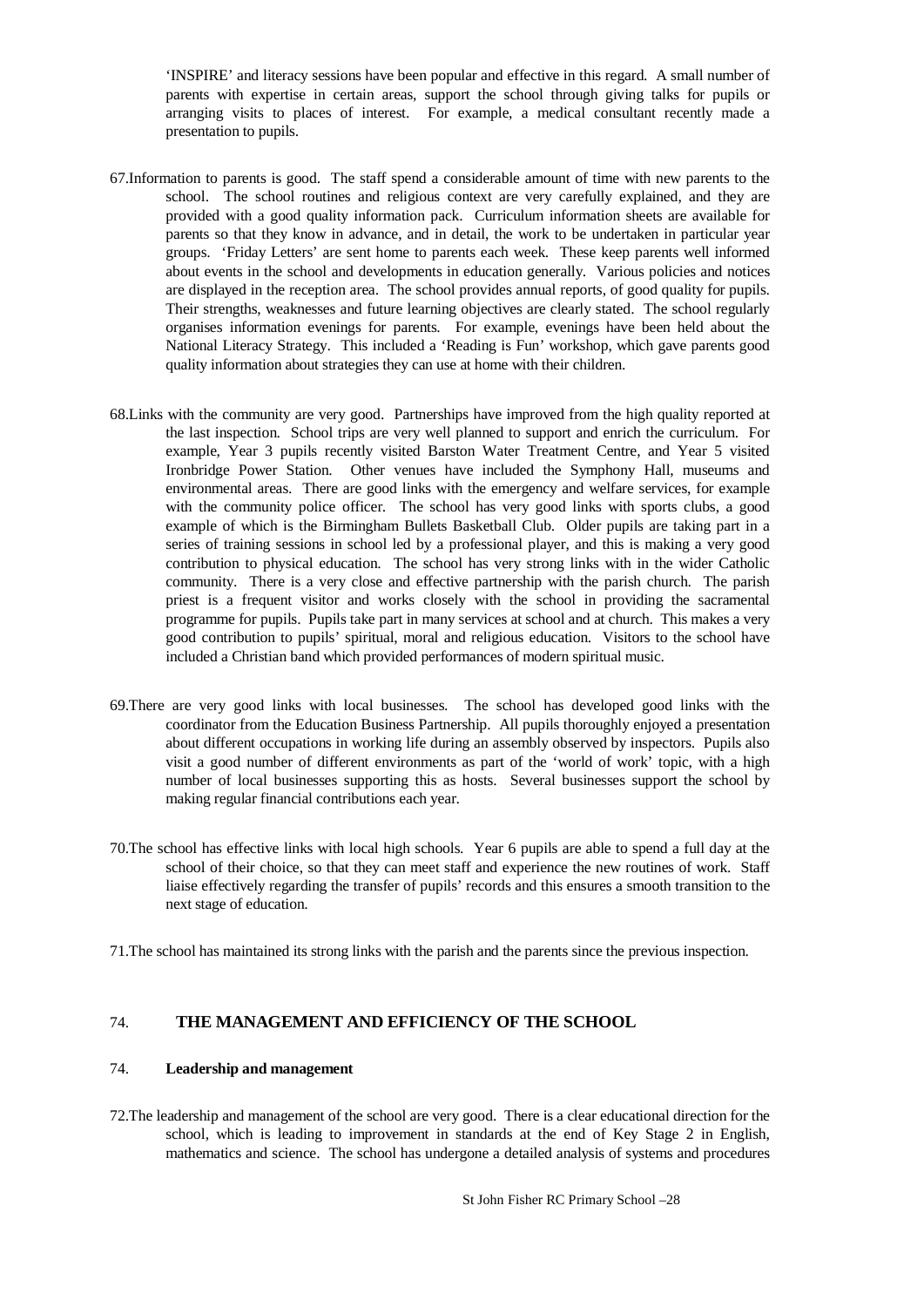'INSPIRE' and literacy sessions have been popular and effective in this regard. A small number of parents with expertise in certain areas, support the school through giving talks for pupils or arranging visits to places of interest. For example, a medical consultant recently made a presentation to pupils.

67.Information to parents is good. The staff spend a considerable amount of time with new parents to the school. The school routines and religious context are very carefully explained, and they are provided with a good quality information pack. Curriculum information sheets are available for parents so that they know in advance, and in detail, the work to be undertaken in particular year groups. 'Friday Letters' are sent home to parents each week. These keep parents well informed about events in the school and developments in education generally. Various policies and notices are displayed in the reception area. The school provides annual reports, of good quality for pupils. Their strengths, weaknesses and future learning objectives are clearly stated. The school regularly organises information evenings for parents. For example, evenings have been held about the National Literacy Strategy. This included a 'Reading is Fun' workshop, which gave parents good quality information about strategies they can use at home with their children.

68.Links with the community are very good. Partnerships have improved from the high quality reported at the last inspection. School trips are very well planned to support and enrich the curriculum. For example, Year 3 pupils recently visited Barston Water Treatment Centre, and Year 5 visited Ironbridge Power Station. Other venues have included the Symphony Hall, museums and environmental areas. There are good links with the emergency and welfare services, for example with the community police officer. The school has very good links with sports clubs, a good example of which is the Birmingham Bullets Basketball Club. Older pupils are taking part in a series of training sessions in school led by a professional player, and this is making a very good contribution to physical education. The school has very strong links with in the wider Catholic community. There is a very close and effective partnership with the parish church. The parish priest is a frequent visitor and works closely with the school in providing the sacramental programme for pupils. Pupils take part in many services at school and at church. This makes a very good contribution to pupils' spiritual, moral and religious education. Visitors to the school have included a Christian band which provided performances of modern spiritual music.

69.There are very good links with local businesses. The school has developed good links with the coordinator from the Education Business Partnership. All pupils thoroughly enjoyed a presentation about different occupations in working life during an assembly observed by inspectors. Pupils also visit a good number of different environments as part of the 'world of work' topic, with a high number of local businesses supporting this as hosts. Several businesses support the school by making regular financial contributions each year.

70.The school has effective links with local high schools. Year 6 pupils are able to spend a full day at the school of their choice, so that they can meet staff and experience the new routines of work. Staff liaise effectively regarding the transfer of pupils' records and this ensures a smooth transition to the next stage of education.

71.The school has maintained its strong links with the parish and the parents since the previous inspection.

## 74. THE MANAGEMENT AND EFFICIENCY OF THE SCHOOL

### 74. Leadership and management

72.The leadership and management of the school are very good. There is a clear educational direction for the school, which is leading to improvement in standards at the end of Key Stage 2 in English, mathematics and science. The school has undergone a detailed analysis of systems and procedures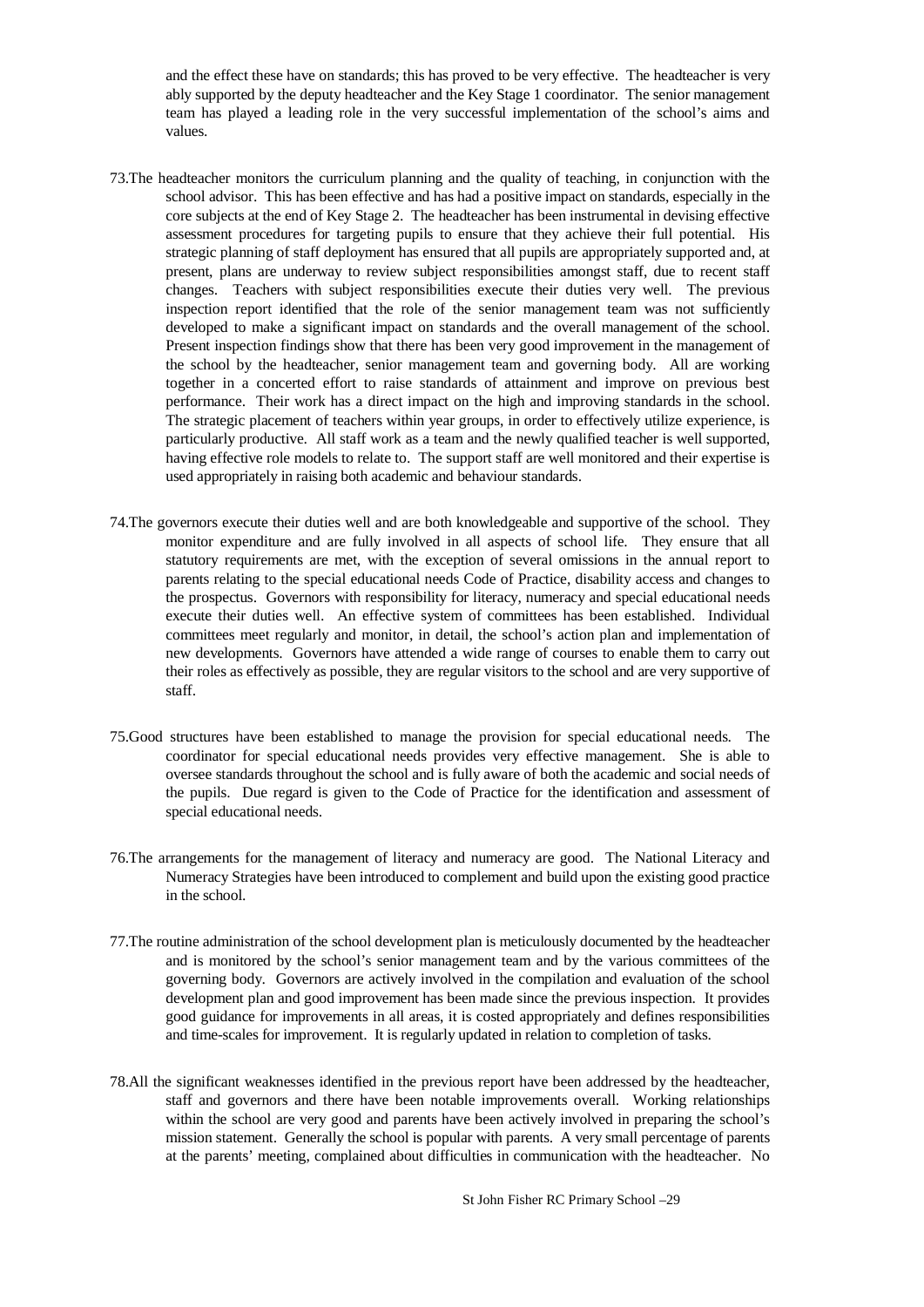and the effect these have on standards; this has proved to be very effective. The headteacher is very ably supported by the deputy headteacher and the Key Stage 1 coordinator. The senior management team has played a leading role in the very successful implementation of the school's aims and values.

73. The headteacher monitors the curriculum planning and the quality of teaching, in conjunction with the school advisor. This has been effective and has had a positive impact on standards, especially in the core subjects at the end of Key Stage 2. The headteacher has been instrumental in devising effective assessment procedures for targeting pupils to ensure that they achieve their full potential. His strategic planning of staff deployment has ensured that all pupils are appropriately supported and, at present, plans are underway to review subject responsibilities amongst staff, due to recent staff changes. Teachers with subject responsibilities execute their duties very well. The previous inspection report identified that the role of the senior management team was not sufficiently developed to make a significant impact on standards and the overall management of the school. Present inspection findings show that there has been very good improvement in the management of the school by the headteacher, senior management team and governing body. All are working together in a concerted effort to raise standards of attainment and improve on previous best performance. Their work has a direct impact on the high and improving standards in the school. The strategic placement of teachers within year groups, in order to effectively utilize experience, is particularly productive. All staff work as a team and the newly qualified teacher is well supported, having effective role models to relate to. The support staff are well monitored and their expertise is used appropriately in raising both academic and behaviour standards.

74. The governors execute their duties well and are both knowledgeable and supportive of the school. They monitor expenditure and are fully involved in all aspects of school life. They ensure that all statutory requirements are met, with the exception of several omissions in the annual report to parents relating to the special educational needs Code of Practice, disability access and changes to the prospectus. Governors with responsibility for literacy, numeracy and special educational needs execute their duties well. An effective system of committees has been established. Individual committees meet regularly and monitor, in detail, the school's action plan and implementation of new developments. Governors have attended a wide range of courses to enable them to carry out their roles as effectively as possible, they are regular visitors to the school and are very supportive of staff.

75. Good structures have been established to manage the provision for special educational needs. The coordinator for special educational needs provides very effective management. She is able to oversee standards throughout the school and is fully aware of both the academic and social needs of the pupils. Due regard is given to the Code of Practice for the identification and assessment of special educational needs.

76. The arrangements for the management of literacy and numeracy are good. The National Literacy and Numeracy Strategies have been introduced to complement and build upon the existing good practice in the school.

77. The routine administration of the school development plan is meticulously documented by the headteacher and is monitored by the school's senior management team and by the various committees of the governing body. Governors are actively involved in the compilation and evaluation of the school development plan and good improvement has been made since the previous inspection. It provides good guidance for improvements in all areas, it is costed appropriately and defines responsibilities and time-scales for improvement. It is regularly updated in relation to completion of tasks.

78. All the significant weaknesses identified in the previous report have been addressed by the headteacher, staff and governors and there have been notable improvements overall. Working relationships within the school are very good and parents have been actively involved in preparing the school's mission statement. Generally the school is popular with parents. A very small percentage of parents at the parents' meeting, complained about difficulties in communication with the headteacher. No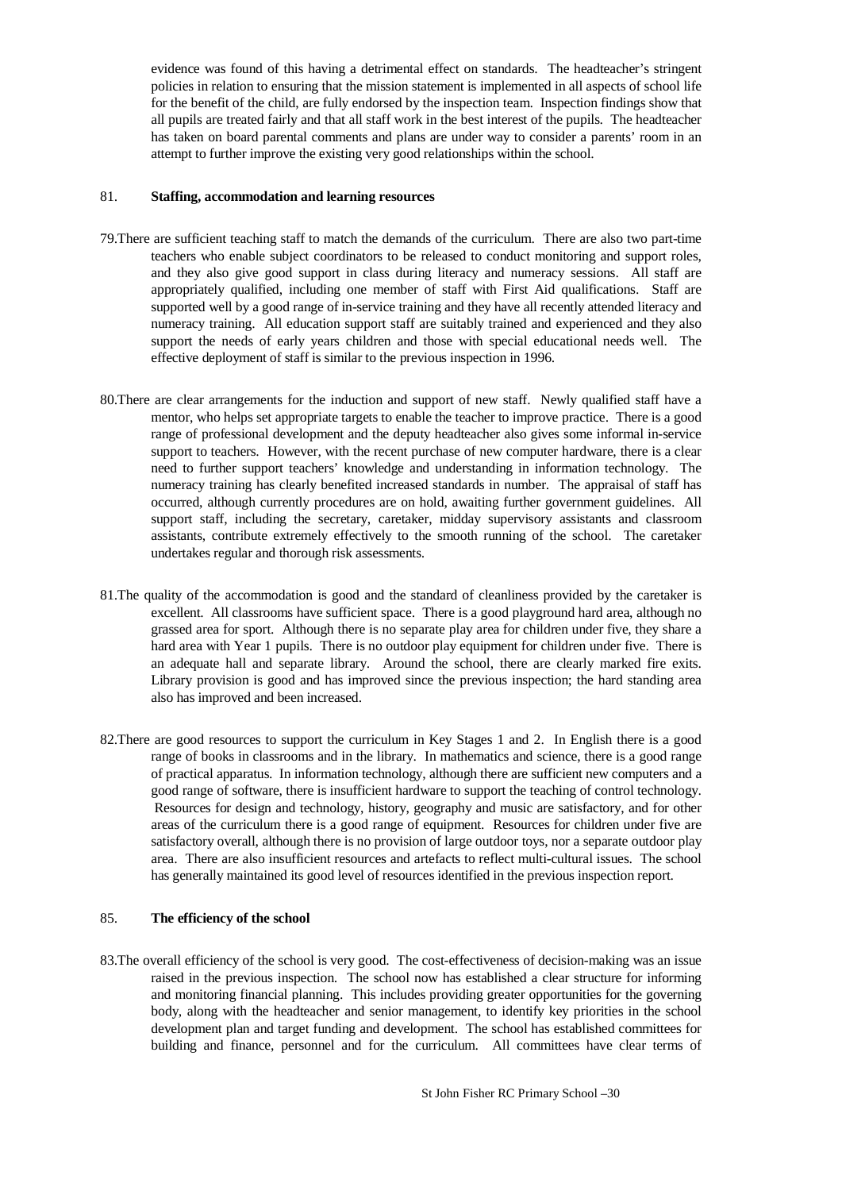evidence was found of this having a detrimental effect on standards. The headteacher's stringent policies in relation to ensuring that the mission statement is implemented in all aspects of school life for the benefit of the child, are fully endorsed by the inspection team. Inspection findings show that all pupils are treated fairly and that all staff work in the best interest of the pupils. The headteacher has taken on board parental comments and plans are under way to consider a parents' room in an attempt to further improve the existing very good relationships within the school.

81. **Staffing, accommodation and learning resources**

79.There are sufficient teaching staff to match the demands of the curriculum. There are also two part-time teachers who enable subject coordinators to be released to conduct monitoring and support roles, and they also give good support in class during literacy and numeracy sessions. All staff are appropriately qualified, including one member of staff with First Aid qualifications. Staff are supported well by a good range of in-service training and they have all recently attended literacy and numeracy training. All education support staff are suitably trained and experienced and they also support the needs of early years children and those with special educational needs well. The effective deployment of staff is similar to the previous inspection in 1996.

80.There are clear arrangements for the induction and support of new staff. Newly qualified staff have a mentor, who helps set appropriate targets to enable the teacher to improve practice. There is a good range of professional development and the deputy headteacher also gives some informal in-service support to teachers. However, with the recent purchase of new computer hardware, there is a clear need to further support teachers' knowledge and understanding in information technology. The numeracy training has clearly benefited increased standards in number. The appraisal of staff has occurred, although currently procedures are on hold, awaiting further government guidelines. All support staff, including the secretary, caretaker, midday supervisory assistants and classroom assistants, contribute extremely effectively to the smooth running of the school. The caretaker undertakes regular and thorough risk assessments.

81.The quality of the accommodation is good and the standard of cleanliness provided by the caretaker is excellent. All classrooms have sufficient space. There is a good playground hard area, although no grassed area for sport. Although there is no separate play area for children under five, they share a hard area with Year 1 pupils. There is no outdoor play equipment for children under five. There is an adequate hall and separate library. Around the school, there are clearly marked fire exits. Library provision is good and has improved since the previous inspection; the hard standing area also has improved and been increased.

82.There are good resources to support the curriculum in Key Stages 1 and 2. In English there is a good range of books in classrooms and in the library. In mathematics and science, there is a good range of practical apparatus. In information technology, although there are sufficient new computers and a good range of software, there is insufficient hardware to support the teaching of control technology. Resources for design and technology, history, geography and music are satisfactory, and for other areas of the curriculum there is a good range of equipment. Resources for children under five are satisfactory overall, although there is no provision of large outdoor toys, nor a separate outdoor play area. There are also insufficient resources and artefacts to reflect multi-cultural issues. The school has generally maintained its good level of resources identified in the previous inspection report.

85. **The efficiency of the school**

83.The overall efficiency of the school is very good. The cost-effectiveness of decision-making was an issue raised in the previous inspection. The school now has established a clear structure for informing and monitoring financial planning. This includes providing greater opportunities for the governing body, along with the headteacher and senior management, to identify key priorities in the school development plan and target funding and development. The school has established committees for building and finance, personnel and for the curriculum. All committees have clear terms of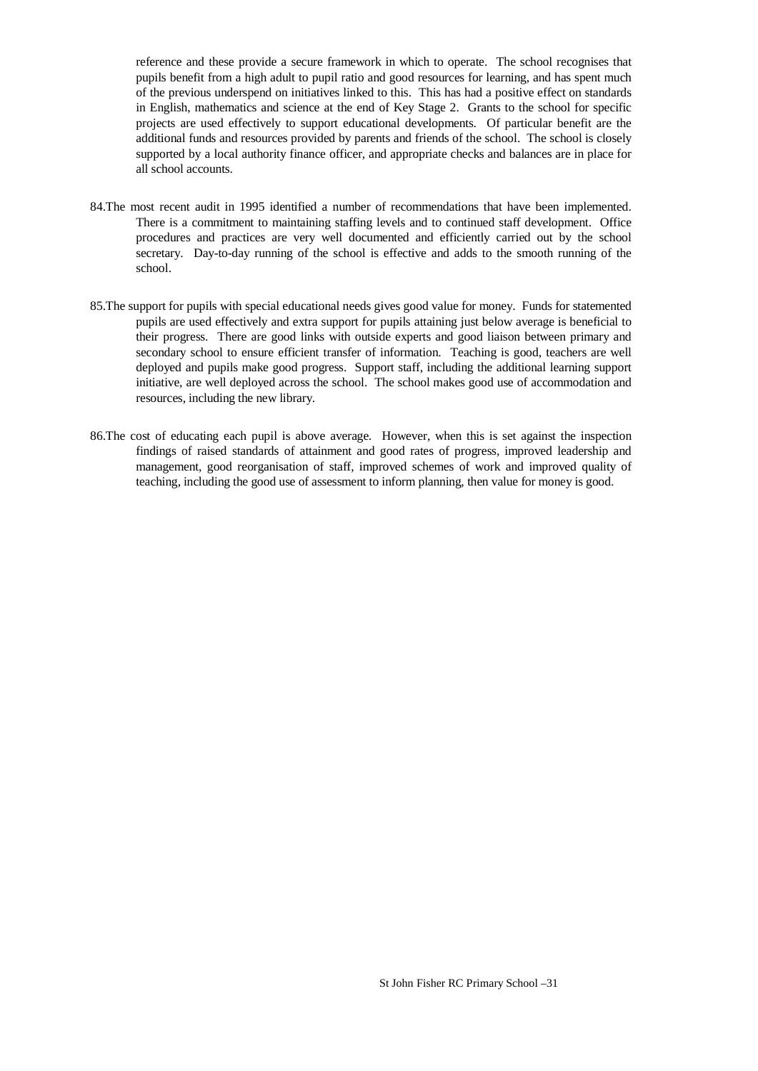reference and these provide a secure framework in which to operate. The school recognises that pupils benefit from a high adult to pupil ratio and good resources for learning, and has spent much of the previous underspend on initiatives linked to this. This has had a positive effect on standards in English, mathematics and science at the end of Key Stage 2. Grants to the school for specific projects are used effectively to support educational developments. Of particular benefit are the additional funds and resources provided by parents and friends of the school. The school is closely supported by a local authority finance officer, and appropriate checks and balances are in place for all school accounts.

84. The most recent audit in 1995 identified a number of recommendations that have been implemented. There is a commitment to maintaining staffing levels and to continued staff development. Office procedures and practices are very well documented and efficiently carried out by the school secretary. Day-to-day running of the school is effective and adds to the smooth running of the school.

85. The support for pupils with special educational needs gives good value for money. Funds for statemented pupils are used effectively and extra support for pupils attaining just below average is beneficial to their progress. There are good links with outside experts and good liaison between primary and secondary school to ensure efficient transfer of information. Teaching is good, teachers are well deployed and pupils make good progress. Support staff, including the additional learning support initiative, are well deployed across the school. The school makes good use of accommodation and resources, including the new library.

86. The cost of educating each pupil is above average. However, when this is set against the inspection findings of raised standards of attainment and good rates of progress, improved leadership and management, good reorganisation of staff, improved schemes of work and improved quality of teaching, including the good use of assessment to inform planning, then value for money is good.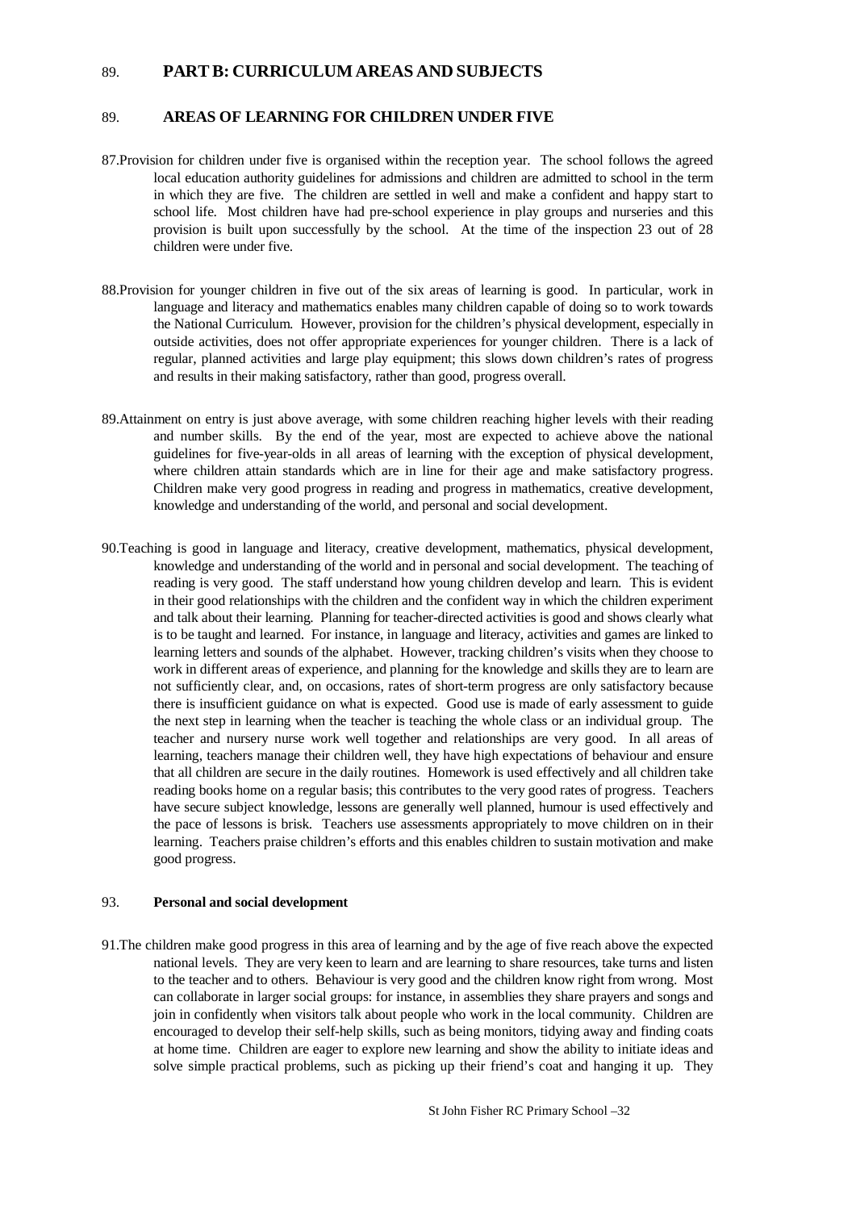89. **PART B: CURRICULUM AREAS AND SUBJECTS**

89. **AREAS OF LEARNING FOR CHILDREN UNDER FIVE**

87.Provision for children under five is organised within the reception year. The school follows the agreed local education authority guidelines for admissions and children are admitted to school in the term in which they are five. The children are settled in well and make a confident and happy start to school life. Most children have had pre-school experience in play groups and nurseries and this provision is built upon successfully by the school. At the time of the inspection 23 out of 28 children were under five.

88.Provision for younger children in five out of the six areas of learning is good. In particular, work in language and literacy and mathematics enables many children capable of doing so to work towards the National Curriculum. However, provision for the children's physical development, especially in outside activities, does not offer appropriate experiences for younger children. There is a lack of regular, planned activities and large play equipment; this slows down children's rates of progress and results in their making satisfactory, rather than good, progress overall.

89.Attainment on entry is just above average, with some children reaching higher levels with their reading and number skills. By the end of the year, most are expected to achieve above the national guidelines for five-year-olds in all areas of learning with the exception of physical development, where children attain standards which are in line for their age and make satisfactory progress. Children make very good progress in reading and progress in mathematics, creative development, knowledge and understanding of the world, and personal and social development.

90.Teaching is good in language and literacy, creative development, mathematics, physical development, knowledge and understanding of the world and in personal and social development. The teaching of reading is very good. The staff understand how young children develop and learn. This is evident in their good relationships with the children and the confident way in which the children experiment and talk about their learning. Planning for teacher-directed activities is good and shows clearly what is to be taught and learned. For instance, in language and literacy, activities and games are linked to learning letters and sounds of the alphabet. However, tracking children's visits when they choose to work in different areas of experience, and planning for the knowledge and skills they are to learn are not sufficiently clear, and, on occasions, rates of short-term progress are only satisfactory because there is insufficient guidance on what is expected. Good use is made of early assessment to guide the next step in learning when the teacher is teaching the whole class or an individual group. The teacher and nursery nurse work well together and relationships are very good. In all areas of learning, teachers manage their children well, they have high expectations of behaviour and ensure that all children are secure in the daily routines. Homework is used effectively and all children take reading books home on a regular basis; this contributes to the very good rates of progress. Teachers have secure subject knowledge, lessons are generally well planned, humour is used effectively and the pace of lessons is brisk. Teachers use assessments appropriately to move children on in their learning. Teachers praise children's efforts and this enables children to sustain motivation and make good progress.

93. **Personal and social development**

91.The children make good progress in this area of learning and by the age of five reach above the expected national levels. They are very keen to learn and are learning to share resources, take turns and listen to the teacher and to others. Behaviour is very good and the children know right from wrong. Most can collaborate in larger social groups: for instance, in assemblies they share prayers and songs and join in confidently when visitors talk about people who work in the local community. Children are encouraged to develop their self-help skills, such as being monitors, tidying away and finding coats at home time. Children are eager to explore new learning and show the ability to initiate ideas and solve simple practical problems, such as picking up their friend's coat and hanging it up. They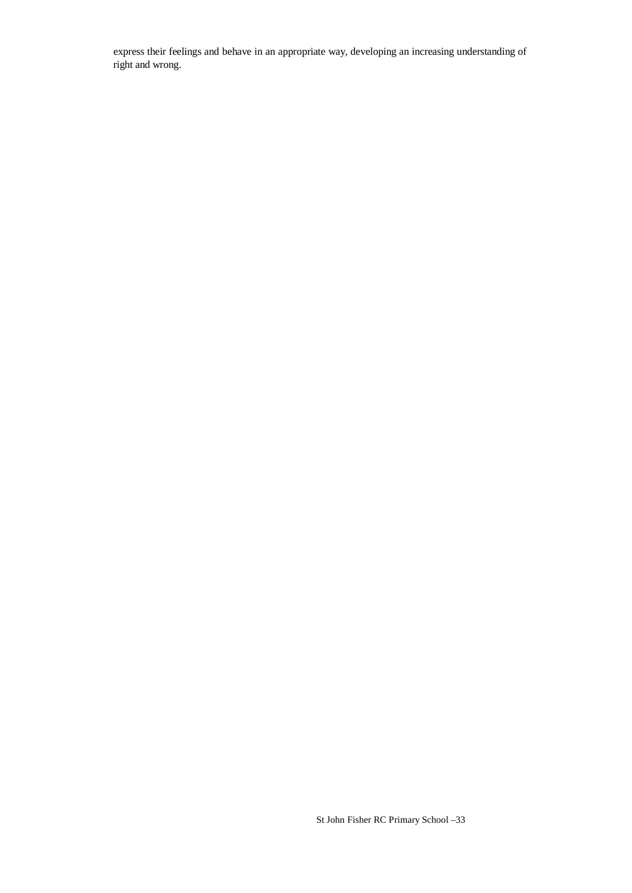express their feelings and behave in an appropriate way, developing an increasing understanding of right and wrong.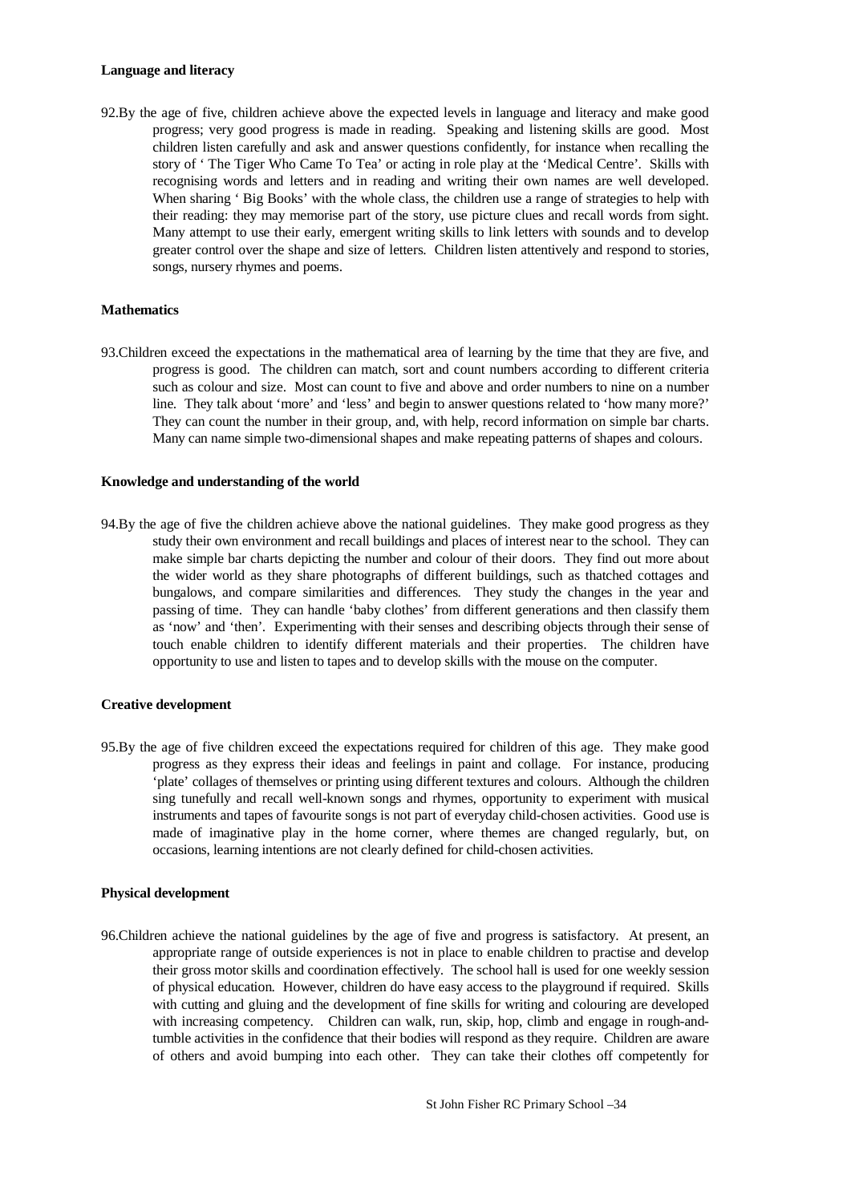**Language and literacy**

92.By the age of five, children achieve above the expected levels in language and literacy and make good progress; very good progress is made in reading. Speaking and listening skills are good. Most children listen carefully and ask and answer questions confidently, for instance when recalling the story of ' The Tiger Who Came To Tea' or acting in role play at the 'Medical Centre'. Skills with recognising words and letters and in reading and writing their own names are well developed. When sharing ' Big Books' with the whole class, the children use a range of strategies to help with their reading: they may memorise part of the story, use picture clues and recall words from sight. Many attempt to use their early, emergent writing skills to link letters with sounds and to develop greater control over the shape and size of letters. Children listen attentively and respond to stories, songs, nursery rhymes and poems.

**Mathematics**

93.Children exceed the expectations in the mathematical area of learning by the time that they are five, and progress is good. The children can match, sort and count numbers according to different criteria such as colour and size. Most can count to five and above and order numbers to nine on a number line. They talk about 'more' and 'less' and begin to answer questions related to 'how many more?' They can count the number in their group, and, with help, record information on simple bar charts. Many can name simple two-dimensional shapes and make repeating patterns of shapes and colours.

**Knowledge and understanding of the world**

94.By the age of five the children achieve above the national guidelines. They make good progress as they study their own environment and recall buildings and places of interest near to the school. They can make simple bar charts depicting the number and colour of their doors. They find out more about the wider world as they share photographs of different buildings, such as thatched cottages and bungalows, and compare similarities and differences. They study the changes in the year and passing of time. They can handle 'baby clothes' from different generations and then classify them as 'now' and 'then'. Experimenting with their senses and describing objects through their sense of touch enable children to identify different materials and their properties. The children have opportunity to use and listen to tapes and to develop skills with the mouse on the computer.

**Creative development**

95.By the age of five children exceed the expectations required for children of this age. They make good progress as they express their ideas and feelings in paint and collage. For instance, producing 'plate' collages of themselves or printing using different textures and colours. Although the children sing tunefully and recall well-known songs and rhymes, opportunity to experiment with musical instruments and tapes of favourite songs is not part of everyday child-chosen activities. Good use is made of imaginative play in the home corner, where themes are changed regularly, but, on occasions, learning intentions are not clearly defined for child-chosen activities.

**Physical development**

96.Children achieve the national guidelines by the age of five and progress is satisfactory. At present, an appropriate range of outside experiences is not in place to enable children to practise and develop their gross motor skills and coordination effectively. The school hall is used for one weekly session of physical education. However, children do have easy access to the playground if required. Skills with cutting and gluing and the development of fine skills for writing and colouring are developed with increasing competency. Children can walk, run, skip, hop, climb and engage in rough-and-tumble activities in the confidence that their bodies will respond as they require. Children are aware of others and avoid bumping into each other. They can take their clothes off competently for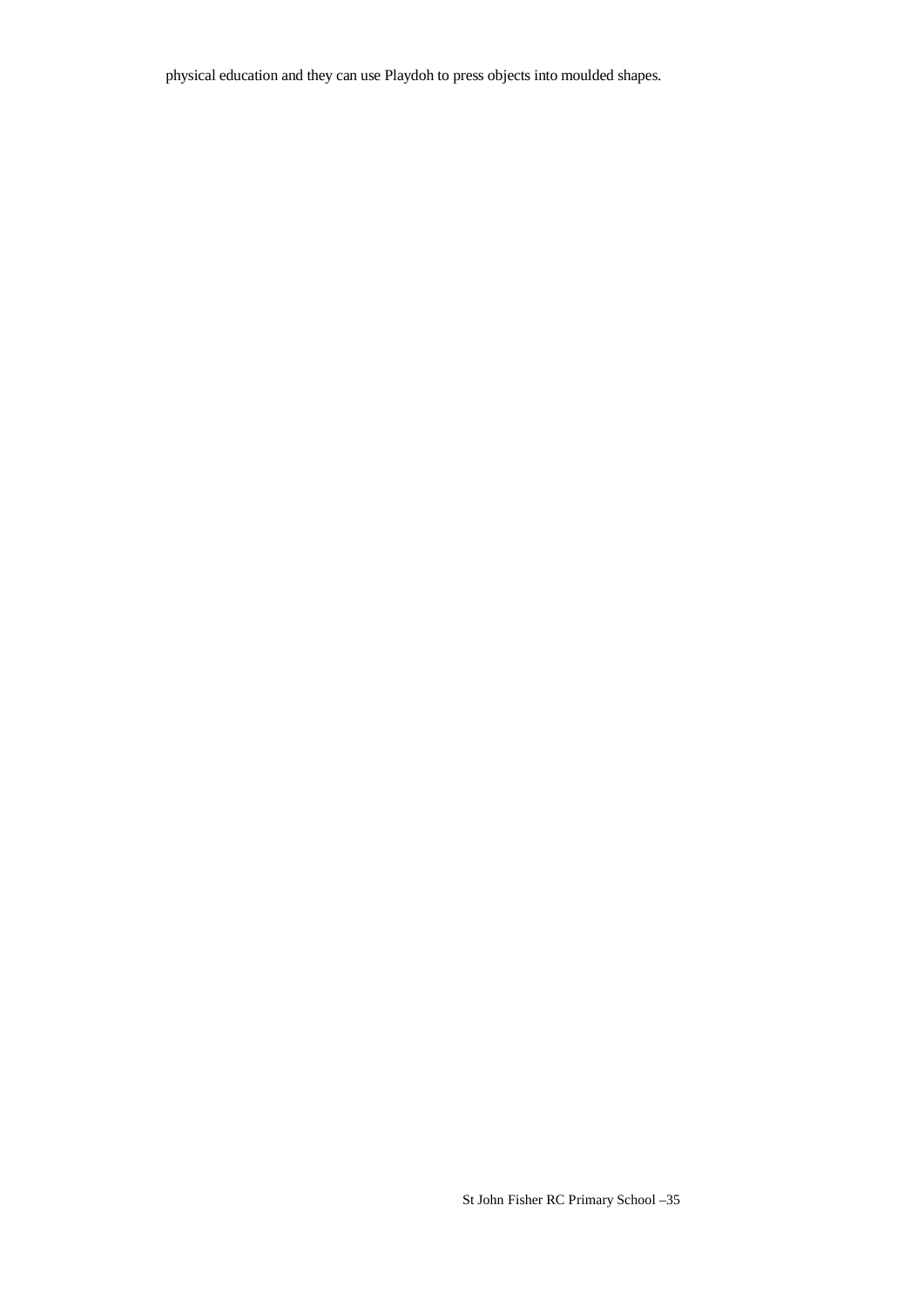physical education and they can use Playdoh to press objects into moulded shapes.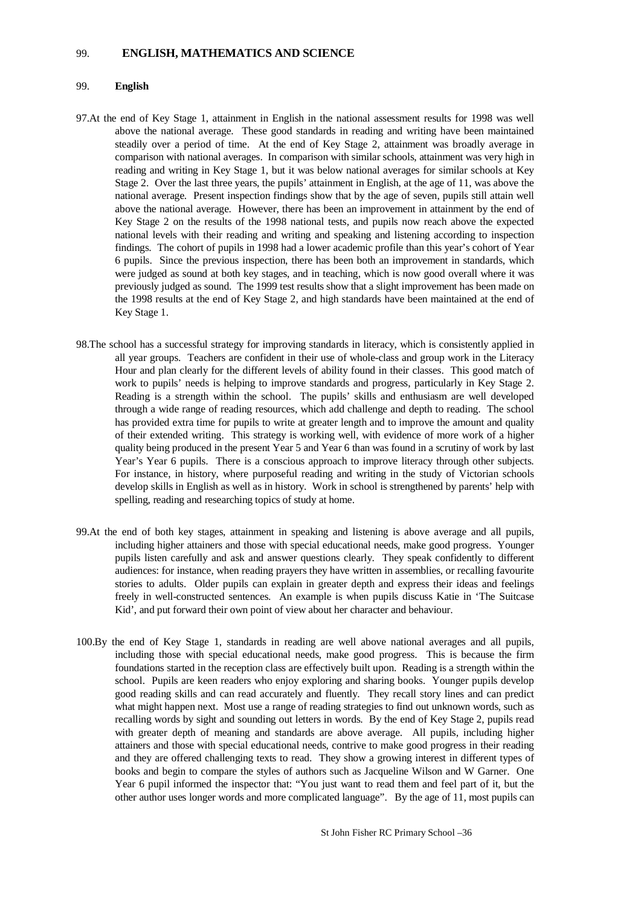## 99. ENGLISH, MATHEMATICS AND SCIENCE

### 99. English

97.At the end of Key Stage 1, attainment in English in the national assessment results for 1998 was well above the national average. These good standards in reading and writing have been maintained steadily over a period of time. At the end of Key Stage 2, attainment was broadly average in comparison with national averages. In comparison with similar schools, attainment was very high in reading and writing in Key Stage 1, but it was below national averages for similar schools at Key Stage 2. Over the last three years, the pupils' attainment in English, at the age of 11, was above the national average. Present inspection findings show that by the age of seven, pupils still attain well above the national average. However, there has been an improvement in attainment by the end of Key Stage 2 on the results of the 1998 national tests, and pupils now reach above the expected national levels with their reading and writing and speaking and listening according to inspection findings. The cohort of pupils in 1998 had a lower academic profile than this year's cohort of Year 6 pupils. Since the previous inspection, there has been both an improvement in standards, which were judged as sound at both key stages, and in teaching, which is now good overall where it was previously judged as sound. The 1999 test results show that a slight improvement has been made on the 1998 results at the end of Key Stage 2, and high standards have been maintained at the end of Key Stage 1.

98.The school has a successful strategy for improving standards in literacy, which is consistently applied in all year groups. Teachers are confident in their use of whole-class and group work in the Literacy Hour and plan clearly for the different levels of ability found in their classes. This good match of work to pupils' needs is helping to improve standards and progress, particularly in Key Stage 2. Reading is a strength within the school. The pupils' skills and enthusiasm are well developed through a wide range of reading resources, which add challenge and depth to reading. The school has provided extra time for pupils to write at greater length and to improve the amount and quality of their extended writing. This strategy is working well, with evidence of more work of a higher quality being produced in the present Year 5 and Year 6 than was found in a scrutiny of work by last Year's Year 6 pupils. There is a conscious approach to improve literacy through other subjects. For instance, in history, where purposeful reading and writing in the study of Victorian schools develop skills in English as well as in history. Work in school is strengthened by parents' help with spelling, reading and researching topics of study at home.

99.At the end of both key stages, attainment in speaking and listening is above average and all pupils, including higher attainers and those with special educational needs, make good progress. Younger pupils listen carefully and ask and answer questions clearly. They speak confidently to different audiences: for instance, when reading prayers they have written in assemblies, or recalling favourite stories to adults. Older pupils can explain in greater depth and express their ideas and feelings freely in well-constructed sentences. An example is when pupils discuss Katie in 'The Suitcase Kid', and put forward their own point of view about her character and behaviour.

100.By the end of Key Stage 1, standards in reading are well above national averages and all pupils, including those with special educational needs, make good progress. This is because the firm foundations started in the reception class are effectively built upon. Reading is a strength within the school. Pupils are keen readers who enjoy exploring and sharing books. Younger pupils develop good reading skills and can read accurately and fluently. They recall story lines and can predict what might happen next. Most use a range of reading strategies to find out unknown words, such as recalling words by sight and sounding out letters in words. By the end of Key Stage 2, pupils read with greater depth of meaning and standards are above average. All pupils, including higher attainers and those with special educational needs, contrive to make good progress in their reading and they are offered challenging texts to read. They show a growing interest in different types of books and begin to compare the styles of authors such as Jacqueline Wilson and W Garner. One Year 6 pupil informed the inspector that: "You just want to read them and feel part of it, but the other author uses longer words and more complicated language". By the age of 11, most pupils can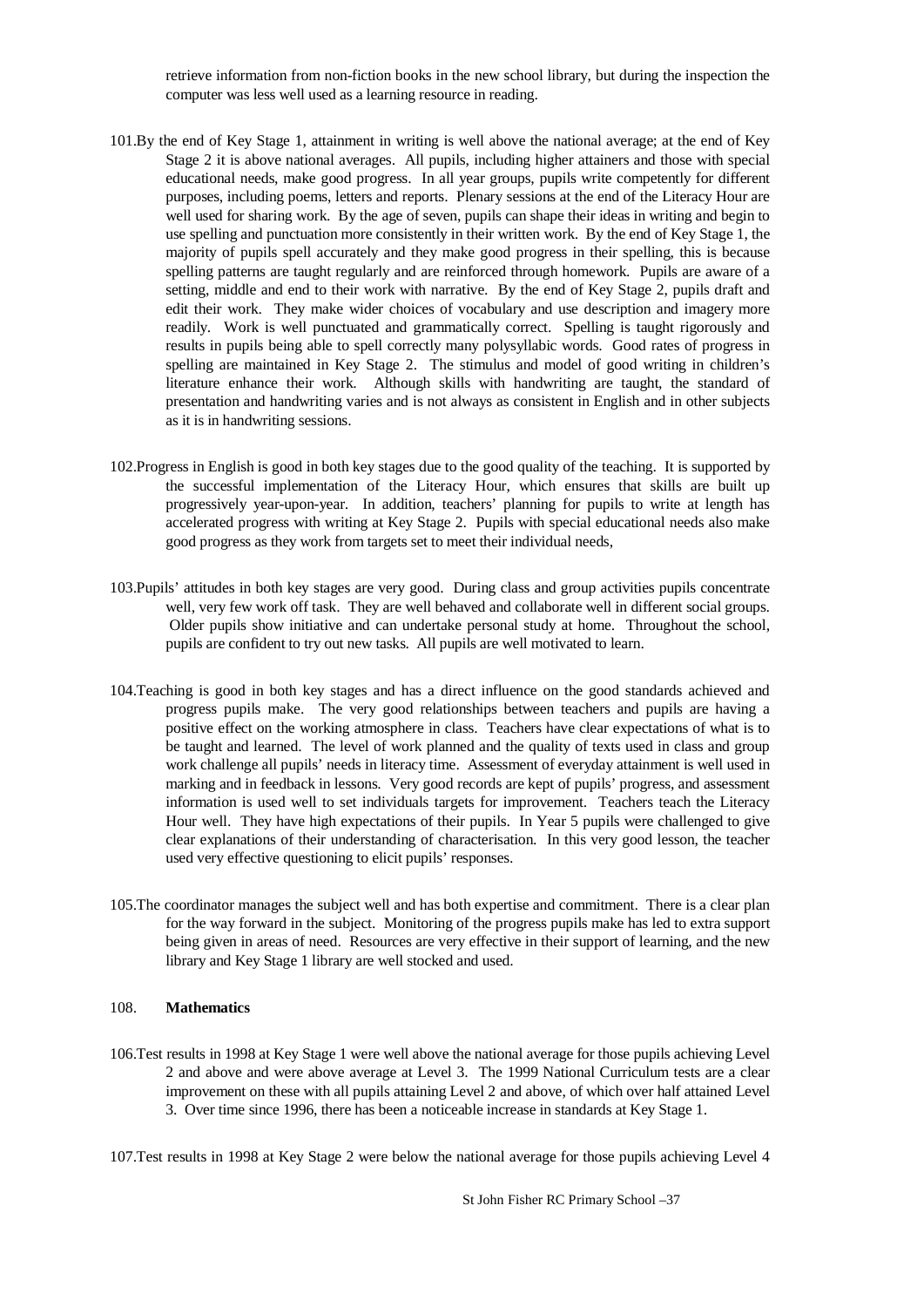retrieve information from non-fiction books in the new school library, but during the inspection the computer was less well used as a learning resource in reading.

101.By the end of Key Stage 1, attainment in writing is well above the national average; at the end of Key Stage 2 it is above national averages. All pupils, including higher attainers and those with special educational needs, make good progress. In all year groups, pupils write competently for different purposes, including poems, letters and reports. Plenary sessions at the end of the Literacy Hour are well used for sharing work. By the age of seven, pupils can shape their ideas in writing and begin to use spelling and punctuation more consistently in their written work. By the end of Key Stage 1, the majority of pupils spell accurately and they make good progress in their spelling, this is because spelling patterns are taught regularly and are reinforced through homework. Pupils are aware of a setting, middle and end to their work with narrative. By the end of Key Stage 2, pupils draft and edit their work. They make wider choices of vocabulary and use description and imagery more readily. Work is well punctuated and grammatically correct. Spelling is taught rigorously and results in pupils being able to spell correctly many polysyllabic words. Good rates of progress in spelling are maintained in Key Stage 2. The stimulus and model of good writing in children's literature enhance their work. Although skills with handwriting are taught, the standard of presentation and handwriting varies and is not always as consistent in English and in other subjects as it is in handwriting sessions.

102.Progress in English is good in both key stages due to the good quality of the teaching. It is supported by the successful implementation of the Literacy Hour, which ensures that skills are built up progressively year-upon-year. In addition, teachers' planning for pupils to write at length has accelerated progress with writing at Key Stage 2. Pupils with special educational needs also make good progress as they work from targets set to meet their individual needs,

103.Pupils' attitudes in both key stages are very good. During class and group activities pupils concentrate well, very few work off task. They are well behaved and collaborate well in different social groups. Older pupils show initiative and can undertake personal study at home. Throughout the school, pupils are confident to try out new tasks. All pupils are well motivated to learn.

104.Teaching is good in both key stages and has a direct influence on the good standards achieved and progress pupils make. The very good relationships between teachers and pupils are having a positive effect on the working atmosphere in class. Teachers have clear expectations of what is to be taught and learned. The level of work planned and the quality of texts used in class and group work challenge all pupils' needs in literacy time. Assessment of everyday attainment is well used in marking and in feedback in lessons. Very good records are kept of pupils' progress, and assessment information is used well to set individuals targets for improvement. Teachers teach the Literacy Hour well. They have high expectations of their pupils. In Year 5 pupils were challenged to give clear explanations of their understanding of characterisation. In this very good lesson, the teacher used very effective questioning to elicit pupils' responses.

105.The coordinator manages the subject well and has both expertise and commitment. There is a clear plan for the way forward in the subject. Monitoring of the progress pupils make has led to extra support being given in areas of need. Resources are very effective in their support of learning, and the new library and Key Stage 1 library are well stocked and used.

### 108. **Mathematics**

106.Test results in 1998 at Key Stage 1 were well above the national average for those pupils achieving Level 2 and above and were above average at Level 3. The 1999 National Curriculum tests are a clear improvement on these with all pupils attaining Level 2 and above, of which over half attained Level 3. Over time since 1996, there has been a noticeable increase in standards at Key Stage 1.

107.Test results in 1998 at Key Stage 2 were below the national average for those pupils achieving Level 4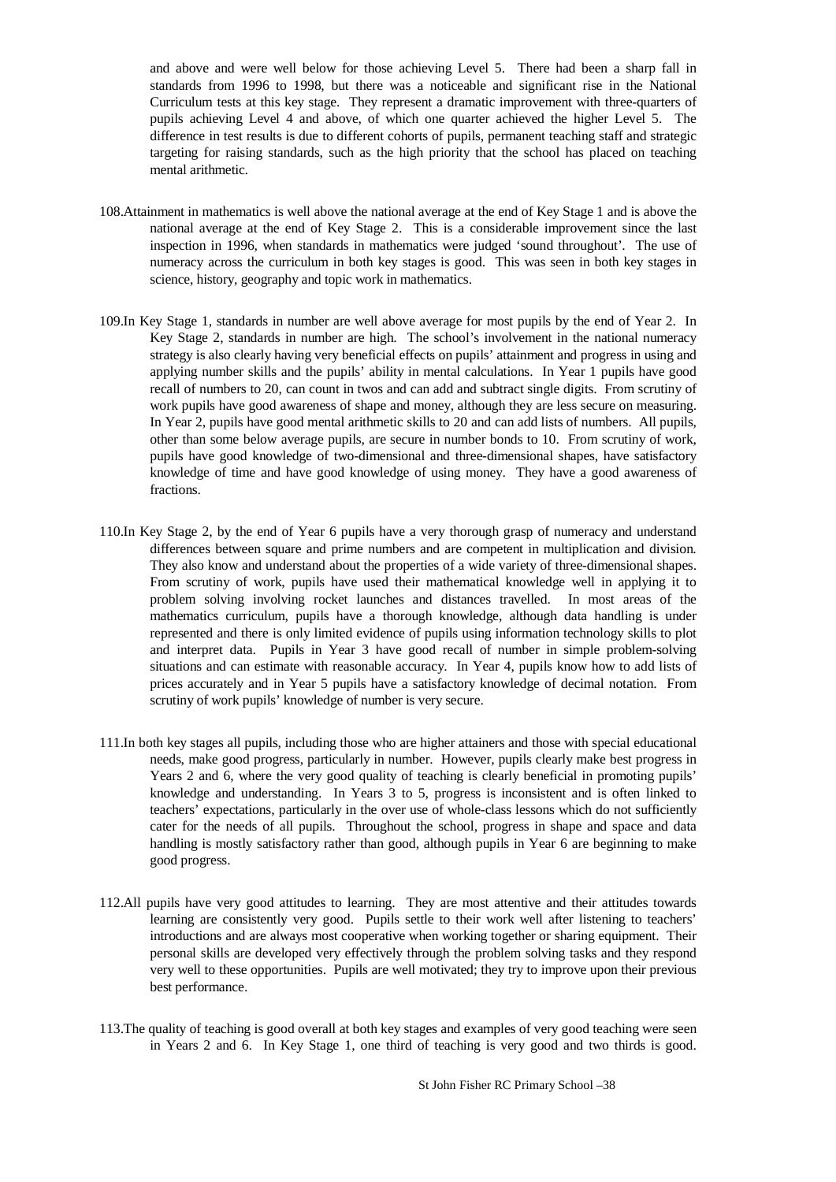and above and were well below for those achieving Level 5. There had been a sharp fall in standards from 1996 to 1998, but there was a noticeable and significant rise in the National Curriculum tests at this key stage. They represent a dramatic improvement with three-quarters of pupils achieving Level 4 and above, of which one quarter achieved the higher Level 5. The difference in test results is due to different cohorts of pupils, permanent teaching staff and strategic targeting for raising standards, such as the high priority that the school has placed on teaching mental arithmetic.

108.Attainment in mathematics is well above the national average at the end of Key Stage 1 and is above the national average at the end of Key Stage 2. This is a considerable improvement since the last inspection in 1996, when standards in mathematics were judged 'sound throughout'. The use of numeracy across the curriculum in both key stages is good. This was seen in both key stages in science, history, geography and topic work in mathematics.

109.In Key Stage 1, standards in number are well above average for most pupils by the end of Year 2. In Key Stage 2, standards in number are high. The school's involvement in the national numeracy strategy is also clearly having very beneficial effects on pupils' attainment and progress in using and applying number skills and the pupils' ability in mental calculations. In Year 1 pupils have good recall of numbers to 20, can count in twos and can add and subtract single digits. From scrutiny of work pupils have good awareness of shape and money, although they are less secure on measuring. In Year 2, pupils have good mental arithmetic skills to 20 and can add lists of numbers. All pupils, other than some below average pupils, are secure in number bonds to 10. From scrutiny of work, pupils have good knowledge of two-dimensional and three-dimensional shapes, have satisfactory knowledge of time and have good knowledge of using money. They have a good awareness of fractions.

110.In Key Stage 2, by the end of Year 6 pupils have a very thorough grasp of numeracy and understand differences between square and prime numbers and are competent in multiplication and division. They also know and understand about the properties of a wide variety of three-dimensional shapes. From scrutiny of work, pupils have used their mathematical knowledge well in applying it to problem solving involving rocket launches and distances travelled. In most areas of the mathematics curriculum, pupils have a thorough knowledge, although data handling is under represented and there is only limited evidence of pupils using information technology skills to plot and interpret data. Pupils in Year 3 have good recall of number in simple problem-solving situations and can estimate with reasonable accuracy. In Year 4, pupils know how to add lists of prices accurately and in Year 5 pupils have a satisfactory knowledge of decimal notation. From scrutiny of work pupils' knowledge of number is very secure.

111.In both key stages all pupils, including those who are higher attainers and those with special educational needs, make good progress, particularly in number. However, pupils clearly make best progress in Years 2 and 6, where the very good quality of teaching is clearly beneficial in promoting pupils' knowledge and understanding. In Years 3 to 5, progress is inconsistent and is often linked to teachers' expectations, particularly in the over use of whole-class lessons which do not sufficiently cater for the needs of all pupils. Throughout the school, progress in shape and space and data handling is mostly satisfactory rather than good, although pupils in Year 6 are beginning to make good progress.

112.All pupils have very good attitudes to learning. They are most attentive and their attitudes towards learning are consistently very good. Pupils settle to their work well after listening to teachers' introductions and are always most cooperative when working together or sharing equipment. Their personal skills are developed very effectively through the problem solving tasks and they respond very well to these opportunities. Pupils are well motivated; they try to improve upon their previous best performance.

113.The quality of teaching is good overall at both key stages and examples of very good teaching were seen in Years 2 and 6. In Key Stage 1, one third of teaching is very good and two thirds is good.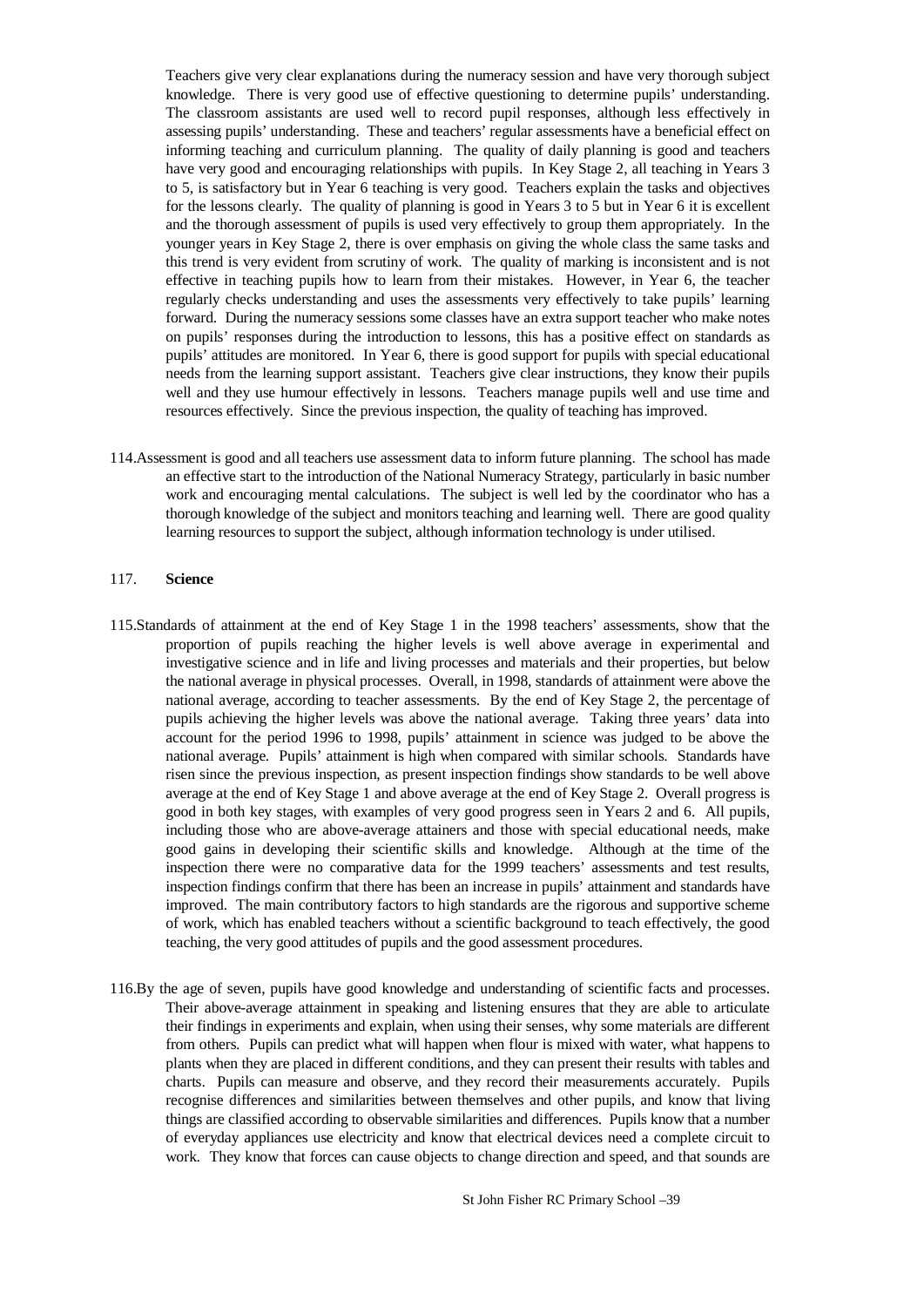Teachers give very clear explanations during the numeracy session and have very thorough subject knowledge. There is very good use of effective questioning to determine pupils' understanding. The classroom assistants are used well to record pupil responses, although less effectively in assessing pupils' understanding. These and teachers' regular assessments have a beneficial effect on informing teaching and curriculum planning. The quality of daily planning is good and teachers have very good and encouraging relationships with pupils. In Key Stage 2, all teaching in Years 3 to 5, is satisfactory but in Year 6 teaching is very good. Teachers explain the tasks and objectives for the lessons clearly. The quality of planning is good in Years 3 to 5 but in Year 6 it is excellent and the thorough assessment of pupils is used very effectively to group them appropriately. In the younger years in Key Stage 2, there is over emphasis on giving the whole class the same tasks and this trend is very evident from scrutiny of work. The quality of marking is inconsistent and is not effective in teaching pupils how to learn from their mistakes. However, in Year 6, the teacher regularly checks understanding and uses the assessments very effectively to take pupils' learning forward. During the numeracy sessions some classes have an extra support teacher who make notes on pupils' responses during the introduction to lessons, this has a positive effect on standards as pupils' attitudes are monitored. In Year 6, there is good support for pupils with special educational needs from the learning support assistant. Teachers give clear instructions, they know their pupils well and they use humour effectively in lessons. Teachers manage pupils well and use time and resources effectively. Since the previous inspection, the quality of teaching has improved.

114.Assessment is good and all teachers use assessment data to inform future planning. The school has made an effective start to the introduction of the National Numeracy Strategy, particularly in basic number work and encouraging mental calculations. The subject is well led by the coordinator who has a thorough knowledge of the subject and monitors teaching and learning well. There are good quality learning resources to support the subject, although information technology is under utilised.

117. **Science**

115.Standards of attainment at the end of Key Stage 1 in the 1998 teachers' assessments, show that the proportion of pupils reaching the higher levels is well above average in experimental and investigative science and in life and living processes and materials and their properties, but below the national average in physical processes. Overall, in 1998, standards of attainment were above the national average, according to teacher assessments. By the end of Key Stage 2, the percentage of pupils achieving the higher levels was above the national average. Taking three years' data into account for the period 1996 to 1998, pupils' attainment in science was judged to be above the national average. Pupils' attainment is high when compared with similar schools. Standards have risen since the previous inspection, as present inspection findings show standards to be well above average at the end of Key Stage 1 and above average at the end of Key Stage 2. Overall progress is good in both key stages, with examples of very good progress seen in Years 2 and 6. All pupils, including those who are above-average attainers and those with special educational needs, make good gains in developing their scientific skills and knowledge. Although at the time of the inspection there were no comparative data for the 1999 teachers' assessments and test results, inspection findings confirm that there has been an increase in pupils' attainment and standards have improved. The main contributory factors to high standards are the rigorous and supportive scheme of work, which has enabled teachers without a scientific background to teach effectively, the good teaching, the very good attitudes of pupils and the good assessment procedures.

116.By the age of seven, pupils have good knowledge and understanding of scientific facts and processes. Their above-average attainment in speaking and listening ensures that they are able to articulate their findings in experiments and explain, when using their senses, why some materials are different from others. Pupils can predict what will happen when flour is mixed with water, what happens to plants when they are placed in different conditions, and they can present their results with tables and charts. Pupils can measure and observe, and they record their measurements accurately. Pupils recognise differences and similarities between themselves and other pupils, and know that living things are classified according to observable similarities and differences. Pupils know that a number of everyday appliances use electricity and know that electrical devices need a complete circuit to work. They know that forces can cause objects to change direction and speed, and that sounds are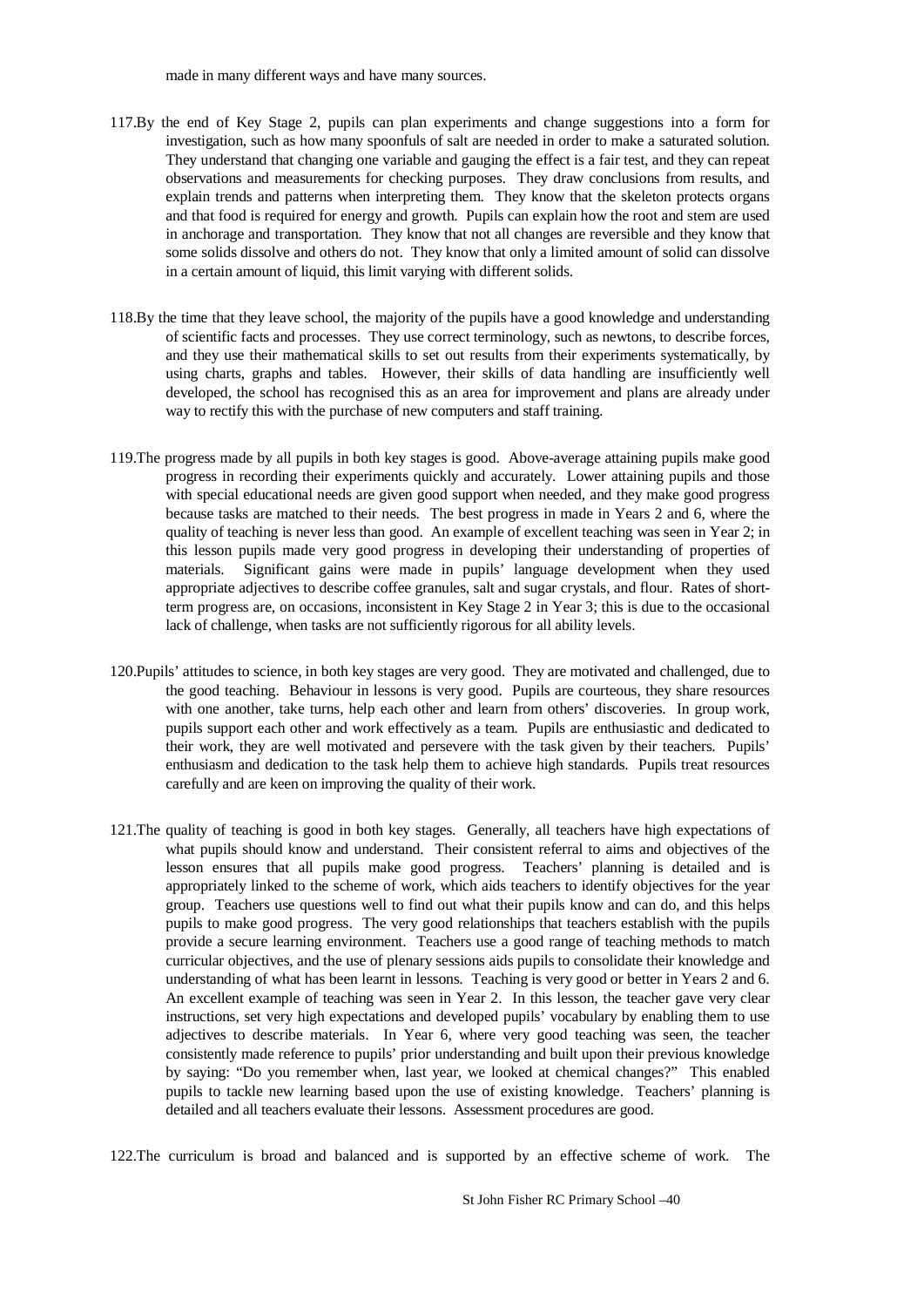made in many different ways and have many sources.

117.By the end of Key Stage 2, pupils can plan experiments and change suggestions into a form for investigation, such as how many spoonfuls of salt are needed in order to make a saturated solution. They understand that changing one variable and gauging the effect is a fair test, and they can repeat observations and measurements for checking purposes. They draw conclusions from results, and explain trends and patterns when interpreting them. They know that the skeleton protects organs and that food is required for energy and growth. Pupils can explain how the root and stem are used in anchorage and transportation. They know that not all changes are reversible and they know that some solids dissolve and others do not. They know that only a limited amount of solid can dissolve in a certain amount of liquid, this limit varying with different solids.

118.By the time that they leave school, the majority of the pupils have a good knowledge and understanding of scientific facts and processes. They use correct terminology, such as newtons, to describe forces, and they use their mathematical skills to set out results from their experiments systematically, by using charts, graphs and tables. However, their skills of data handling are insufficiently well developed, the school has recognised this as an area for improvement and plans are already under way to rectify this with the purchase of new computers and staff training.

119.The progress made by all pupils in both key stages is good. Above-average attaining pupils make good progress in recording their experiments quickly and accurately. Lower attaining pupils and those with special educational needs are given good support when needed, and they make good progress because tasks are matched to their needs. The best progress in made in Years 2 and 6, where the quality of teaching is never less than good. An example of excellent teaching was seen in Year 2; in this lesson pupils made very good progress in developing their understanding of properties of materials. Significant gains were made in pupils' language development when they used appropriate adjectives to describe coffee granules, salt and sugar crystals, and flour. Rates of short-term progress are, on occasions, inconsistent in Key Stage 2 in Year 3; this is due to the occasional lack of challenge, when tasks are not sufficiently rigorous for all ability levels.

120.Pupils' attitudes to science, in both key stages are very good. They are motivated and challenged, due to the good teaching. Behaviour in lessons is very good. Pupils are courteous, they share resources with one another, take turns, help each other and learn from others' discoveries. In group work, pupils support each other and work effectively as a team. Pupils are enthusiastic and dedicated to their work, they are well motivated and persevere with the task given by their teachers. Pupils' enthusiasm and dedication to the task help them to achieve high standards. Pupils treat resources carefully and are keen on improving the quality of their work.

121.The quality of teaching is good in both key stages. Generally, all teachers have high expectations of what pupils should know and understand. Their consistent referral to aims and objectives of the lesson ensures that all pupils make good progress. Teachers' planning is detailed and is appropriately linked to the scheme of work, which aids teachers to identify objectives for the year group. Teachers use questions well to find out what their pupils know and can do, and this helps pupils to make good progress. The very good relationships that teachers establish with the pupils provide a secure learning environment. Teachers use a good range of teaching methods to match curricular objectives, and the use of plenary sessions aids pupils to consolidate their knowledge and understanding of what has been learnt in lessons. Teaching is very good or better in Years 2 and 6. An excellent example of teaching was seen in Year 2. In this lesson, the teacher gave very clear instructions, set very high expectations and developed pupils' vocabulary by enabling them to use adjectives to describe materials. In Year 6, where very good teaching was seen, the teacher consistently made reference to pupils' prior understanding and built upon their previous knowledge by saying: "Do you remember when, last year, we looked at chemical changes?" This enabled pupils to tackle new learning based upon the use of existing knowledge. Teachers' planning is detailed and all teachers evaluate their lessons. Assessment procedures are good.

122.The curriculum is broad and balanced and is supported by an effective scheme of work. The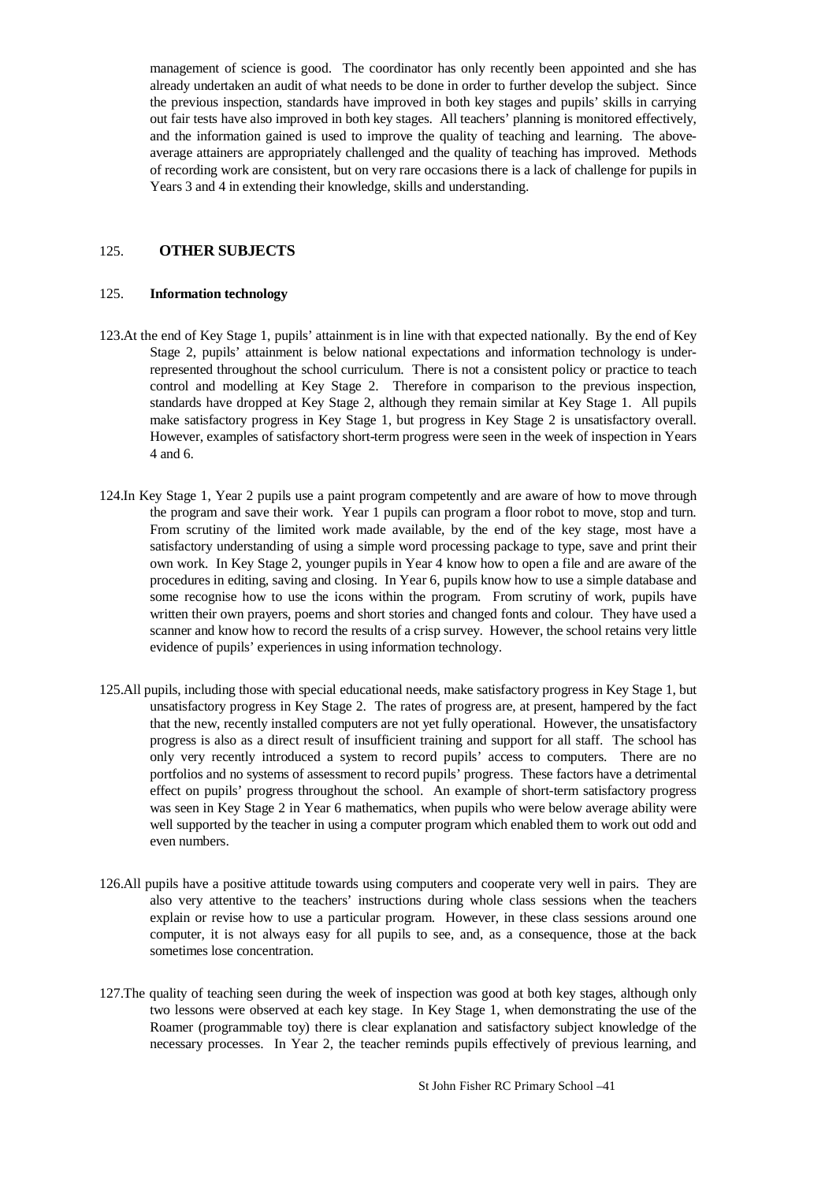management of science is good. The coordinator has only recently been appointed and she has already undertaken an audit of what needs to be done in order to further develop the subject. Since the previous inspection, standards have improved in both key stages and pupils' skills in carrying out fair tests have also improved in both key stages. All teachers' planning is monitored effectively, and the information gained is used to improve the quality of teaching and learning. The above-average attainers are appropriately challenged and the quality of teaching has improved. Methods of recording work are consistent, but on very rare occasions there is a lack of challenge for pupils in Years 3 and 4 in extending their knowledge, skills and understanding.

## 125. OTHER SUBJECTS

### 125. Information technology

123.At the end of Key Stage 1, pupils' attainment is in line with that expected nationally. By the end of Key Stage 2, pupils' attainment is below national expectations and information technology is under-represented throughout the school curriculum. There is not a consistent policy or practice to teach control and modelling at Key Stage 2. Therefore in comparison to the previous inspection, standards have dropped at Key Stage 2, although they remain similar at Key Stage 1. All pupils make satisfactory progress in Key Stage 1, but progress in Key Stage 2 is unsatisfactory overall. However, examples of satisfactory short-term progress were seen in the week of inspection in Years 4 and 6.

124.In Key Stage 1, Year 2 pupils use a paint program competently and are aware of how to move through the program and save their work. Year 1 pupils can program a floor robot to move, stop and turn. From scrutiny of the limited work made available, by the end of the key stage, most have a satisfactory understanding of using a simple word processing package to type, save and print their own work. In Key Stage 2, younger pupils in Year 4 know how to open a file and are aware of the procedures in editing, saving and closing. In Year 6, pupils know how to use a simple database and some recognise how to use the icons within the program. From scrutiny of work, pupils have written their own prayers, poems and short stories and changed fonts and colour. They have used a scanner and know how to record the results of a crisp survey. However, the school retains very little evidence of pupils' experiences in using information technology.

125.All pupils, including those with special educational needs, make satisfactory progress in Key Stage 1, but unsatisfactory progress in Key Stage 2. The rates of progress are, at present, hampered by the fact that the new, recently installed computers are not yet fully operational. However, the unsatisfactory progress is also as a direct result of insufficient training and support for all staff. The school has only very recently introduced a system to record pupils' access to computers. There are no portfolios and no systems of assessment to record pupils' progress. These factors have a detrimental effect on pupils' progress throughout the school. An example of short-term satisfactory progress was seen in Key Stage 2 in Year 6 mathematics, when pupils who were below average ability were well supported by the teacher in using a computer program which enabled them to work out odd and even numbers.

126.All pupils have a positive attitude towards using computers and cooperate very well in pairs. They are also very attentive to the teachers' instructions during whole class sessions when the teachers explain or revise how to use a particular program. However, in these class sessions around one computer, it is not always easy for all pupils to see, and, as a consequence, those at the back sometimes lose concentration.

127.The quality of teaching seen during the week of inspection was good at both key stages, although only two lessons were observed at each key stage. In Key Stage 1, when demonstrating the use of the Roamer (programmable toy) there is clear explanation and satisfactory subject knowledge of the necessary processes. In Year 2, the teacher reminds pupils effectively of previous learning, and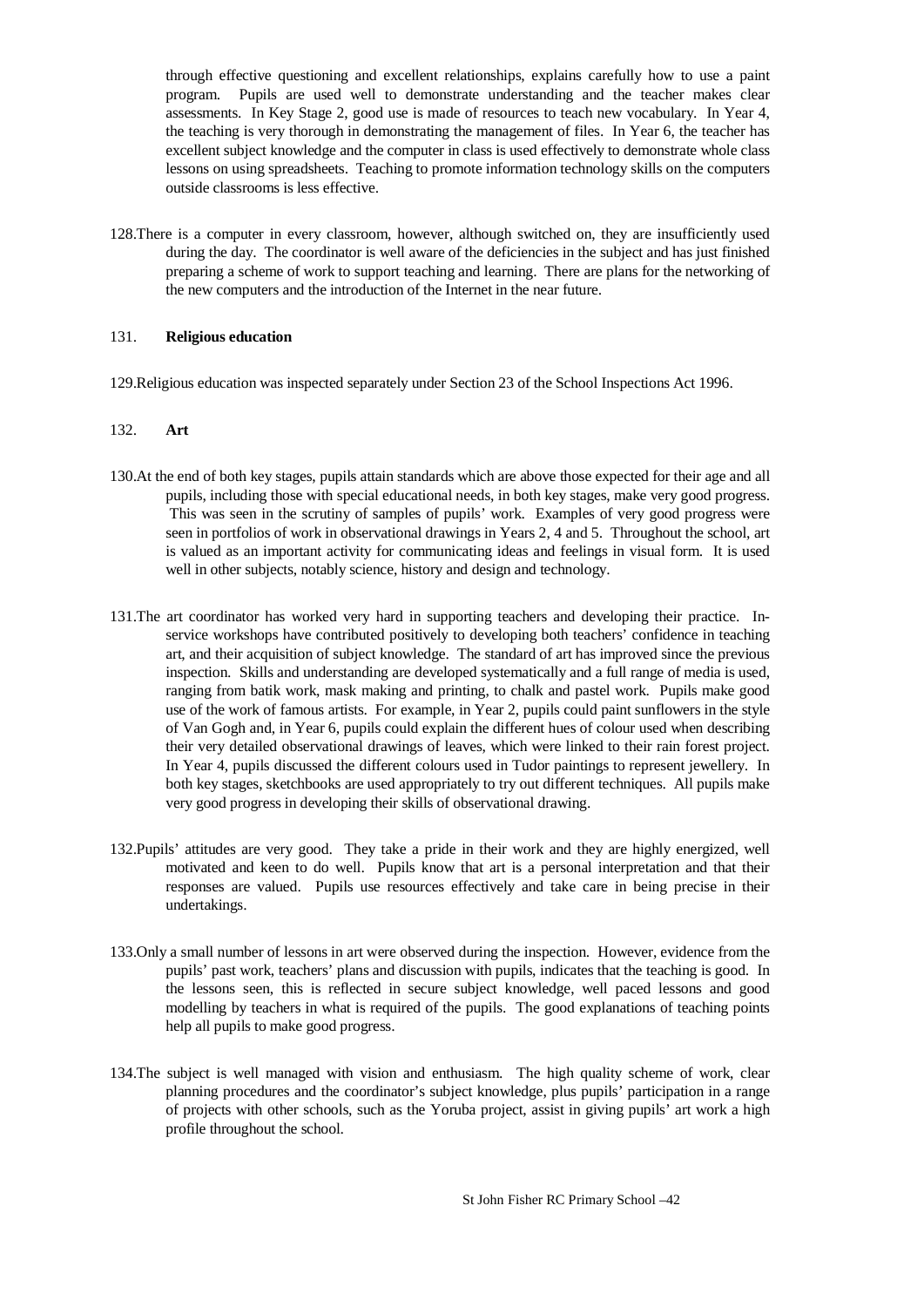through effective questioning and excellent relationships, explains carefully how to use a paint program. Pupils are used well to demonstrate understanding and the teacher makes clear assessments. In Key Stage 2, good use is made of resources to teach new vocabulary. In Year 4, the teaching is very thorough in demonstrating the management of files. In Year 6, the teacher has excellent subject knowledge and the computer in class is used effectively to demonstrate whole class lessons on using spreadsheets. Teaching to promote information technology skills on the computers outside classrooms is less effective.

128.There is a computer in every classroom, however, although switched on, they are insufficiently used during the day. The coordinator is well aware of the deficiencies in the subject and has just finished preparing a scheme of work to support teaching and learning. There are plans for the networking of the new computers and the introduction of the Internet in the near future.

131. **Religious education**

129.Religious education was inspected separately under Section 23 of the School Inspections Act 1996.

132. **Art**

130.At the end of both key stages, pupils attain standards which are above those expected for their age and all pupils, including those with special educational needs, in both key stages, make very good progress. This was seen in the scrutiny of samples of pupils' work. Examples of very good progress were seen in portfolios of work in observational drawings in Years 2, 4 and 5. Throughout the school, art is valued as an important activity for communicating ideas and feelings in visual form. It is used well in other subjects, notably science, history and design and technology.

131.The art coordinator has worked very hard in supporting teachers and developing their practice. In-service workshops have contributed positively to developing both teachers' confidence in teaching art, and their acquisition of subject knowledge. The standard of art has improved since the previous inspection. Skills and understanding are developed systematically and a full range of media is used, ranging from batik work, mask making and printing, to chalk and pastel work. Pupils make good use of the work of famous artists. For example, in Year 2, pupils could paint sunflowers in the style of Van Gogh and, in Year 6, pupils could explain the different hues of colour used when describing their very detailed observational drawings of leaves, which were linked to their rain forest project. In Year 4, pupils discussed the different colours used in Tudor paintings to represent jewellery. In both key stages, sketchbooks are used appropriately to try out different techniques. All pupils make very good progress in developing their skills of observational drawing.

132.Pupils' attitudes are very good. They take a pride in their work and they are highly energized, well motivated and keen to do well. Pupils know that art is a personal interpretation and that their responses are valued. Pupils use resources effectively and take care in being precise in their undertakings.

133.Only a small number of lessons in art were observed during the inspection. However, evidence from the pupils' past work, teachers' plans and discussion with pupils, indicates that the teaching is good. In the lessons seen, this is reflected in secure subject knowledge, well paced lessons and good modelling by teachers in what is required of the pupils. The good explanations of teaching points help all pupils to make good progress.

134.The subject is well managed with vision and enthusiasm. The high quality scheme of work, clear planning procedures and the coordinator's subject knowledge, plus pupils' participation in a range of projects with other schools, such as the Yoruba project, assist in giving pupils' art work a high profile throughout the school.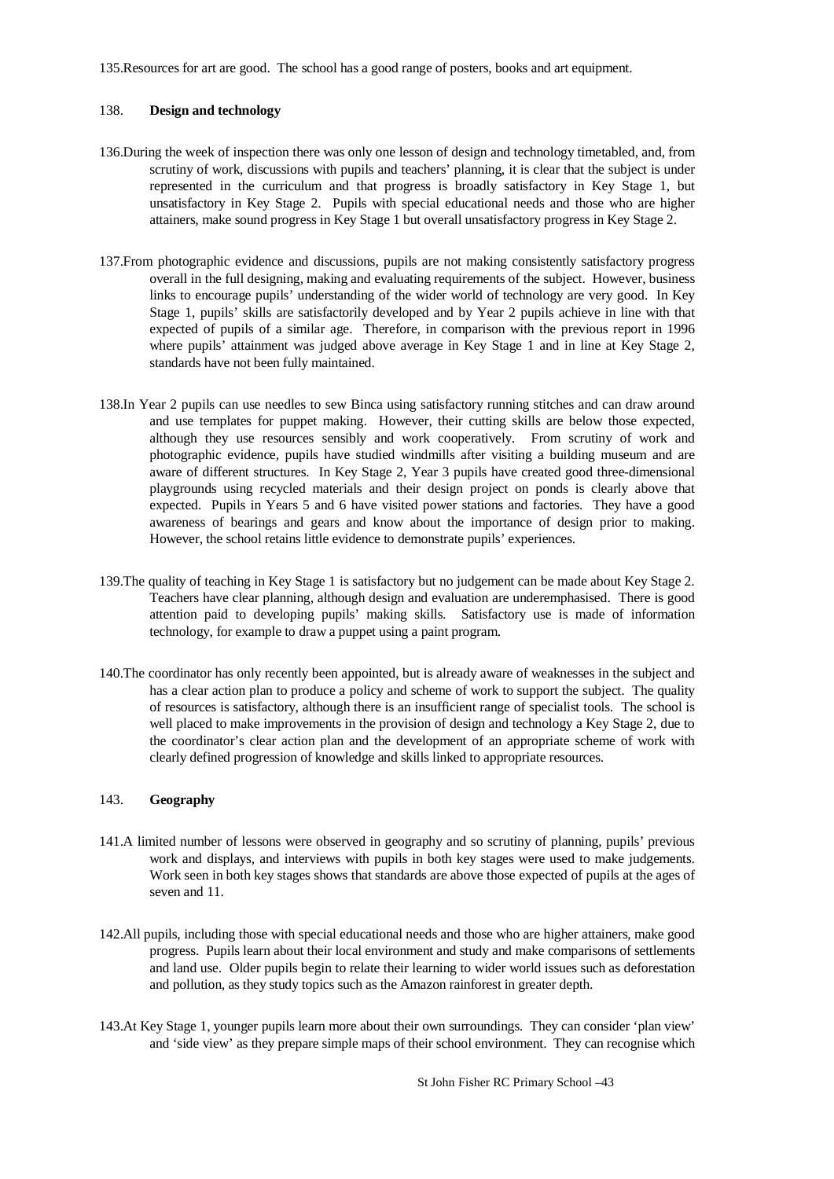135.Resources for art are good. The school has a good range of posters, books and art equipment.

138. **Design and technology**

136.During the week of inspection there was only one lesson of design and technology timetabled, and, from scrutiny of work, discussions with pupils and teachers' planning, it is clear that the subject is under represented in the curriculum and that progress is broadly satisfactory in Key Stage 1, but unsatisfactory in Key Stage 2. Pupils with special educational needs and those who are higher attainers, make sound progress in Key Stage 1 but overall unsatisfactory progress in Key Stage 2.

137.From photographic evidence and discussions, pupils are not making consistently satisfactory progress overall in the full designing, making and evaluating requirements of the subject. However, business links to encourage pupils' understanding of the wider world of technology are very good. In Key Stage 1, pupils' skills are satisfactorily developed and by Year 2 pupils achieve in line with that expected of pupils of a similar age. Therefore, in comparison with the previous report in 1996 where pupils' attainment was judged above average in Key Stage 1 and in line at Key Stage 2, standards have not been fully maintained.

138.In Year 2 pupils can use needles to sew Binca using satisfactory running stitches and can draw around and use templates for puppet making. However, their cutting skills are below those expected, although they use resources sensibly and work cooperatively. From scrutiny of work and photographic evidence, pupils have studied windmills after visiting a building museum and are aware of different structures. In Key Stage 2, Year 3 pupils have created good three-dimensional playgrounds using recycled materials and their design project on ponds is clearly above that expected. Pupils in Years 5 and 6 have visited power stations and factories. They have a good awareness of bearings and gears and know about the importance of design prior to making. However, the school retains little evidence to demonstrate pupils' experiences.

139.The quality of teaching in Key Stage 1 is satisfactory but no judgement can be made about Key Stage 2. Teachers have clear planning, although design and evaluation are underemphasised. There is good attention paid to developing pupils' making skills. Satisfactory use is made of information technology, for example to draw a puppet using a paint program.

140.The coordinator has only recently been appointed, but is already aware of weaknesses in the subject and has a clear action plan to produce a policy and scheme of work to support the subject. The quality of resources is satisfactory, although there is an insufficient range of specialist tools. The school is well placed to make improvements in the provision of design and technology a Key Stage 2, due to the coordinator's clear action plan and the development of an appropriate scheme of work with clearly defined progression of knowledge and skills linked to appropriate resources.

143. **Geography**

141.A limited number of lessons were observed in geography and so scrutiny of planning, pupils' previous work and displays, and interviews with pupils in both key stages were used to make judgements. Work seen in both key stages shows that standards are above those expected of pupils at the ages of seven and 11.

142.All pupils, including those with special educational needs and those who are higher attainers, make good progress. Pupils learn about their local environment and study and make comparisons of settlements and land use. Older pupils begin to relate their learning to wider world issues such as deforestation and pollution, as they study topics such as the Amazon rainforest in greater depth.

143.At Key Stage 1, younger pupils learn more about their own surroundings. They can consider 'plan view' and 'side view' as they prepare simple maps of their school environment. They can recognise which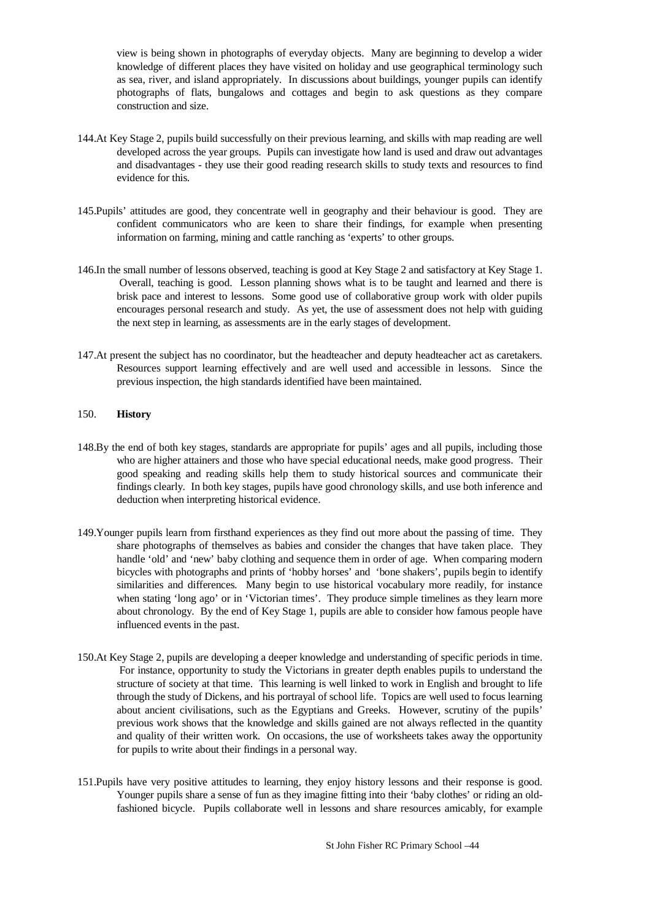view is being shown in photographs of everyday objects. Many are beginning to develop a wider knowledge of different places they have visited on holiday and use geographical terminology such as sea, river, and island appropriately. In discussions about buildings, younger pupils can identify photographs of flats, bungalows and cottages and begin to ask questions as they compare construction and size.

144. At Key Stage 2, pupils build successfully on their previous learning, and skills with map reading are well developed across the year groups. Pupils can investigate how land is used and draw out advantages and disadvantages - they use their good reading research skills to study texts and resources to find evidence for this.

145. Pupils' attitudes are good, they concentrate well in geography and their behaviour is good. They are confident communicators who are keen to share their findings, for example when presenting information on farming, mining and cattle ranching as 'experts' to other groups.

146. In the small number of lessons observed, teaching is good at Key Stage 2 and satisfactory at Key Stage 1. Overall, teaching is good. Lesson planning shows what is to be taught and learned and there is brisk pace and interest to lessons. Some good use of collaborative group work with older pupils encourages personal research and study. As yet, the use of assessment does not help with guiding the next step in learning, as assessments are in the early stages of development.

147. At present the subject has no coordinator, but the headteacher and deputy headteacher act as caretakers. Resources support learning effectively and are well used and accessible in lessons. Since the previous inspection, the high standards identified have been maintained.

150. **History**

148. By the end of both key stages, standards are appropriate for pupils' ages and all pupils, including those who are higher attainers and those who have special educational needs, make good progress. Their good speaking and reading skills help them to study historical sources and communicate their findings clearly. In both key stages, pupils have good chronology skills, and use both inference and deduction when interpreting historical evidence.

149. Younger pupils learn from firsthand experiences as they find out more about the passing of time. They share photographs of themselves as babies and consider the changes that have taken place. They handle 'old' and 'new' baby clothing and sequence them in order of age. When comparing modern bicycles with photographs and prints of 'hobby horses' and 'bone shakers', pupils begin to identify similarities and differences. Many begin to use historical vocabulary more readily, for instance when stating 'long ago' or in 'Victorian times'. They produce simple timelines as they learn more about chronology. By the end of Key Stage 1, pupils are able to consider how famous people have influenced events in the past.

150. At Key Stage 2, pupils are developing a deeper knowledge and understanding of specific periods in time. For instance, opportunity to study the Victorians in greater depth enables pupils to understand the structure of society at that time. This learning is well linked to work in English and brought to life through the study of Dickens, and his portrayal of school life. Topics are well used to focus learning about ancient civilisations, such as the Egyptians and Greeks. However, scrutiny of the pupils' previous work shows that the knowledge and skills gained are not always reflected in the quantity and quality of their written work. On occasions, the use of worksheets takes away the opportunity for pupils to write about their findings in a personal way.

151. Pupils have very positive attitudes to learning, they enjoy history lessons and their response is good. Younger pupils share a sense of fun as they imagine fitting into their 'baby clothes' or riding an old-fashioned bicycle. Pupils collaborate well in lessons and share resources amicably, for example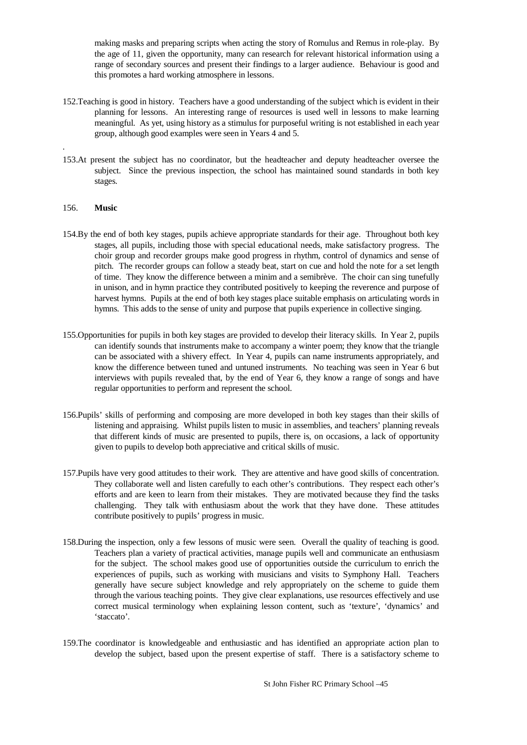making masks and preparing scripts when acting the story of Romulus and Remus in role-play. By the age of 11, given the opportunity, many can research for relevant historical information using a range of secondary sources and present their findings to a larger audience. Behaviour is good and this promotes a hard working atmosphere in lessons.

152.Teaching is good in history. Teachers have a good understanding of the subject which is evident in their planning for lessons. An interesting range of resources is used well in lessons to make learning meaningful. As yet, using history as a stimulus for purposeful writing is not established in each year group, although good examples were seen in Years 4 and 5.

153.At present the subject has no coordinator, but the headteacher and deputy headteacher oversee the subject. Since the previous inspection, the school has maintained sound standards in both key stages.

156. **Music**

154.By the end of both key stages, pupils achieve appropriate standards for their age. Throughout both key stages, all pupils, including those with special educational needs, make satisfactory progress. The choir group and recorder groups make good progress in rhythm, control of dynamics and sense of pitch. The recorder groups can follow a steady beat, start on cue and hold the note for a set length of time. They know the difference between a minim and a semibrève. The choir can sing tunefully in unison, and in hymn practice they contributed positively to keeping the reverence and purpose of harvest hymns. Pupils at the end of both key stages place suitable emphasis on articulating words in hymns. This adds to the sense of unity and purpose that pupils experience in collective singing.

155.Opportunities for pupils in both key stages are provided to develop their literacy skills. In Year 2, pupils can identify sounds that instruments make to accompany a winter poem; they know that the triangle can be associated with a shivery effect. In Year 4, pupils can name instruments appropriately, and know the difference between tuned and untuned instruments. No teaching was seen in Year 6 but interviews with pupils revealed that, by the end of Year 6, they know a range of songs and have regular opportunities to perform and represent the school.

156.Pupils' skills of performing and composing are more developed in both key stages than their skills of listening and appraising. Whilst pupils listen to music in assemblies, and teachers' planning reveals that different kinds of music are presented to pupils, there is, on occasions, a lack of opportunity given to pupils to develop both appreciative and critical skills of music.

157.Pupils have very good attitudes to their work. They are attentive and have good skills of concentration. They collaborate well and listen carefully to each other's contributions. They respect each other's efforts and are keen to learn from their mistakes. They are motivated because they find the tasks challenging. They talk with enthusiasm about the work that they have done. These attitudes contribute positively to pupils' progress in music.

158.During the inspection, only a few lessons of music were seen. Overall the quality of teaching is good. Teachers plan a variety of practical activities, manage pupils well and communicate an enthusiasm for the subject. The school makes good use of opportunities outside the curriculum to enrich the experiences of pupils, such as working with musicians and visits to Symphony Hall. Teachers generally have secure subject knowledge and rely appropriately on the scheme to guide them through the various teaching points. They give clear explanations, use resources effectively and use correct musical terminology when explaining lesson content, such as 'texture', 'dynamics' and 'staccato'.

159.The coordinator is knowledgeable and enthusiastic and has identified an appropriate action plan to develop the subject, based upon the present expertise of staff. There is a satisfactory scheme to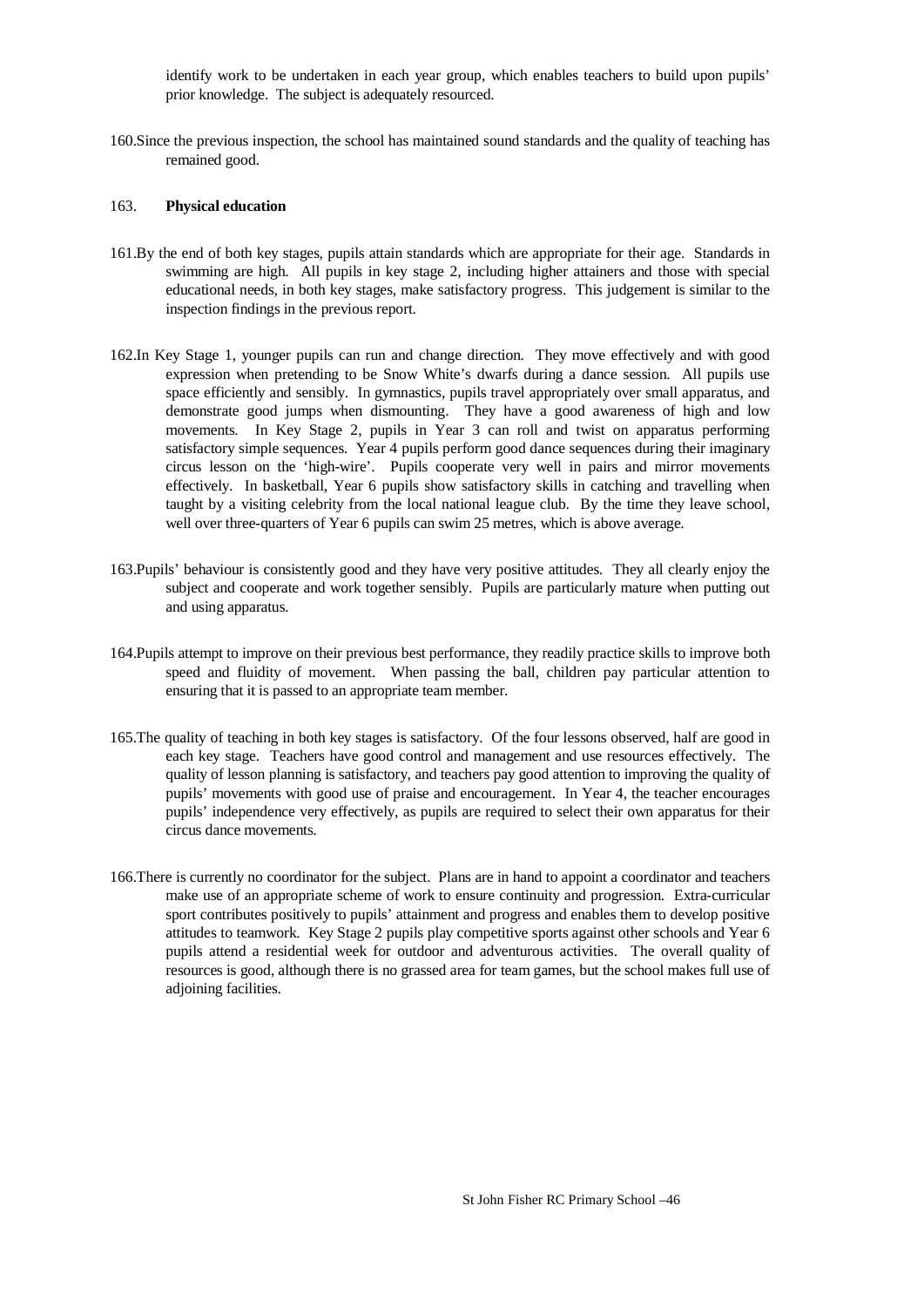identify work to be undertaken in each year group, which enables teachers to build upon pupils' prior knowledge. The subject is adequately resourced.

160.Since the previous inspection, the school has maintained sound standards and the quality of teaching has remained good.

163. **Physical education**

161.By the end of both key stages, pupils attain standards which are appropriate for their age. Standards in swimming are high. All pupils in key stage 2, including higher attainers and those with special educational needs, in both key stages, make satisfactory progress. This judgement is similar to the inspection findings in the previous report.

162.In Key Stage 1, younger pupils can run and change direction. They move effectively and with good expression when pretending to be Snow White's dwarfs during a dance session. All pupils use space efficiently and sensibly. In gymnastics, pupils travel appropriately over small apparatus, and demonstrate good jumps when dismounting. They have a good awareness of high and low movements. In Key Stage 2, pupils in Year 3 can roll and twist on apparatus performing satisfactory simple sequences. Year 4 pupils perform good dance sequences during their imaginary circus lesson on the 'high-wire'. Pupils cooperate very well in pairs and mirror movements effectively. In basketball, Year 6 pupils show satisfactory skills in catching and travelling when taught by a visiting celebrity from the local national league club. By the time they leave school, well over three-quarters of Year 6 pupils can swim 25 metres, which is above average.

163.Pupils' behaviour is consistently good and they have very positive attitudes. They all clearly enjoy the subject and cooperate and work together sensibly. Pupils are particularly mature when putting out and using apparatus.

164.Pupils attempt to improve on their previous best performance, they readily practice skills to improve both speed and fluidity of movement. When passing the ball, children pay particular attention to ensuring that it is passed to an appropriate team member.

165.The quality of teaching in both key stages is satisfactory. Of the four lessons observed, half are good in each key stage. Teachers have good control and management and use resources effectively. The quality of lesson planning is satisfactory, and teachers pay good attention to improving the quality of pupils' movements with good use of praise and encouragement. In Year 4, the teacher encourages pupils' independence very effectively, as pupils are required to select their own apparatus for their circus dance movements.

166.There is currently no coordinator for the subject. Plans are in hand to appoint a coordinator and teachers make use of an appropriate scheme of work to ensure continuity and progression. Extra-curricular sport contributes positively to pupils' attainment and progress and enables them to develop positive attitudes to teamwork. Key Stage 2 pupils play competitive sports against other schools and Year 6 pupils attend a residential week for outdoor and adventurous activities. The overall quality of resources is good, although there is no grassed area for team games, but the school makes full use of adjoining facilities.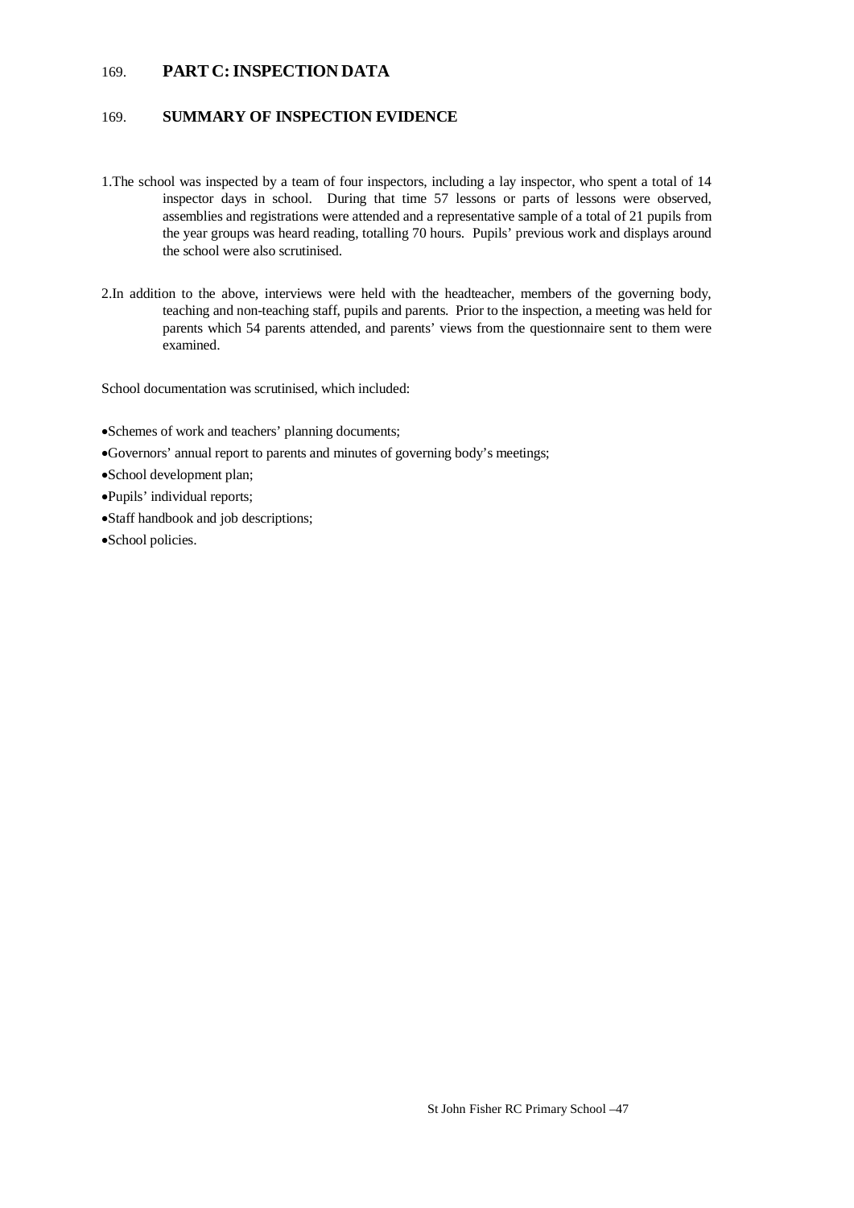169. **PART C: INSPECTION DATA**

169. **SUMMARY OF INSPECTION EVIDENCE**

1. The school was inspected by a team of four inspectors, including a lay inspector, who spent a total of 14 inspector days in school. During that time 57 lessons or parts of lessons were observed, assemblies and registrations were attended and a representative sample of a total of 21 pupils from the year groups was heard reading, totalling 70 hours. Pupils' previous work and displays around the school were also scrutinised.

2. In addition to the above, interviews were held with the headteacher, members of the governing body, teaching and non-teaching staff, pupils and parents. Prior to the inspection, a meeting was held for parents which 54 parents attended, and parents' views from the questionnaire sent to them were examined.

School documentation was scrutinised, which included:

- Schemes of work and teachers' planning documents;
- Governors' annual report to parents and minutes of governing body's meetings;
- School development plan;
- Pupils' individual reports;
- Staff handbook and job descriptions;
- School policies.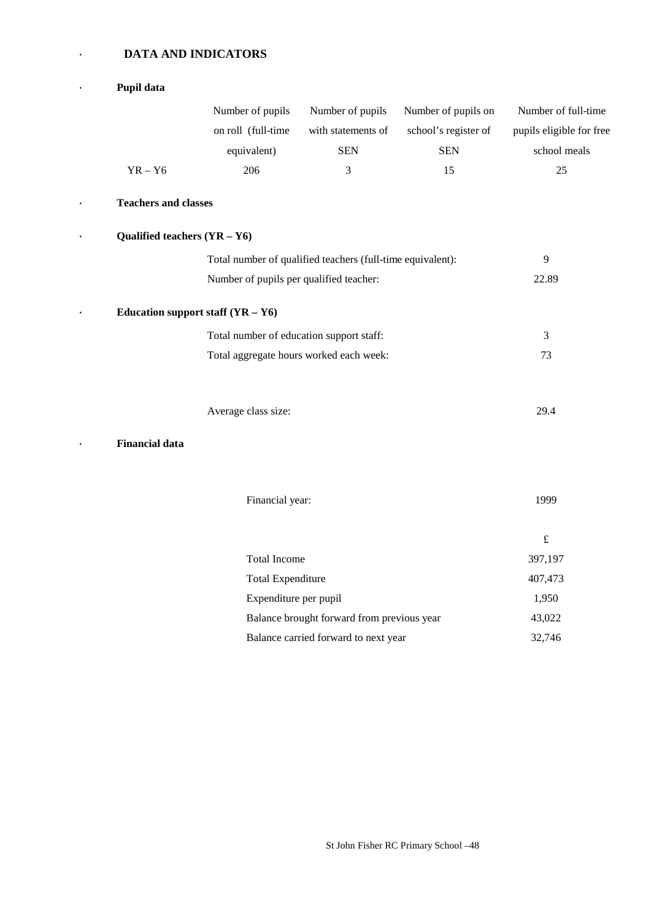## DATA AND INDICATORS

### Pupil data

| | Number of pupils on roll (full-time equivalent) | Number of pupils with statements of SEN | Number of pupils on school's register of SEN | Number of full-time pupils eligible for free school meals |
|---|---|---|---|---|
| YR – Y6 | 206 | 3 | 15 | 25 |

### Teachers and classes

### Qualified teachers (YR – Y6)

| | |
|---|---|
| Total number of qualified teachers (full-time equivalent): | 9 |
| Number of pupils per qualified teacher: | 22.89 |

### Education support staff (YR – Y6)

| | |
|---|---|
| Total number of education support staff: | 3 |
| Total aggregate hours worked each week: | 73 |

| | |
|---|---|
| Average class size: | 29.4 |

### Financial data

| | |
|---|---|
| Financial year: | 1999 |
| | £ |
| Total Income | 397,197 |
| Total Expenditure | 407,473 |
| Expenditure per pupil | 1,950 |
| Balance brought forward from previous year | 43,022 |
| Balance carried forward to next year | 32,746 |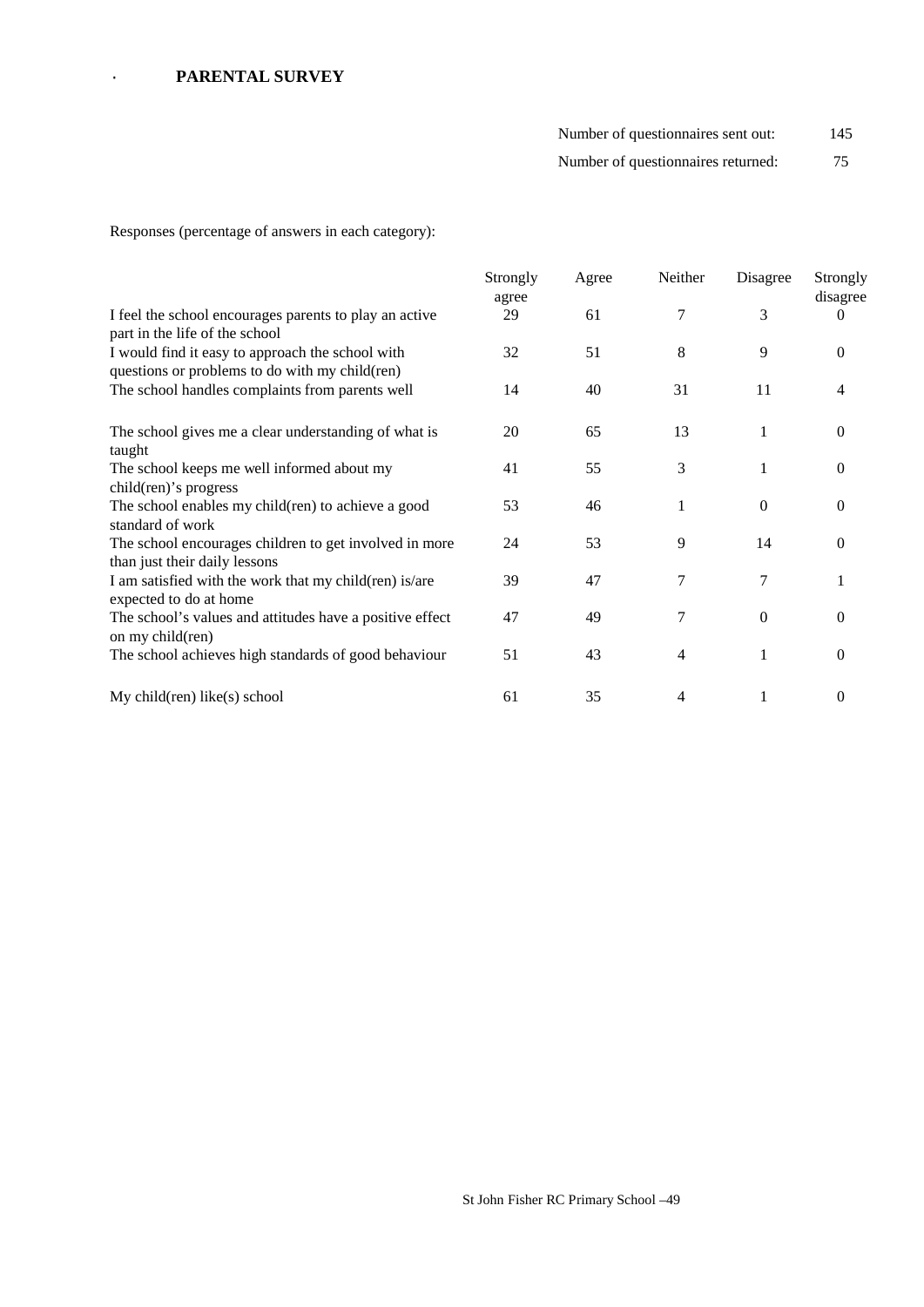## PARENTAL SURVEY

Number of questionnaires sent out: 145

Number of questionnaires returned: 75

Responses (percentage of answers in each category):

| | Strongly agree | Agree | Neither | Disagree | Strongly disagree |
|---|---|---|---|---|---|
| I feel the school encourages parents to play an active part in the life of the school | 29 | 61 | 7 | 3 | 0 |
| I would find it easy to approach the school with questions or problems to do with my child(ren) | 32 | 51 | 8 | 9 | 0 |
| The school handles complaints from parents well | 14 | 40 | 31 | 11 | 4 |
| The school gives me a clear understanding of what is taught | 20 | 65 | 13 | 1 | 0 |
| The school keeps me well informed about my child(ren)'s progress | 41 | 55 | 3 | 1 | 0 |
| The school enables my child(ren) to achieve a good standard of work | 53 | 46 | 1 | 0 | 0 |
| The school encourages children to get involved in more than just their daily lessons | 24 | 53 | 9 | 14 | 0 |
| I am satisfied with the work that my child(ren) is/are expected to do at home | 39 | 47 | 7 | 7 | 1 |
| The school's values and attitudes have a positive effect on my child(ren) | 47 | 49 | 7 | 0 | 0 |
| The school achieves high standards of good behaviour | 51 | 43 | 4 | 1 | 0 |
| My child(ren) like(s) school | 61 | 35 | 4 | 1 | 0 |